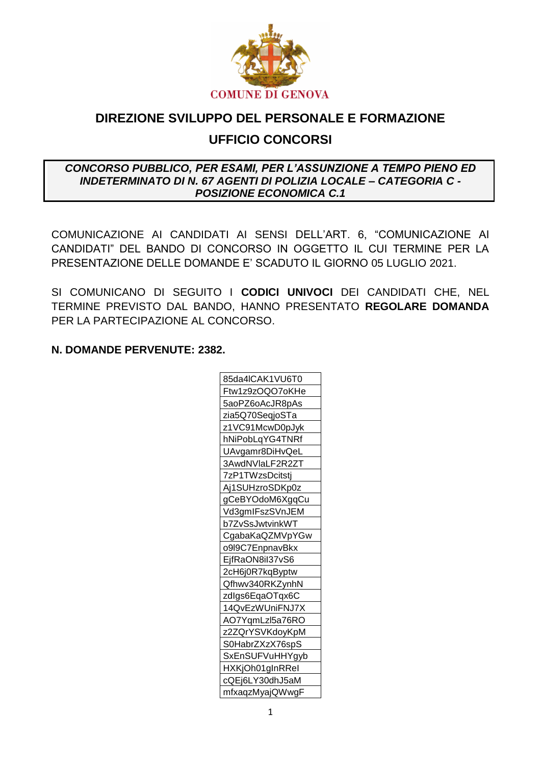COMUNE DI GENOVA

# DIREZIONE SVILUPPO DEL PERSONALE E FORMAZIONE

## UFFICIO CONCORSI

***CONCORSO PUBBLICO, PER ESAMI, PER L'ASSUNZIONE A TEMPO PIENO ED INDETERMINATO DI N. 67 AGENTI DI POLIZIA LOCALE – CATEGORIA C - POSIZIONE ECONOMICA C.1***

COMUNICAZIONE AI CANDIDATI AI SENSI DELL'ART. 6, "COMUNICAZIONE AI CANDIDATI" DEL BANDO DI CONCORSO IN OGGETTO IL CUI TERMINE PER LA PRESENTAZIONE DELLE DOMANDE E' SCADUTO IL GIORNO 05 LUGLIO 2021.

SI COMUNICANO DI SEGUITO I **CODICI UNIVOCI** DEI CANDIDATI CHE, NEL TERMINE PREVISTO DAL BANDO, HANNO PRESENTATO **REGOLARE DOMANDA** PER LA PARTECIPAZIONE AL CONCORSO.

**N. DOMANDE PERVENUTE: 2382.**

| 85da4lCAK1VU6T0 |
|---|
| Ftw1z9zOQO7oKHe |
| 5aoPZ6oAcJR8pAs |
| zia5Q70SeqjoSTa |
| z1VC91McwD0pJyk |
| hNiPobLqYG4TNRf |
| UAvgamr8DiHvQeL |
| 3AwdNVlaLF2R2ZT |
| 7zP1TWzsDcitstj |
| Aj1SUHzroSDKp0z |
| gCeBYOdoM6XgqCu |
| Vd3gmIFszSVnJEM |
| b7ZvSsJwtvinkWT |
| CgabaKaQZMVpYGw |
| o9l9C7EnpnavBkx |
| EjfRaON8iI37vS6 |
| 2cH6j0R7kqByptw |
| Qfhwv340RKZynhN |
| zdIgs6EqaOTqx6C |
| 14QvEzWUniFNJ7X |
| AO7YqmLzl5a76RO |
| z2ZQrYSVKdoyKpM |
| S0HabrZXzX76spS |
| SxEnSUFVuHHYgyb |
| HXKjOh01gInRReI |
| cQEj6LY30dhJ5aM |
| mfxaqzMyajQWwgF |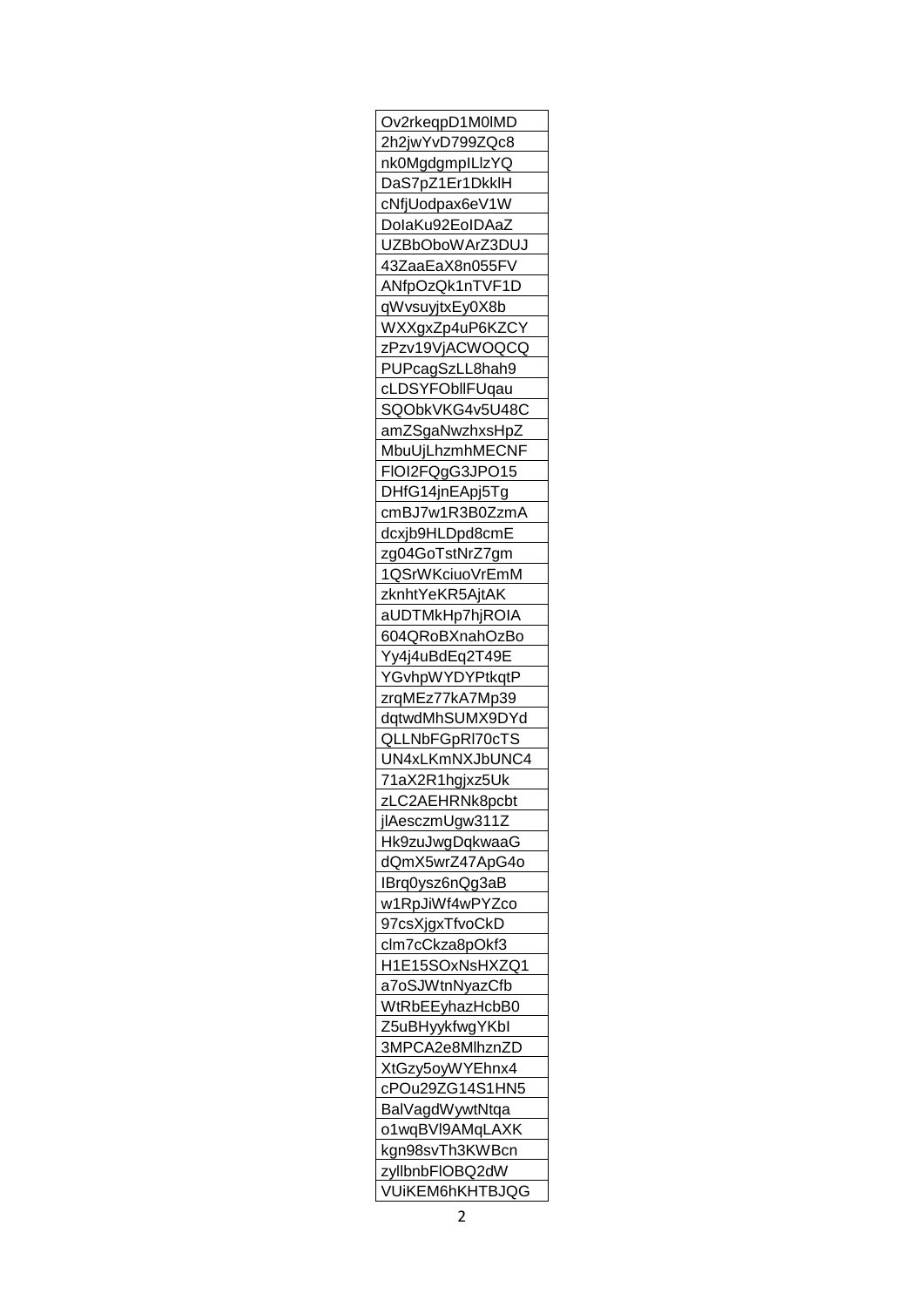| Ov2rkeqpD1M0lMD |
|---|
| 2h2jwYvD799ZQc8 |
| nk0MgdgmpILlzYQ |
| DaS7pZ1Er1DkklH |
| cNfjUodpax6eV1W |
| DoIaKu92EoIDAaZ |
| UZBbOboWArZ3DUJ |
| 43ZaaEaX8n055FV |
| ANfpOzQk1nTVF1D |
| qWvsuyjtxEy0X8b |
| WXXgxZp4uP6KZCY |
| zPzv19VjACWOQCQ |
| PUPcagSzLL8hah9 |
| cLDSYFObllFUqau |
| SQObkVKG4v5U48C |
| amZSgaNwzhxsHpZ |
| MbuUjLhzmhMECNF |
| FlOI2FQgG3JPO15 |
| DHfG14jnEApj5Tg |
| cmBJ7w1R3B0ZzmA |
| dcxjb9HLDpd8cmE |
| zg04GoTstNrZ7gm |
| 1QSrWKciuoVrEmM |
| zknhtYeKR5AjtAK |
| aUDTMkHp7hjROIA |
| 604QRoBXnahOzBo |
| Yy4j4uBdEq2T49E |
| YGvhpWYDYPtkqtP |
| zrqMEz77kA7Mp39 |
| dqtwdMhSUMX9DYd |
| QLLNbFGpRl70cTS |
| UN4xLKmNXJbUNC4 |
| 71aX2R1hgjxz5Uk |
| zLC2AEHRNk8pcbt |
| jlAesczmUgw311Z |
| Hk9zuJwgDqkwaaG |
| dQmX5wrZ47ApG4o |
| IBrq0ysz6nQg3aB |
| w1RpJiWf4wPYZco |
| 97csXjgxTfvoCkD |
| clm7cCkza8pOkf3 |
| H1E15SOxNsHXZQ1 |
| a7oSJWtnNyazCfb |
| WtRbEEyhazHcbB0 |
| Z5uBHyykfwgYKbl |
| 3MPCA2e8MlhznZD |
| XtGzy5oyWYEhnx4 |
| cPOu29ZG14S1HN5 |
| BalVagdWywtNtqa |
| o1wqBVl9AMqLAXK |
| kgn98svTh3KWBcn |
| zyllbnbFlOBQ2dW |
| VUiKEM6hKHTBJQG |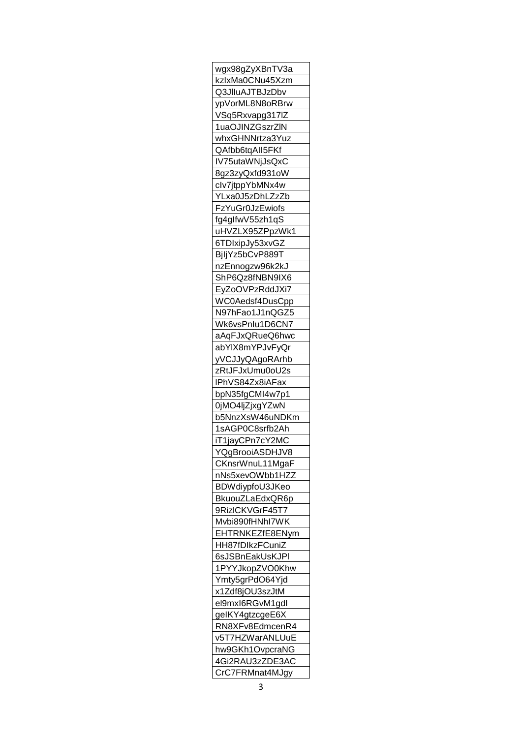| wgx98gZyXBnTV3a |
|---|
| kzIxMa0CNu45Xzm |
| Q3JlIuAJTBJzDbv |
| ypVorML8N8oRBrw |
| VSq5Rxvapg317lZ |
| 1uaOJINZGszrZlN |
| whxGHNNrtza3Yuz |
| QAfbb6tqAII5FKf |
| IV75utaWNjJsQxC |
| 8gz3zyQxfd931oW |
| cIv7jtppYbMNx4w |
| YLxa0J5zDhLZzZb |
| FzYuGr0JzEwiofs |
| fg4gIfwV55zh1qS |
| uHVZLX95ZPpzWk1 |
| 6TDIxipJy53xvGZ |
| BjIjYz5bCvP889T |
| nzEnnogzw96k2kJ |
| ShP6Qz8fNBN9IX6 |
| EyZoOVPzRddJXi7 |
| WC0Aedsf4DusCpp |
| N97hFao1J1nQGZ5 |
| Wk6vsPnIu1D6CN7 |
| aAqFJxQRueQ6hwc |
| abYlX8mYPJvFyQr |
| yVCJJyQAgoRArhb |
| zRtJFJxUmu0oU2s |
| lPhVS84Zx8iAFax |
| bpN35fgCMI4w7p1 |
| 0jMO4ljZjxgYZwN |
| b5NnzXsW46uNDKm |
| 1sAGP0C8srfb2Ah |
| iT1jayCPn7cY2MC |
| YQgBrooiASDHJV8 |
| CKnsrWnuL11MgaF |
| nNs5xevOWbb1HZZ |
| BDWdiypfoU3JKeo |
| BkuouZLaEdxQR6p |
| 9RizlCKVGrF45T7 |
| Mvbi890fHNhI7WK |
| EHTRNKEZfE8ENym |
| HH87fDIkzFCuniZ |
| 6sJSBnEakUsKJPl |
| 1PYYJkopZVO0Khw |
| Ymty5grPdO64Yjd |
| x1Zdf8jOU3szJtM |
| el9mxI6RGvM1gdI |
| geIKY4gtzcgeE6X |
| RN8XFv8EdmcenR4 |
| v5T7HZWarANLUuE |
| hw9GKh1OvpcraNG |
| 4Gi2RAU3zZDE3AC |
| CrC7FRMnat4MJgy |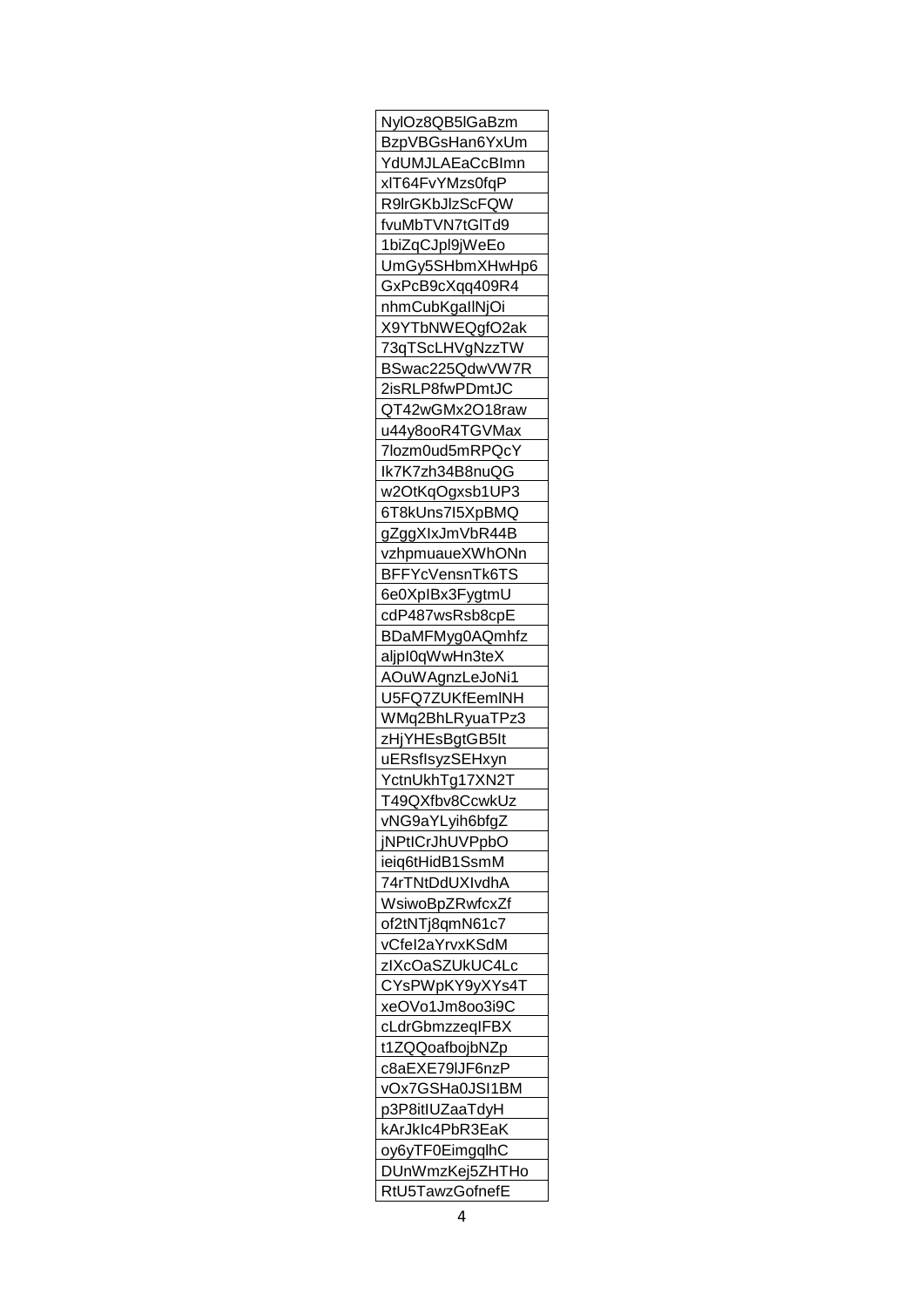| NylOz8QB5lGaBzm |
|---|
| BzpVBGsHan6YxUm |
| YdUMJLAEaCcBImn |
| xlT64FvYMzs0fqP |
| R9lrGKbJlzScFQW |
| fvuMbTVN7tGlTd9 |
| 1biZqCJpl9jWeEo |
| UmGy5SHbmXHwHp6 |
| GxPcB9cXqq409R4 |
| nhmCubKgalINjOi |
| X9YTbNWEQgfO2ak |
| 73qTScLHVgNzzTW |
| BSwac225QdwVW7R |
| 2isRLP8fwPDmtJC |
| QT42wGMx2O18raw |
| u44y8ooR4TGVMax |
| 7lozm0ud5mRPQcY |
| Ik7K7zh34B8nuQG |
| w2OtKqOgxsb1UP3 |
| 6T8kUns7I5XpBMQ |
| gZggXIxJmVbR44B |
| vzhpmuaueXWhONn |
| BFFYcVensnTk6TS |
| 6e0XpIBx3FygtmU |
| cdP487wsRsb8cpE |
| BDaMFMyg0AQmhfz |
| aljpI0qWwHn3teX |
| AOuWAgnzLeJoNi1 |
| U5FQ7ZUKfEemlNH |
| WMq2BhLRyuaTPz3 |
| zHjYHEsBgtGB5It |
| uERsflsyzSEHxyn |
| YctnUkhTg17XN2T |
| T49QXfbv8CcwkUz |
| vNG9aYLyih6bfgZ |
| jNPtICrJhUVPpbO |
| ieiq6tHidB1SsmM |
| 74rTNtDdUXIvdhA |
| WsiwoBpZRwfcxZf |
| of2tNTj8qmN61c7 |
| vCfeI2aYrvxKSdM |
| zIXcOaSZUkUC4Lc |
| CYsPWpKY9yXYs4T |
| xeOVo1Jm8oo3i9C |
| cLdrGbmzzeqIFBX |
| t1ZQQoafbojbNZp |
| c8aEXE79lJF6nzP |
| vOx7GSHa0JSI1BM |
| p3P8itIUZaaTdyH |
| kArJkIc4PbR3EaK |
| oy6yTF0EimgqlhC |
| DUnWmzKej5ZHTHo |
| RtU5TawzGofnefE |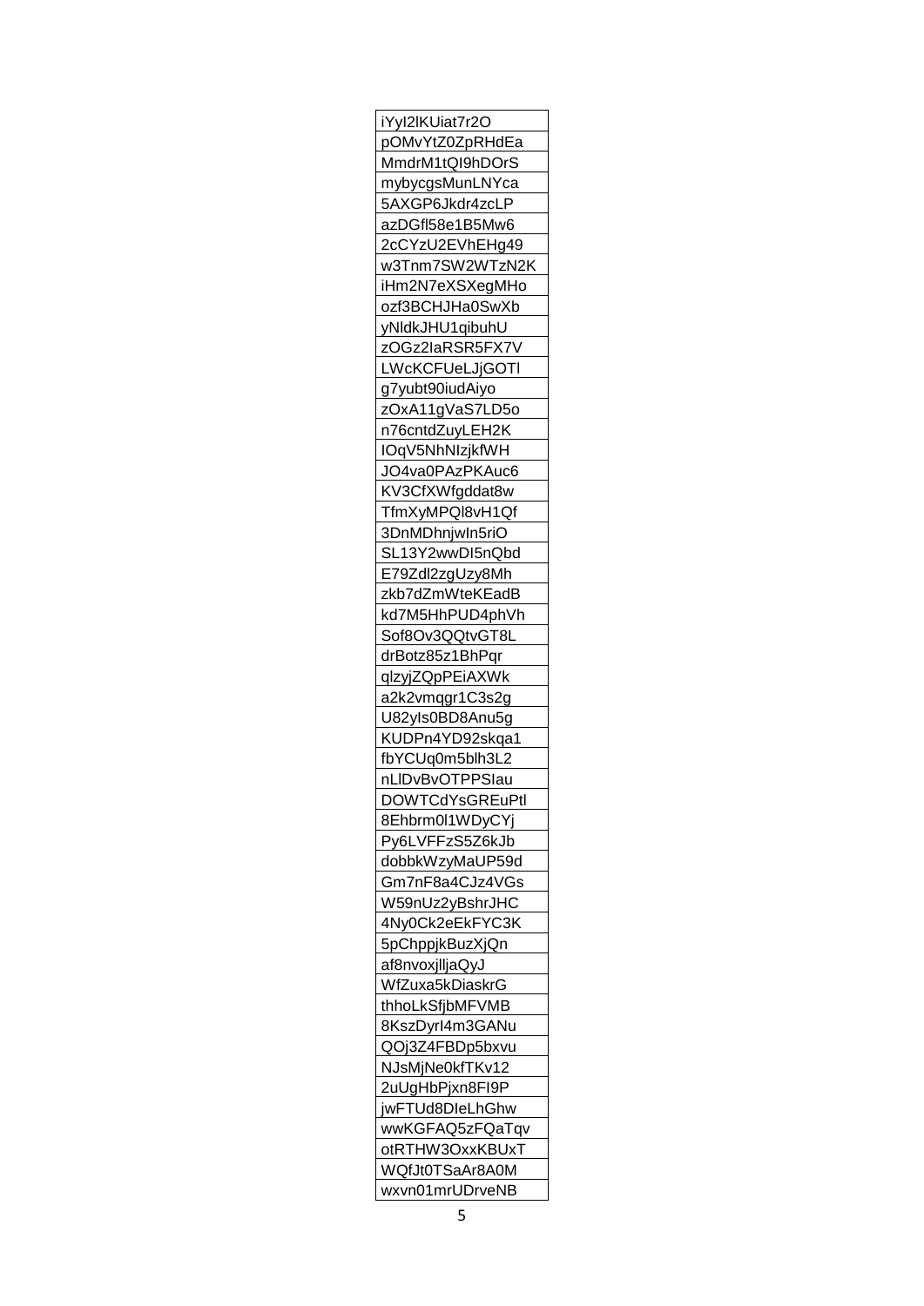| |
|---|
| iYyI2lKUiat7r2O |
| pOMvYtZ0ZpRHdEa |
| MmdrM1tQI9hDOrS |
| mybycgsMunLNYca |
| 5AXGP6Jkdr4zcLP |
| azDGfl58e1B5Mw6 |
| 2cCYzU2EVhEHg49 |
| w3Tnm7SW2WTzN2K |
| iHm2N7eXSXegMHo |
| ozf3BCHJHa0SwXb |
| yNldkJHU1qibuhU |
| zOGz2IaRSR5FX7V |
| LWcKCFUeLJjGOTl |
| g7yubt90iudAiyo |
| zOxA11gVaS7LD5o |
| n76cntdZuyLEH2K |
| IOqV5NhNIzjkfWH |
| JO4va0PAzPKAuc6 |
| KV3CfXWfgddat8w |
| TfmXyMPQl8vH1Qf |
| 3DnMDhnjwIn5riO |
| SL13Y2wwDI5nQbd |
| E79Zdl2zgUzy8Mh |
| zkb7dZmWteKEadB |
| kd7M5HhPUD4phVh |
| Sof8Ov3QQtvGT8L |
| drBotz85z1BhPqr |
| qlzyjZQpPEiAXWk |
| a2k2vmqgr1C3s2g |
| U82yIs0BD8Anu5g |
| KUDPn4YD92skqa1 |
| fbYCUq0m5blh3L2 |
| nLlDvBvOTPPSIau |
| DOWTCdYsGREuPtl |
| 8Ehbrm0l1WDyCYj |
| Py6LVFFzS5Z6kJb |
| dobbkWzyMaUP59d |
| Gm7nF8a4CJz4VGs |
| W59nUz2yBshrJHC |
| 4Ny0Ck2eEkFYC3K |
| 5pChppjkBuzXjQn |
| af8nvoxjlljaQyJ |
| WfZuxa5kDiaskrG |
| thhoLkSfjbMFVMB |
| 8KszDyrI4m3GANu |
| QOj3Z4FBDp5bxvu |
| NJsMjNe0kfTKv12 |
| 2uUgHbPjxn8FI9P |
| jwFTUd8DIeLhGhw |
| wwKGFAQ5zFQaTqv |
| otRTHW3OxxKBUxT |
| WQfJt0TSaAr8A0M |
| wxvn01mrUDrveNB |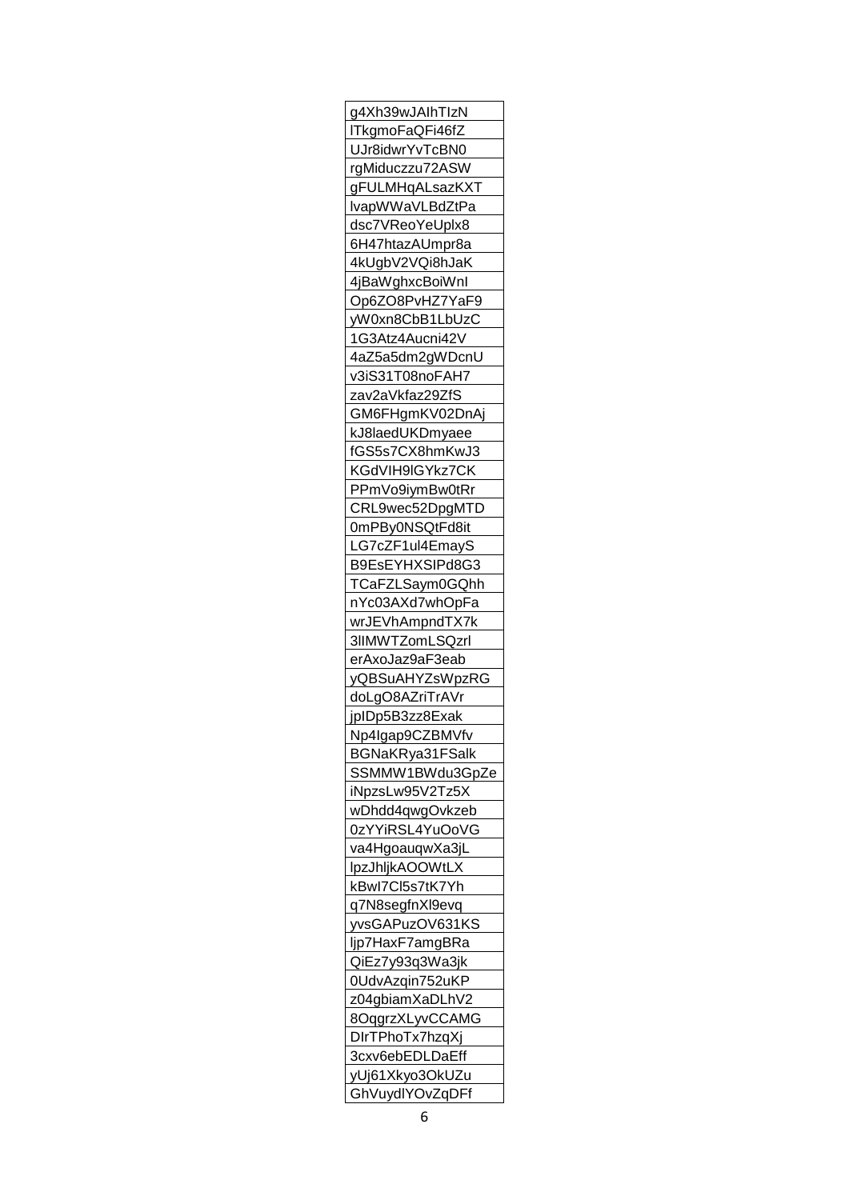| g4Xh39wJAIhTIzN |
| --- |
| lTkgmoFaQFi46fZ |
| UJr8idwrYvTcBN0 |
| rgMiduczzu72ASW |
| gFULMHqALsazKXT |
| lvapWWaVLBdZtPa |
| dsc7VReoYeUplx8 |
| 6H47htazAUmpr8a |
| 4kUgbV2VQi8hJaK |
| 4jBaWghxcBoiWnI |
| Op6ZO8PvHZ7YaF9 |
| yW0xn8CbB1LbUzC |
| 1G3Atz4Aucni42V |
| 4aZ5a5dm2gWDcnU |
| v3iS31T08noFAH7 |
| zav2aVkfaz29ZfS |
| GM6FHgmKV02DnAj |
| kJ8laedUKDmyaee |
| fGS5s7CX8hmKwJ3 |
| KGdVIH9lGYkz7CK |
| PPmVo9iymBw0tRr |
| CRL9wec52DpgMTD |
| 0mPBy0NSQtFd8it |
| LG7cZF1ul4EmayS |
| B9EsEYHXSIPd8G3 |
| TCaFZLSaym0GQhh |
| nYc03AXd7whOpFa |
| wrJEVhAmpndTX7k |
| 3lIMWTZomLSQzrl |
| erAxoJaz9aF3eab |
| yQBSuAHYZsWpzRG |
| doLgO8AZriTrAVr |
| jpIDp5B3zz8Exak |
| Np4Igap9CZBMVfv |
| BGNaKRya31FSalk |
| SSMMW1BWdu3GpZe |
| iNpzsLw95V2Tz5X |
| wDhdd4qwgOvkzeb |
| 0zYYiRSL4YuOoVG |
| va4HgoauqwXa3jL |
| lpzJhljkAOOWtLX |
| kBwI7Cl5s7tK7Yh |
| q7N8segfnXl9evq |
| yvsGAPuzOV631KS |
| ljp7HaxF7amgBRa |
| QiEz7y93q3Wa3jk |
| 0UdvAzqin752uKP |
| z04gbiamXaDLhV2 |
| 8OqgrzXLyvCCAMG |
| DIrTPhoTx7hzqXj |
| 3cxv6ebEDLDaEff |
| yUj61Xkyo3OkUZu |
| GhVuydlYOvZqDFf |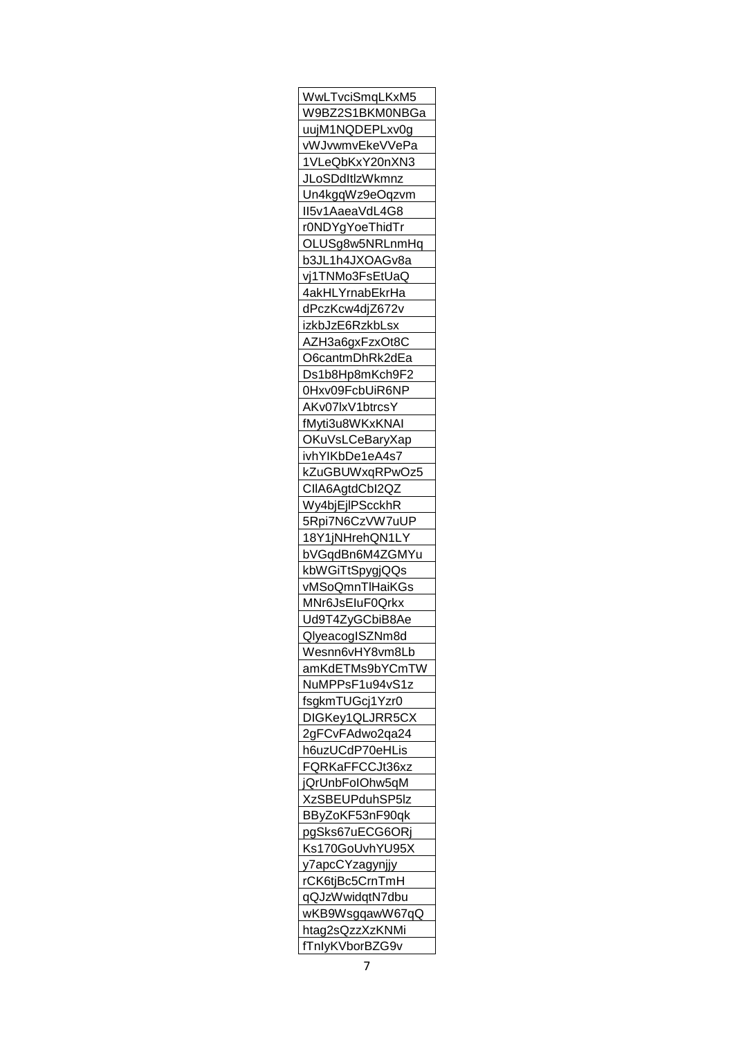| WwLTvciSmqLKxM5 |
|---|
| W9BZ2S1BKM0NBGa |
| uujM1NQDEPLxv0g |
| vWJvwmvEkeVVePa |
| 1VLeQbKxY20nXN3 |
| JLoSDdItlzWkmnz |
| Un4kgqWz9eOqzvm |
| Il5v1AaeaVdL4G8 |
| r0NDYgYoeThidTr |
| OLUSg8w5NRLnmHq |
| b3JL1h4JXOAGv8a |
| vj1TNMo3FsEtUaQ |
| 4akHLYrnabEkrHa |
| dPczKcw4djZ672v |
| izkbJzE6RzkbLsx |
| AZH3a6gxFzxOt8C |
| O6cantmDhRk2dEa |
| Ds1b8Hp8mKch9F2 |
| 0Hxv09FcbUiR6NP |
| AKv07lxV1btrcsY |
| fMyti3u8WKxKNAI |
| OKuVsLCeBaryXap |
| ivhYIKbDe1eA4s7 |
| kZuGBUWxqRPwOz5 |
| ClIA6AgtdCbI2QZ |
| Wy4bjEjlPScckhR |
| 5Rpi7N6CzVW7uUP |
| 18Y1jNHrehQN1LY |
| bVGqdBn6M4ZGMYu |
| kbWGiTtSpygjQQs |
| vMSoQmnTlHaiKGs |
| MNr6JsEIuF0Qrkx |
| Ud9T4ZyGCbiB8Ae |
| QlyeacogISZNm8d |
| Wesnn6vHY8vm8Lb |
| amKdETMs9bYCmTW |
| NuMPPsF1u94vS1z |
| fsgkmTUGcj1Yzr0 |
| DIGKey1QLJRR5CX |
| 2gFCvFAdwo2qa24 |
| h6uzUCdP70eHLis |
| FQRKaFFCCJt36xz |
| jQrUnbFoIOhw5qM |
| XzSBEUPduhSP5lz |
| BByZoKF53nF90qk |
| pgSks67uECG6ORj |
| Ks170GoUvhYU95X |
| y7apcCYzagynjjy |
| rCK6tjBc5CrnTmH |
| qQJzWwidqtN7dbu |
| wKB9WsgqawW67qQ |
| htag2sQzzXzKNMi |
| fTnIyKVborBZG9v |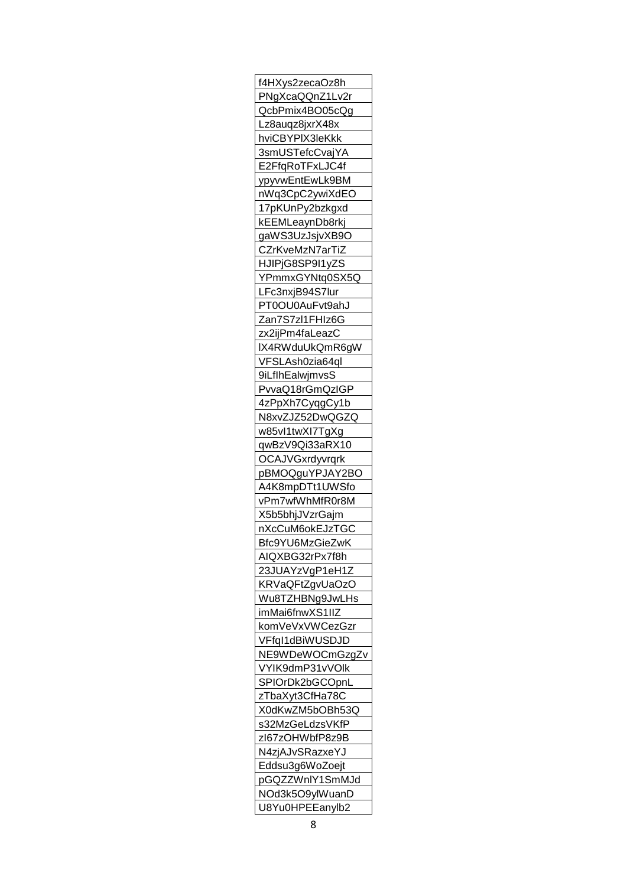| f4HXys2zecaOz8h |
| --- |
| PNgXcaQQnZ1Lv2r |
| QcbPmix4BO05cQg |
| Lz8auqz8jxrX48x |
| hviCBYPlX3leKkk |
| 3smUSTefcCvajYA |
| E2FfqRoTFxLJC4f |
| ypyvwEntEwLk9BM |
| nWq3CpC2ywiXdEO |
| 17pKUnPy2bzkgxd |
| kEEMLeaynDb8rkj |
| gaWS3UzJsjvXB9O |
| CZrKveMzN7arTiZ |
| HJIPjG8SP9I1yZS |
| YPmmxGYNtq0SX5Q |
| LFc3nxjB94S7lur |
| PT0OU0AuFvt9ahJ |
| Zan7S7zl1FHIz6G |
| zx2ijPm4faLeazC |
| lX4RWduUkQmR6gW |
| VFSLAsh0zia64ql |
| 9iLflhEalwjmvsS |
| PvvaQ18rGmQzIGP |
| 4zPpXh7CyqgCy1b |
| N8xvZJZ52DwQGZQ |
| w85vI1twXI7TgXg |
| qwBzV9Qi33aRX10 |
| OCAJVGxrdyvrqrk |
| pBMOQguYPJAY2BO |
| A4K8mpDTt1UWSfo |
| vPm7wfWhMfR0r8M |
| X5b5bhjJVzrGajm |
| nXcCuM6okEJzTGC |
| Bfc9YU6MzGieZwK |
| AIQXBG32rPx7f8h |
| 23JUAYzVgP1eH1Z |
| KRVaQFtZgvUaOzO |
| Wu8TZHBNg9JwLHs |
| imMai6fnwXS1IlZ |
| komVeVxVWCezGzr |
| VFfqI1dBiWUSDJD |
| NE9WDeWOCmGzgZv |
| VYIK9dmP31vVOlk |
| SPIOrDk2bGCOpnL |
| zTbaXyt3CfHa78C |
| X0dKwZM5bOBh53Q |
| s32MzGeLdzsVKfP |
| zI67zOHWbfP8z9B |
| N4zjAJvSRazxeYJ |
| Eddsu3g6WoZoejt |
| pGQZZWnlY1SmMJd |
| NOd3k5O9ylWuanD |
| U8Yu0HPEEanylb2 |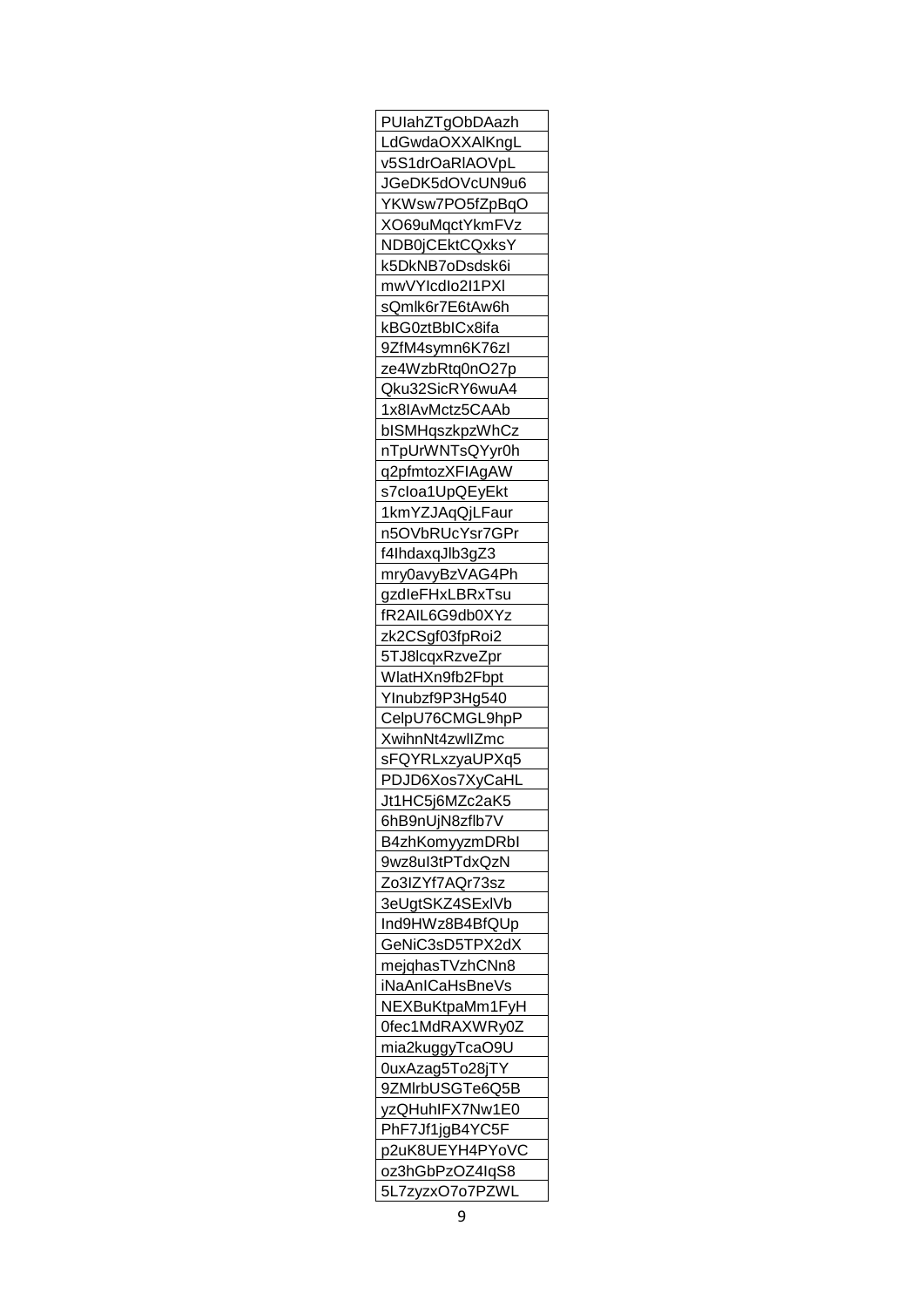| PUIahZTgObDAazh |
| --- |
| LdGwdaOXXAlKngL |
| v5S1drOaRlAOVpL |
| JGeDK5dOVcUN9u6 |
| YKWsw7PO5fZpBqO |
| XO69uMqctYkmFVz |
| NDB0jCEktCQxksY |
| k5DkNB7oDsdsk6i |
| mwVYIcdIo2I1PXl |
| sQmlk6r7E6tAw6h |
| kBG0ztBbICx8ifa |
| 9ZfM4symn6K76zI |
| ze4WzbRtq0nO27p |
| Qku32SicRY6wuA4 |
| 1x8IAvMctz5CAAb |
| bISMHqszkpzWhCz |
| nTpUrWNTsQYyr0h |
| q2pfmtozXFIAgAW |
| s7cIoa1UpQEyEkt |
| 1kmYZJAqQjLFaur |
| n5OVbRUcYsr7GPr |
| f4IhdaxqJlb3gZ3 |
| mry0avyBzVAG4Ph |
| gzdIeFHxLBRxTsu |
| fR2AIL6G9db0XYz |
| zk2CSgf03fpRoi2 |
| 5TJ8lcqxRzveZpr |
| WlatHXn9fb2Fbpt |
| YInubzf9P3Hg540 |
| CelpU76CMGL9hpP |
| XwihnNt4zwlIZmc |
| sFQYRLxzyaUPXq5 |
| PDJD6Xos7XyCaHL |
| Jt1HC5j6MZc2aK5 |
| 6hB9nUjN8zflb7V |
| B4zhKomyyzmDRbI |
| 9wz8uI3tPTdxQzN |
| Zo3IZYf7AQr73sz |
| 3eUgtSKZ4SExlVb |
| Ind9HWz8B4BfQUp |
| GeNiC3sD5TPX2dX |
| mejqhasTVzhCNn8 |
| iNaAnICaHsBneVs |
| NEXBuKtpaMm1FyH |
| 0fec1MdRAXWRy0Z |
| mia2kuggyTcaO9U |
| 0uxAzag5To28jTY |
| 9ZMlrbUSGTe6Q5B |
| yzQHuhIFX7Nw1E0 |
| PhF7Jf1jgB4YC5F |
| p2uK8UEYH4PYoVC |
| oz3hGbPzOZ4IqS8 |
| 5L7zyzxO7o7PZWL |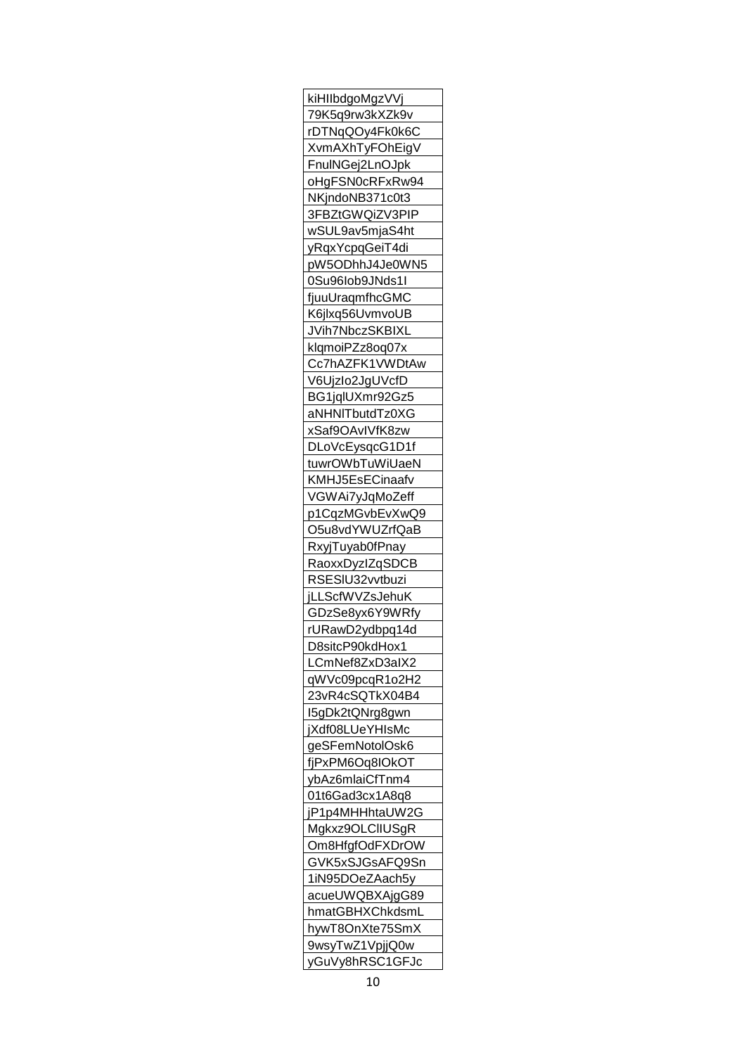| |
|---|
| kiHIlbdgoMgzVVj |
| 79K5q9rw3kXZk9v |
| rDTNqQOy4Fk0k6C |
| XvmAXhTyFOhEigV |
| FnulNGej2LnOJpk |
| oHgFSN0cRFxRw94 |
| NKjndoNB371c0t3 |
| 3FBZtGWQiZV3PIP |
| wSUL9av5mjaS4ht |
| yRqxYcpqGeiT4di |
| pW5ODhhJ4Je0WN5 |
| 0Su96Iob9JNds1I |
| fjuuUraqmfhcGMC |
| K6jlxq56UvmvoUB |
| JVih7NbczSKBIXL |
| klqmoiPZz8oq07x |
| Cc7hAZFK1VWDtAw |
| V6UjzIo2JgUVcfD |
| BG1jqlUXmr92Gz5 |
| aNHNlTbutdTz0XG |
| xSaf9OAvIVfK8zw |
| DLoVcEysqcG1D1f |
| tuwrOWbTuWiUaeN |
| KMHJ5EsECinaafv |
| VGWAi7yJqMoZeff |
| p1CqzMGvbEvXwQ9 |
| O5u8vdYWUZrfQaB |
| RxyjTuyab0fPnay |
| RaoxxDyzIZqSDCB |
| RSESlU32vvtbuzi |
| jLLScfWVZsJehuK |
| GDzSe8yx6Y9WRfy |
| rURawD2ydbpq14d |
| D8sitcP90kdHox1 |
| LCmNef8ZxD3aIX2 |
| qWVc09pcqR1o2H2 |
| 23vR4cSQTkX04B4 |
| I5gDk2tQNrg8gwn |
| jXdf08LUeYHIsMc |
| geSFemNotolOsk6 |
| fjPxPM6Oq8IOkOT |
| ybAz6mlaiCfTnm4 |
| 01t6Gad3cx1A8q8 |
| jP1p4MHHhtaUW2G |
| Mgkxz9OLClIUSgR |
| Om8HfgfOdFXDrOW |
| GVK5xSJGsAFQ9Sn |
| 1iN95DOeZAach5y |
| acueUWQBXAjgG89 |
| hmatGBHXChkdsmL |
| hywT8OnXte75SmX |
| 9wsyTwZ1VpjjQ0w |
| yGuVy8hRSC1GFJc |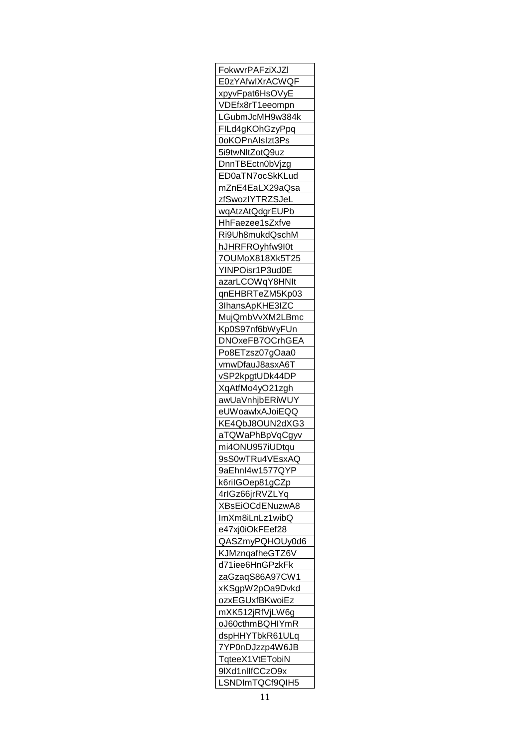| FokwvrPAFziXJZl |
|---|
| E0zYAfwIXrACWQF |
| xpyvFpat6HsOVyE |
| VDEfx8rT1eeompn |
| LGubmJcMH9w384k |
| FILd4gKOhGzyPpq |
| 0oKOPnAIsIzt3Ps |
| 5i9twNltZotQ9uz |
| DnnTBEctn0bVjzg |
| ED0aTN7ocSkKLud |
| mZnE4EaLX29aQsa |
| zfSwozIYTRZSJeL |
| wqAtzAtQdgrEUPb |
| HhFaezee1sZxfve |
| Ri9Uh8mukdQschM |
| hJHRFROyhfw9I0t |
| 7OUMoX818Xk5T25 |
| YINPOisr1P3ud0E |
| azarLCOWqY8HNIt |
| qnEHBRTeZM5Kp03 |
| 3IhansApKHE3IZC |
| MujQmbVvXM2LBmc |
| Kp0S97nf6bWyFUn |
| DNOxeFB7OCrhGEA |
| Po8ETzsz07gOaa0 |
| vmwDfauJ8asxA6T |
| vSP2kpgtUDk44DP |
| XqAtfMo4yO21zgh |
| awUaVnhjbERiWUY |
| eUWoawlxAJoiEQQ |
| KE4QbJ8OUN2dXG3 |
| aTQWaPhBpVqCgyv |
| mi4ONU957iUDtqu |
| 9sS0wTRu4VEsxAQ |
| 9aEhnI4w1577QYP |
| k6riIGOep81gCZp |
| 4rIGz66jrRVZLYq |
| XBsEiOCdENuzwA8 |
| ImXm8iLnLz1wibQ |
| e47xj0iOkFEef28 |
| QASZmyPQHOUy0d6 |
| KJMznqafheGTZ6V |
| d71iee6HnGPzkFk |
| zaGzaqS86A97CW1 |
| xKSgpW2pOa9Dvkd |
| ozxEGUxfBKwoiEz |
| mXK512jRfVjLW6g |
| oJ60cthmBQHIYmR |
| dspHHYTbkR61ULq |
| 7YP0nDJzzp4W6JB |
| TqteeX1VtETobiN |
| 9lXd1nlIfCCzO9x |
| LSNDImTQCf9QIH5 |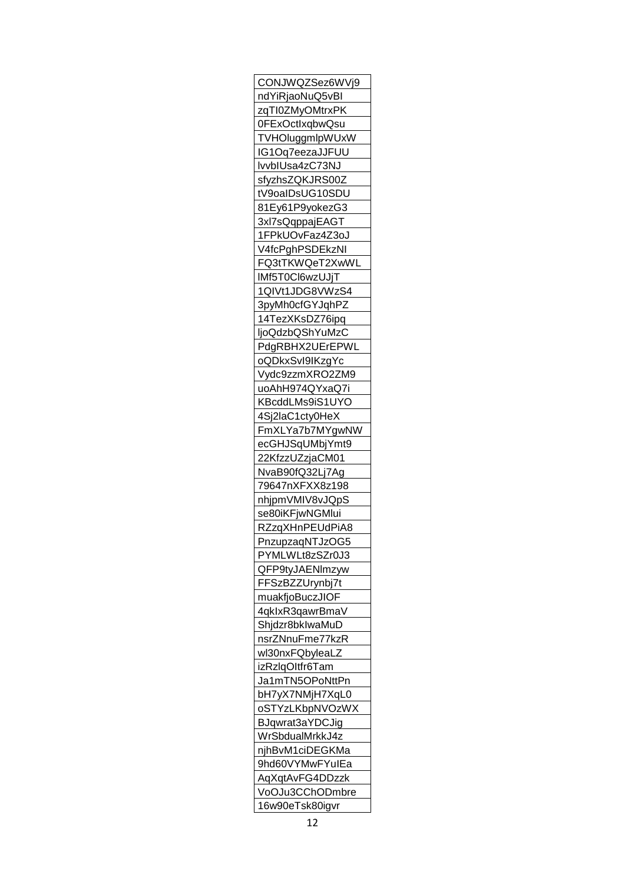| CONJWQZSez6WVj9 |
|---|
| ndYiRjaoNuQ5vBI |
| zqTI0ZMyOMtrxPK |
| 0FExOctIxqbwQsu |
| TVHOluggmlpWUxW |
| IG1Oq7eezaJJFUU |
| lvvbIUsa4zC73NJ |
| sfyzhsZQKJRS00Z |
| tV9oaIDsUG10SDU |
| 81Ey61P9yokezG3 |
| 3xl7sQqppajEAGT |
| 1FPkUOvFaz4Z3oJ |
| V4fcPghPSDEkzNI |
| FQ3tTKWQeT2XwWL |
| lMf5T0Cl6wzUJjT |
| 1QIVt1JDG8VWzS4 |
| 3pyMh0cfGYJqhPZ |
| 14TezXKsDZ76ipq |
| ljoQdzbQShYuMzC |
| PdgRBHX2UErEPWL |
| oQDkxSvI9IKzgYc |
| Vydc9zzmXRO2ZM9 |
| uoAhH974QYxaQ7i |
| KBcddLMs9iS1UYO |
| 4Sj2laC1cty0HeX |
| FmXLYa7b7MYgwNW |
| ecGHJSqUMbjYmt9 |
| 22KfzzUZzjaCM01 |
| NvaB90fQ32Lj7Ag |
| 79647nXFXX8z198 |
| nhjpmVMIV8vJQpS |
| se80iKFjwNGMlui |
| RZzqXHnPEUdPiA8 |
| PnzupzaqNTJzOG5 |
| PYMLWLt8zSZr0J3 |
| QFP9tyJAENlmzyw |
| FFSzBZZUrynbj7t |
| muakfjoBuczJIOF |
| 4qkIxR3qawrBmaV |
| Shjdzr8bkIwaMuD |
| nsrZNnuFme77kzR |
| wl30nxFQbyleaLZ |
| izRzlqOItfr6Tam |
| Ja1mTN5OPoNttPn |
| bH7yX7NMjH7XqL0 |
| oSTYzLKbpNVOzWX |
| BJqwrat3aYDCJig |
| WrSbdualMrkkJ4z |
| njhBvM1ciDEGKMa |
| 9hd60VYMwFYuIEa |
| AqXqtAvFG4DDzzk |
| VoOJu3CChODmbre |
| 16w90eTsk80igvr |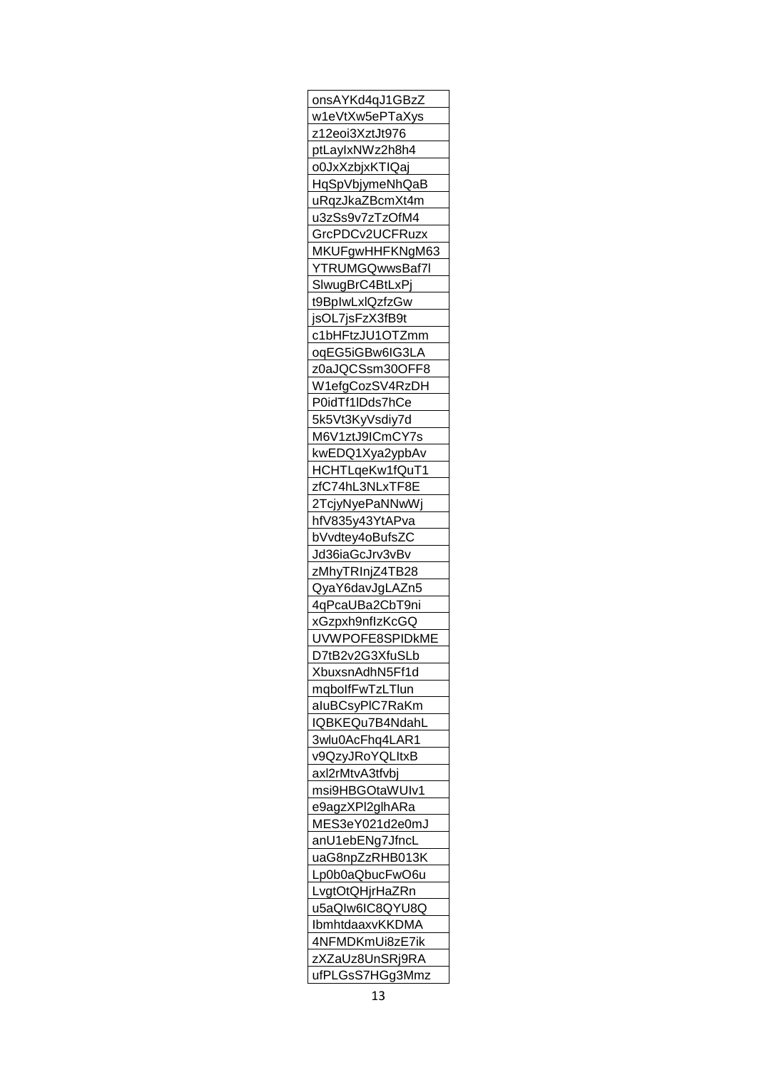| onsAYKd4qJ1GBzZ |
|---|
| w1eVtXw5ePTaXys |
| z12eoi3XztJt976 |
| ptLaylxNWz2h8h4 |
| o0JxXzbjxKTIQaj |
| HqSpVbjymeNhQaB |
| uRqzJkaZBcmXt4m |
| u3zSs9v7zTzOfM4 |
| GrcPDCv2UCFRuzx |
| MKUFgwHHFKNgM63 |
| YTRUMGQwwsBaf7l |
| SlwugBrC4BtLxPj |
| t9BpIwLxlQzfzGw |
| jsOL7jsFzX3fB9t |
| c1bHFtzJU1OTZmm |
| oqEG5iGBw6IG3LA |
| z0aJQCSsm30OFF8 |
| W1efgCozSV4RzDH |
| P0idTf1lDds7hCe |
| 5k5Vt3KyVsdiy7d |
| M6V1ztJ9ICmCY7s |
| kwEDQ1Xya2ypbAv |
| HCHTLqeKw1fQuT1 |
| zfC74hL3NLxTF8E |
| 2TcjyNyePaNNwWj |
| hfV835y43YtAPva |
| bVvdtey4oBufsZC |
| Jd36iaGcJrv3vBv |
| zMhyTRInjZ4TB28 |
| QyaY6davJgLAZn5 |
| 4qPcaUBa2CbT9ni |
| xGzpxh9nfIzKcGQ |
| UVWPOFE8SPIDkME |
| D7tB2v2G3XfuSLb |
| XbuxsnAdhN5Ff1d |
| mqboIfFwTzLTlun |
| aIuBCsyPlC7RaKm |
| IQBKEQu7B4NdahL |
| 3wlu0AcFhq4LAR1 |
| v9QzyJRoYQLltxB |
| axl2rMtvA3tfvbj |
| msi9HBGOtaWUIv1 |
| e9agzXPl2glhARa |
| MES3eY021d2e0mJ |
| anU1ebENg7JfncL |
| uaG8npZzRHB013K |
| Lp0b0aQbucFwO6u |
| LvgtOtQHjrHaZRn |
| u5aQIw6IC8QYU8Q |
| IbmhtdaaxvKKDMA |
| 4NFMDKmUi8zE7ik |
| zXZaUz8UnSRj9RA |
| ufPLGsS7HGg3Mmz |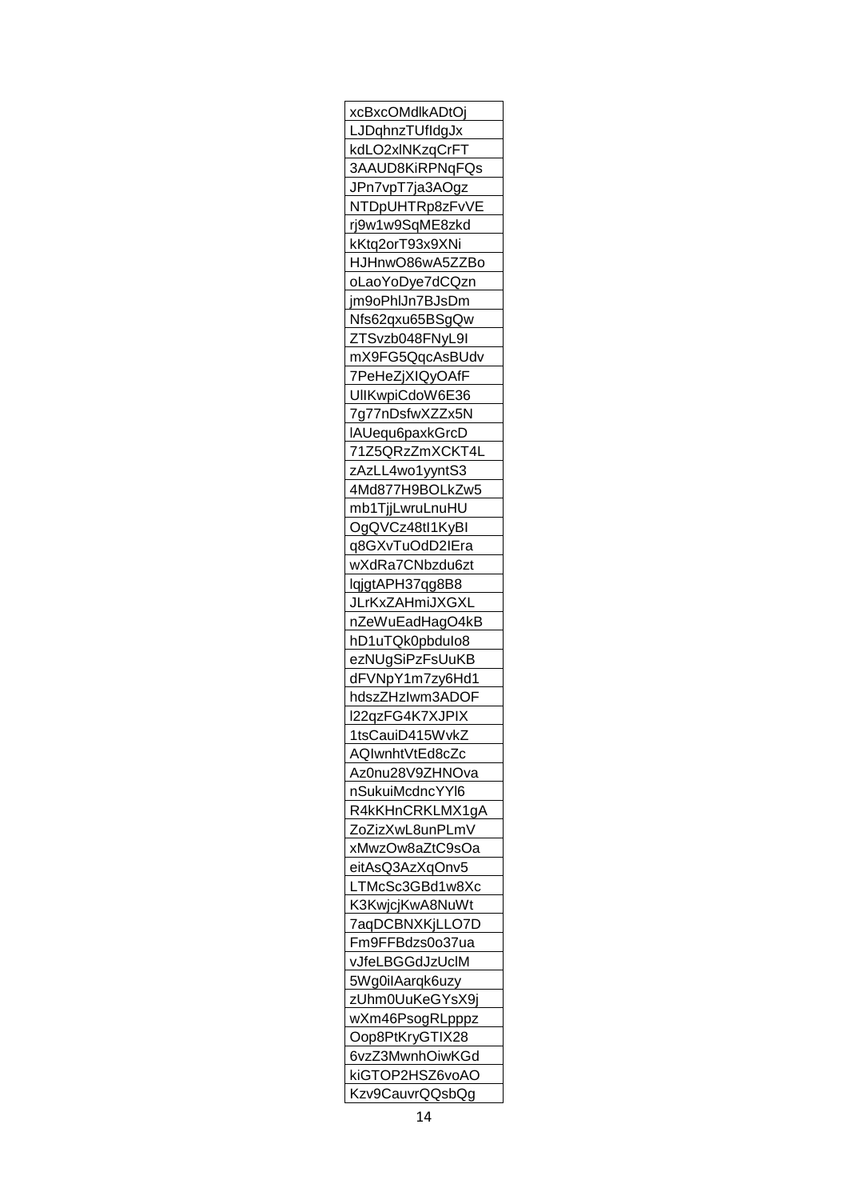| xcBxcOMdlkADtOj |
|---|
| LJDqhnzTUfIdgJx |
| kdLO2xlNKzqCrFT |
| 3AAUD8KiRPNqFQs |
| JPn7vpT7ja3AOgz |
| NTDpUHTRp8zFvVE |
| rj9w1w9SqME8zkd |
| kKtq2orT93x9XNi |
| HJHnwO86wA5ZZBo |
| oLaoYoDye7dCQzn |
| jm9oPhlJn7BJsDm |
| Nfs62qxu65BSgQw |
| ZTSvzb048FNyL9I |
| mX9FG5QqcAsBUdv |
| 7PeHeZjXIQyOAfF |
| UlIKwpiCdoW6E36 |
| 7g77nDsfwXZZx5N |
| lAUequ6paxkGrcD |
| 71Z5QRzZmXCKT4L |
| zAzLL4wo1yyntS3 |
| 4Md877H9BOLkZw5 |
| mb1TjjLwruLnuHU |
| OgQVCz48tI1KyBI |
| q8GXvTuOdD2IEra |
| wXdRa7CNbzdu6zt |
| lqjgtAPH37qg8B8 |
| JLrKxZAHmiJXGXL |
| nZeWuEadHagO4kB |
| hD1uTQk0pbduIo8 |
| ezNUgSiPzFsUuKB |
| dFVNpY1m7zy6Hd1 |
| hdszZHzIwm3ADOF |
| l22qzFG4K7XJPIX |
| 1tsCauiD415WvkZ |
| AQIwnhtVtEd8cZc |
| Az0nu28V9ZHNOva |
| nSukuiMcdncYYl6 |
| R4kKHnCRKLMX1gA |
| ZoZizXwL8unPLmV |
| xMwzOw8aZtC9sOa |
| eitAsQ3AzXqOnv5 |
| LTMcSc3GBd1w8Xc |
| K3KwjcjKwA8NuWt |
| 7aqDCBNXKjLLO7D |
| Fm9FFBdzs0o37ua |
| vJfeLBGGdJzUclM |
| 5Wg0iIAarqk6uzy |
| zUhm0UuKeGYsX9j |
| wXm46PsogRLpppz |
| Oop8PtKryGTIX28 |
| 6vzZ3MwnhOiwKGd |
| kiGTOP2HSZ6voAO |
| Kzv9CauvrQQsbQg |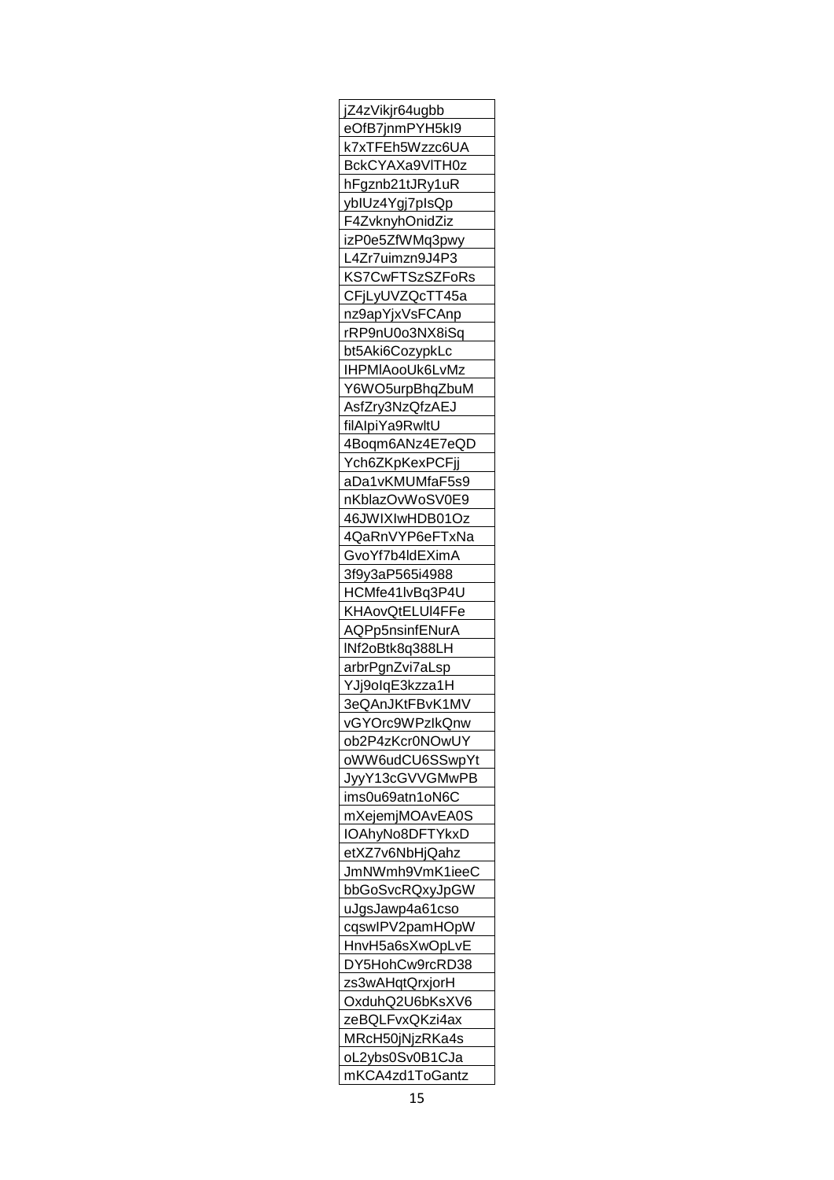| jZ4zVikjr64ugbb |
| --- |
| eOfB7jnmPYH5kI9 |
| k7xTFEh5Wzzc6UA |
| BckCYAXa9VlTH0z |
| hFgznb21tJRy1uR |
| ybIUz4Ygj7pIsQp |
| F4ZvknyhOnidZiz |
| izP0e5ZfWMq3pwy |
| L4Zr7uimzn9J4P3 |
| KS7CwFTSzSZFoRs |
| CFjLyUVZQcTT45a |
| nz9apYjxVsFCAnp |
| rRP9nU0o3NX8iSq |
| bt5Aki6CozypkLc |
| IHPMlAooUk6LvMz |
| Y6WO5urpBhqZbuM |
| AsfZry3NzQfzAEJ |
| filAIpiYa9RwltU |
| 4Boqm6ANz4E7eQD |
| Ych6ZKpKexPCFjj |
| aDa1vKMUMfaF5s9 |
| nKblazOvWoSV0E9 |
| 46JWIXIwHDB01Oz |
| 4QaRnVYP6eFTxNa |
| GvoYf7b4ldEXimA |
| 3f9y3aP565i4988 |
| HCMfe41lvBq3P4U |
| KHAovQtELUl4FFe |
| AQPp5nsinfENurA |
| lNf2oBtk8q388LH |
| arbrPgnZvi7aLsp |
| YJj9oIqE3kzza1H |
| 3eQAnJKtFBvK1MV |
| vGYOrc9WPzIkQnw |
| ob2P4zKcr0NOwUY |
| oWW6udCU6SSwpYt |
| JyyY13cGVVGMwPB |
| ims0u69atn1oN6C |
| mXejemjMOAvEA0S |
| IOAhyNo8DFTYkxD |
| etXZ7v6NbHjQahz |
| JmNWmh9VmK1ieeC |
| bbGoSvcRQxyJpGW |
| uJgsJawp4a61cso |
| cqswIPV2pamHOpW |
| HnvH5a6sXwOpLvE |
| DY5HohCw9rcRD38 |
| zs3wAHqtQrxjorH |
| OxduhQ2U6bKsXV6 |
| zeBQLFvxQKzi4ax |
| MRcH50jNjzRKa4s |
| oL2ybs0Sv0B1CJa |
| mKCA4zd1ToGantz |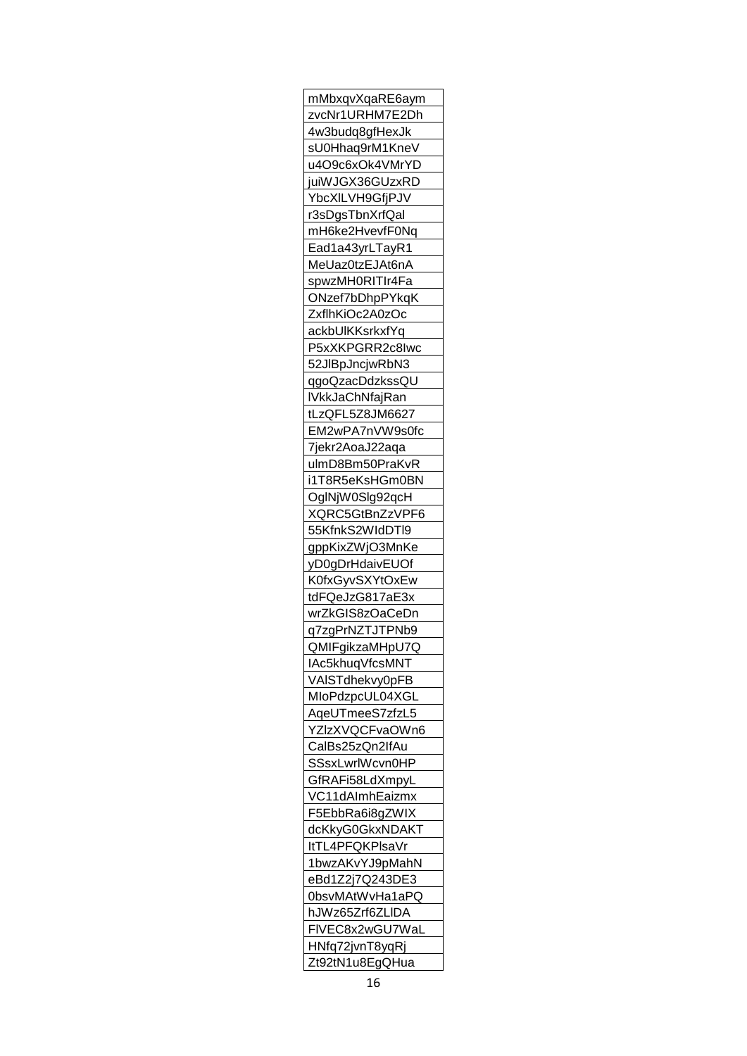| mMbxqvXqaRE6aym |
|---|
| zvcNr1URHM7E2Dh |
| 4w3budq8gfHexJk |
| sU0Hhaq9rM1KneV |
| u4O9c6xOk4VMrYD |
| juiWJGX36GUzxRD |
| YbcXlLVH9GfjPJV |
| r3sDgsTbnXrfQal |
| mH6ke2HvevfF0Nq |
| Ead1a43yrLTayR1 |
| MeUaz0tzEJAt6nA |
| spwzMH0RITIr4Fa |
| ONzef7bDhpPYkqK |
| ZxflhKiOc2A0zOc |
| ackbUlKKsrkxfYq |
| P5xXKPGRR2c8Iwc |
| 52JlBpJncjwRbN3 |
| qgoQzacDdzkssQU |
| lVkkJaChNfajRan |
| tLzQFL5Z8JM6627 |
| EM2wPA7nVW9s0fc |
| 7jekr2AoaJ22aqa |
| ulmD8Bm50PraKvR |
| i1T8R5eKsHGm0BN |
| OglNjW0Slg92qcH |
| XQRC5GtBnZzVPF6 |
| 55KfnkS2WIdDTl9 |
| gppKixZWjO3MnKe |
| yD0gDrHdaivEUOf |
| K0fxGyvSXYtOxEw |
| tdFQeJzG817aE3x |
| wrZkGIS8zOaCeDn |
| q7zgPrNZTJTPNb9 |
| QMIFgikzaMHpU7Q |
| IAc5khuqVfcsMNT |
| VAlSTdhekvy0pFB |
| MIoPdzpcUL04XGL |
| AqeUTmeeS7zfzL5 |
| YZlzXVQCFvaOWn6 |
| CalBs25zQn2IfAu |
| SSsxLwrlWcvn0HP |
| GfRAFi58LdXmpyL |
| VC11dAImhEaizmx |
| F5EbbRa6i8gZWIX |
| dcKkyG0GkxNDAKT |
| ItTL4PFQKPlsaVr |
| 1bwzAKvYJ9pMahN |
| eBd1Z2j7Q243DE3 |
| 0bsvMAtWvHa1aPQ |
| hJWz65Zrf6ZLlDA |
| FlVEC8x2wGU7WaL |
| HNfq72jvnT8yqRj |
| Zt92tN1u8EgQHua |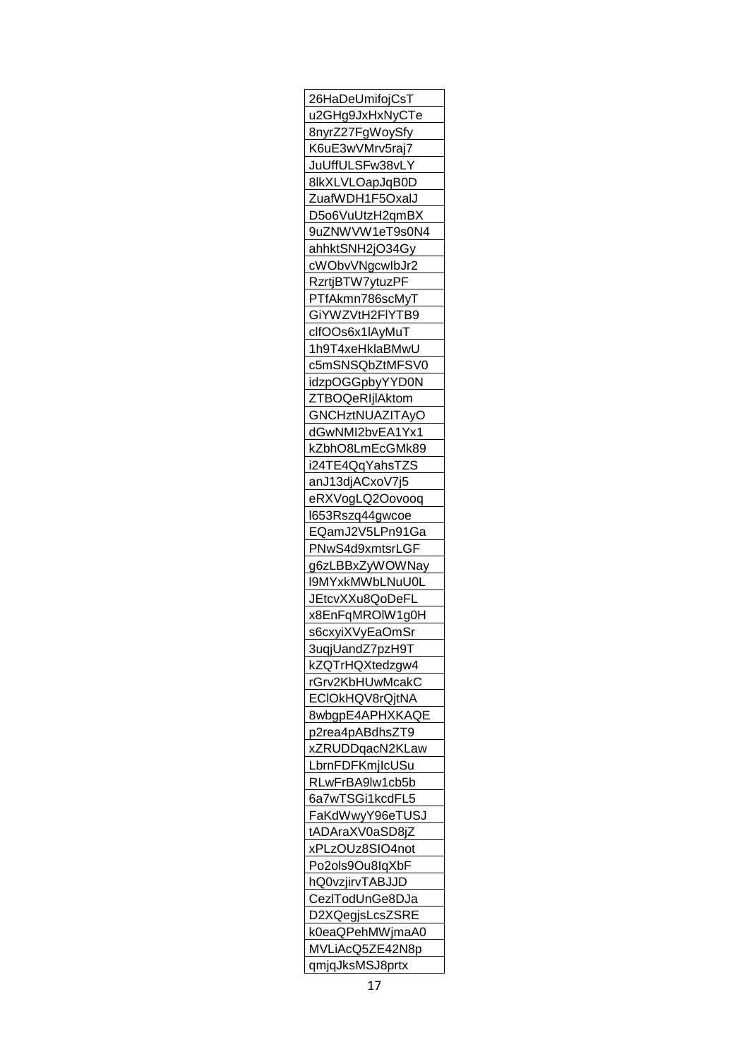| 26HaDeUmifojCsT |
|---|
| u2GHg9JxHxNyCTe |
| 8nyrZ27FgWoySfy |
| K6uE3wVMrv5raj7 |
| JuUffULSFw38vLY |
| 8lkXLVLOapJqB0D |
| ZuafWDH1F5OxalJ |
| D5o6VuUtzH2qmBX |
| 9uZNWVW1eT9s0N4 |
| ahhktSNH2jO34Gy |
| cWObvVNgcwIbJr2 |
| RzrtjBTW7ytuzPF |
| PTfAkmn786scMyT |
| GiYWZVtH2FlYTB9 |
| clfOOs6x1lAyMuT |
| 1h9T4xeHklaBMwU |
| c5mSNSQbZtMFSV0 |
| idzpOGGpbyYYD0N |
| ZTBOQeRIjlAktom |
| GNCHztNUAZITAyO |
| dGwNMI2bvEA1Yx1 |
| kZbhO8LmEcGMk89 |
| i24TE4QqYahsTZS |
| anJ13djACxoV7j5 |
| eRXVogLQ2Oovooq |
| l653Rszq44gwcoe |
| EQamJ2V5LPn91Ga |
| PNwS4d9xmtsrLGF |
| g6zLBBxZyWOWNay |
| l9MYxkMWbLNuU0L |
| JEtcvXXu8QoDeFL |
| x8EnFqMROlW1g0H |
| s6cxyiXVyEaOmSr |
| 3uqjUandZ7pzH9T |
| kZQTrHQXtedzgw4 |
| rGrv2KbHUwMcakC |
| EClOkHQV8rQjtNA |
| 8wbgpE4APHXKAQE |
| p2rea4pABdhsZT9 |
| xZRUDDqacN2KLaw |
| LbrnFDFKmjIcUSu |
| RLwFrBA9lw1cb5b |
| 6a7wTSGi1kcdFL5 |
| FaKdWwyY96eTUSJ |
| tADAraXV0aSD8jZ |
| xPLzOUz8SIO4not |
| Po2ols9Ou8IqXbF |
| hQ0vzjirvTABJJD |
| CezlTodUnGe8DJa |
| D2XQegjsLcsZSRE |
| k0eaQPehMWjmaA0 |
| MVLiAcQ5ZE42N8p |
| qmjqJksMSJ8prtx |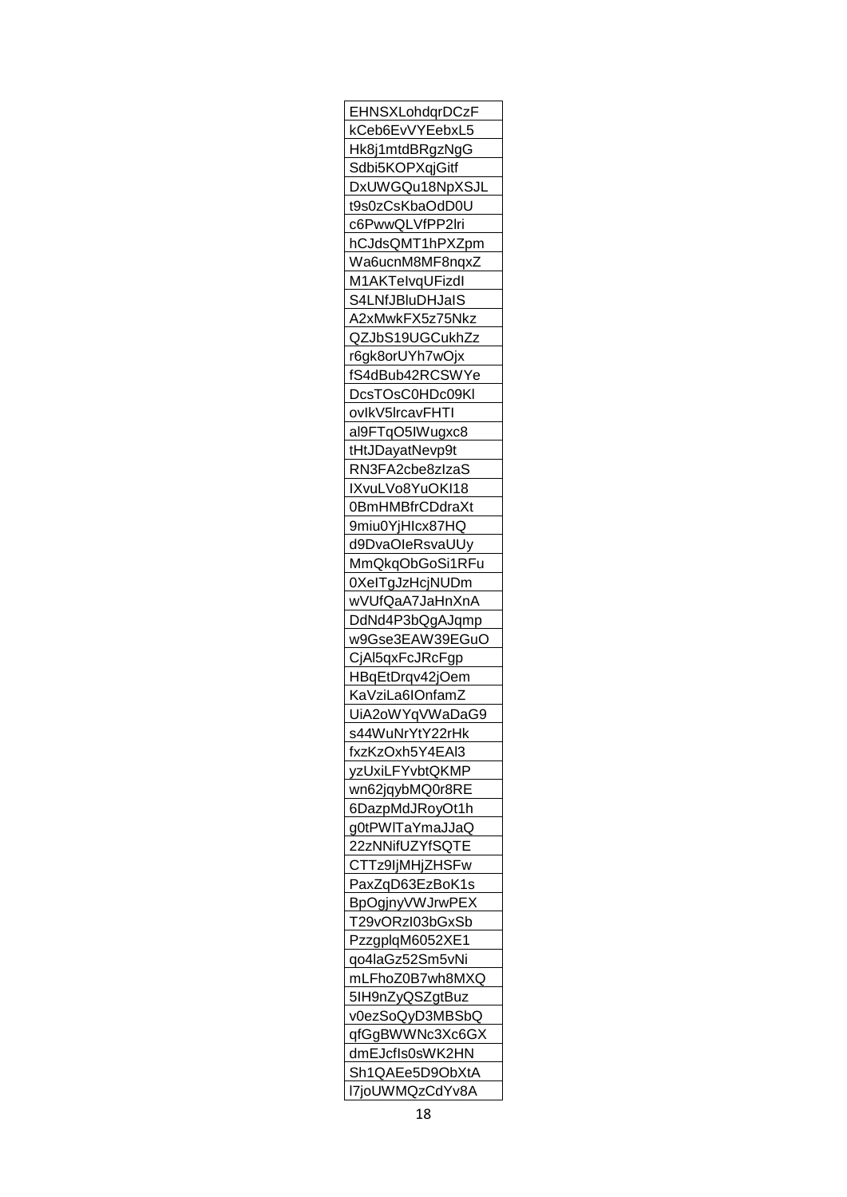| EHNSXLohdqrDCzF |
|---|
| kCeb6EvVYEebxL5 |
| Hk8j1mtdBRgzNgG |
| Sdbi5KOPXqjGitf |
| DxUWGQu18NpXSJL |
| t9s0zCsKbaOdD0U |
| c6PwwQLVfPP2lri |
| hCJdsQMT1hPXZpm |
| Wa6ucnM8MF8nqxZ |
| M1AKTeIvqUFizdl |
| S4LNfJBluDHJaIS |
| A2xMwkFX5z75Nkz |
| QZJbS19UGCukhZz |
| r6gk8orUYh7wOjx |
| fS4dBub42RCSWYe |
| DcsTOsC0HDc09Kl |
| ovIkV5lrcavFHTI |
| al9FTqO5IWugxc8 |
| tHtJDayatNevp9t |
| RN3FA2cbe8zIzaS |
| IXvuLVo8YuOKI18 |
| 0BmHMBfrCDdraXt |
| 9miu0YjHIcx87HQ |
| d9DvaOIeRsvaUUy |
| MmQkqObGoSi1RFu |
| 0XeITgJzHcjNUDm |
| wVUfQaA7JaHnXnA |
| DdNd4P3bQgAJqmp |
| w9Gse3EAW39EGuO |
| CjAl5qxFcJRcFgp |
| HBqEtDrqv42jOem |
| KaVziLa6IOnfamZ |
| UiA2oWYqVWaDaG9 |
| s44WuNrYtY22rHk |
| fxzKzOxh5Y4EAl3 |
| yzUxiLFYvbtQKMP |
| wn62jqybMQ0r8RE |
| 6DazpMdJRoyOt1h |
| g0tPWlTaYmaJJaQ |
| 22zNNifUZYfSQTE |
| CTTz9IjMHjZHSFw |
| PaxZqD63EzBoK1s |
| BpOgjnyVWJrwPEX |
| T29vORzI03bGxSb |
| PzzgplqM6052XE1 |
| qo4laGz52Sm5vNi |
| mLFhoZ0B7wh8MXQ |
| 5IH9nZyQSZgtBuz |
| v0ezSoQyD3MBSbQ |
| qfGgBWWNc3Xc6GX |
| dmEJcfIs0sWK2HN |
| Sh1QAEe5D9ObXtA |
| l7joUWMQzCdYv8A |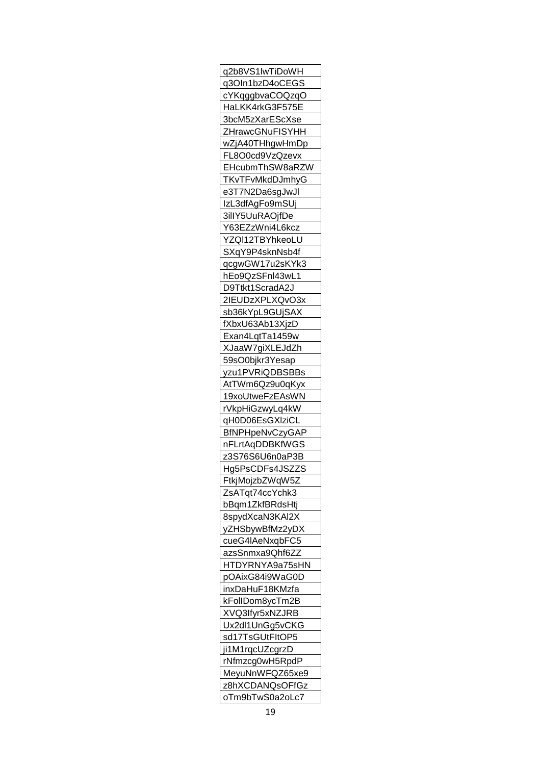| q2b8VS1lwTiDoWH |
|---|
| q3OIn1bzD4oCEGS |
| cYKqggbvaCOQzqO |
| HaLKK4rkG3F575E |
| 3bcM5zXarEScXse |
| ZHrawcGNuFISYHH |
| wZjA40THhgwHmDp |
| FL8O0cd9VzQzevx |
| EHcubmThSW8aRZW |
| TKvTFvMkdDJmhyG |
| e3T7N2Da6sgJwJl |
| IzL3dfAgFo9mSUj |
| 3iIIY5UuRAOjfDe |
| Y63EZzWni4L6kcz |
| YZQl12TBYhkeoLU |
| SXqY9P4sknNsb4f |
| qcgwGW17u2sKYk3 |
| hEo9QzSFnl43wL1 |
| D9Ttkt1ScradA2J |
| 2IEUDzXPLXQvO3x |
| sb36kYpL9GUjSAX |
| fXbxU63Ab13XjzD |
| Exan4LqtTa1459w |
| XJaaW7giXLEJdZh |
| 59sO0bjkr3Yesap |
| yzu1PVRiQDBSBBs |
| AtTWm6Qz9u0qKyx |
| 19xoUtweFzEAsWN |
| rVkpHiGzwyLq4kW |
| qH0D06EsGXlziCL |
| BfNPHpeNvCzyGAP |
| nFLrtAqDDBKfWGS |
| z3S76S6U6n0aP3B |
| Hg5PsCDFs4JSZZS |
| FtkjMojzbZWqW5Z |
| ZsATqt74ccYchk3 |
| bBqm1ZkfBRdsHtj |
| 8spydXcaN3KAl2X |
| yZHSbywBfMz2yDX |
| cueG4lAeNxqbFC5 |
| azsSnmxa9Qhf6ZZ |
| HTDYRNYA9a75sHN |
| pOAixG84i9WaG0D |
| inxDaHuF18KMzfa |
| kFollDom8ycTm2B |
| XVQ3Ifyr5xNZJRB |
| Ux2dl1UnGg5vCKG |
| sd17TsGUtFItOP5 |
| ji1M1rqcUZcgrzD |
| rNfmzcg0wH5RpdP |
| MeyuNnWFQZ65xe9 |
| z8hXCDANQsOFfGz |
| oTm9bTwS0a2oLc7 |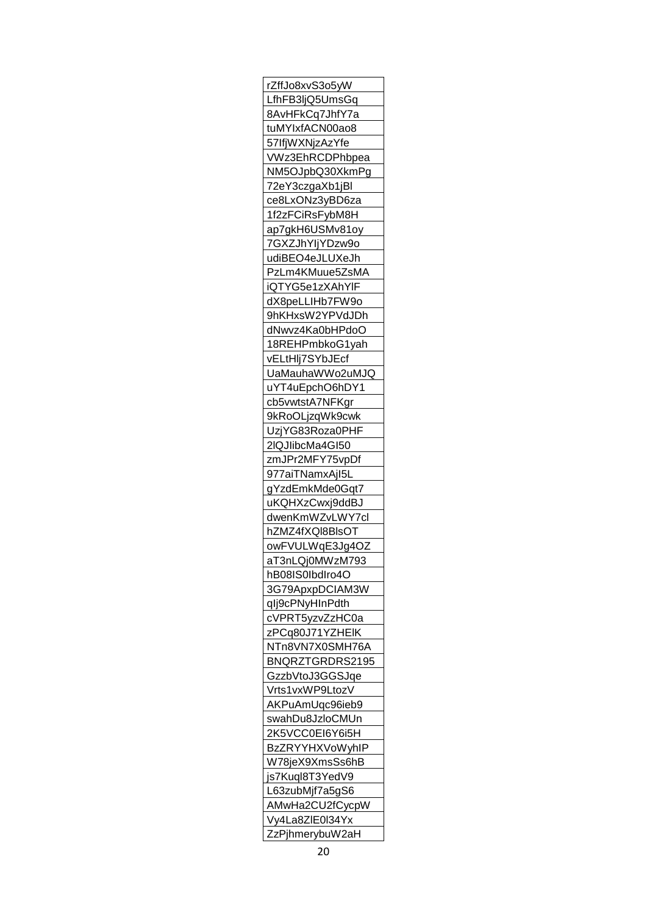| rZffJo8xvS3o5yW |
|---|
| LfhFB3ljQ5UmsGq |
| 8AvHFkCq7JhfY7a |
| tuMYIxfACN00ao8 |
| 57IfjWXNjzAzYfe |
| VWz3EhRCDPhbpea |
| NM5OJpbQ30XkmPg |
| 72eY3czgaXb1jBl |
| ce8LxONz3yBD6za |
| 1f2zFCiRsFybM8H |
| ap7gkH6USMv81oy |
| 7GXZJhYljYDzw9o |
| udiBEO4eJLUXeJh |
| PzLm4KMuue5ZsMA |
| iQTYG5e1zXAhYlF |
| dX8peLLIHb7FW9o |
| 9hKHxsW2YPVdJDh |
| dNwvz4Ka0bHPdoO |
| 18REHPmbkoG1yah |
| vELtHlj7SYbJEcf |
| UaMauhaWWo2uMJQ |
| uYT4uEpchO6hDY1 |
| cb5vwtstA7NFKgr |
| 9kRoOLjzqWk9cwk |
| UzjYG83Roza0PHF |
| 2lQJIibcMa4GI50 |
| zmJPr2MFY75vpDf |
| 977aiTNamxAjI5L |
| gYzdEmkMde0Gqt7 |
| uKQHXzCwxj9ddBJ |
| dwenKmWZvLWY7cl |
| hZMZ4fXQl8BlsOT |
| owFVULWqE3Jg4OZ |
| aT3nLQj0MWzM793 |
| hB08IS0IbdIro4O |
| 3G79ApxpDCIAM3W |
| qIj9cPNyHInPdth |
| cVPRT5yzvZzHC0a |
| zPCq80J71YZHElK |
| NTn8VN7X0SMH76A |
| BNQRZTGRDRS2195 |
| GzzbVtoJ3GGSJqe |
| Vrts1vxWP9LtozV |
| AKPuAmUqc96ieb9 |
| swahDu8JzloCMUn |
| 2K5VCC0EI6Y6i5H |
| BzZRYYHXVoWyhIP |
| W78jeX9XmsSs6hB |
| js7Kuql8T3YedV9 |
| L63zubMjf7a5gS6 |
| AMwHa2CU2fCycpW |
| Vy4La8ZlE0l34Yx |
| ZzPjhmerybuW2aH |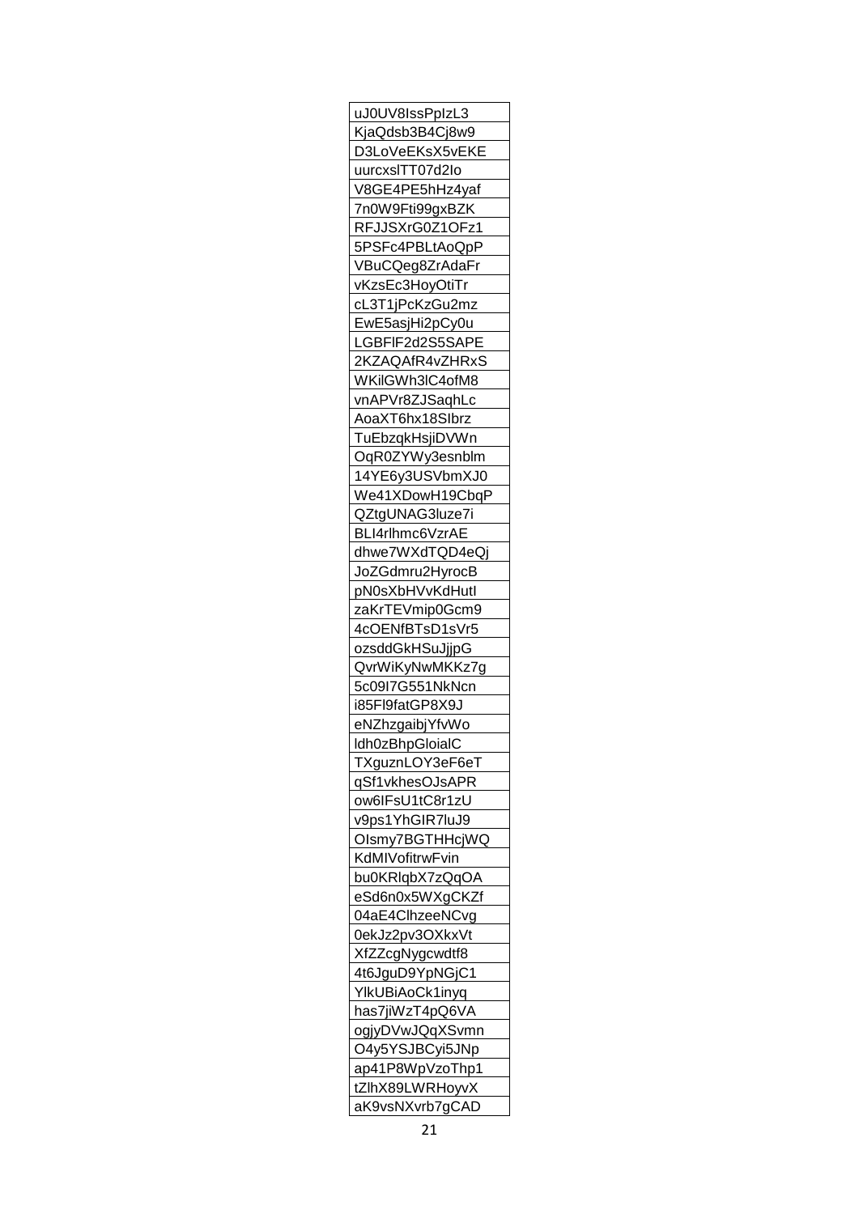| uJ0UV8IssPplzL3 |
| --- |
| KjaQdsb3B4Cj8w9 |
| D3LoVeEKsX5vEKE |
| uurcxslTT07d2Io |
| V8GE4PE5hHz4yaf |
| 7n0W9Fti99gxBZK |
| RFJJSXrG0Z1OFz1 |
| 5PSFc4PBLtAoQpP |
| VBuCQeg8ZrAdaFr |
| vKzsEc3HoyOtiTr |
| cL3T1jPcKzGu2mz |
| EwE5asjHi2pCy0u |
| LGBFlF2d2S5SAPE |
| 2KZAQAfR4vZHRxS |
| WKilGWh3lC4ofM8 |
| vnAPVr8ZJSaqhLc |
| AoaXT6hx18SIbrz |
| TuEbzqkHsjiDVWn |
| OqR0ZYWy3esnblm |
| 14YE6y3USVbmXJ0 |
| We41XDowH19CbqP |
| QZtgUNAG3luze7i |
| BLI4rlhmc6VzrAE |
| dhwe7WXdTQD4eQj |
| JoZGdmru2HyrocB |
| pN0sXbHVvKdHutI |
| zaKrTEVmip0Gcm9 |
| 4cOENfBTsD1sVr5 |
| ozsddGkHSuJjjpG |
| QvrWiKyNwMKKz7g |
| 5c09I7G551NkNcn |
| i85Fl9fatGP8X9J |
| eNZhzgaibjYfvWo |
| ldh0zBhpGloialC |
| TXguznLOY3eF6eT |
| qSf1vkhesOJsAPR |
| ow6IFsU1tC8r1zU |
| v9ps1YhGIR7luJ9 |
| OIsmy7BGTHHcjWQ |
| KdMIVofitrwFvin |
| bu0KRlqbX7zQqOA |
| eSd6n0x5WXgCKZf |
| 04aE4ClhzeeNCvg |
| 0ekJz2pv3OXkxVt |
| XfZZcgNygcwdtf8 |
| 4t6JguD9YpNGjC1 |
| YlkUBiAoCk1inyq |
| has7jiWzT4pQ6VA |
| ogjyDVwJQqXSvmn |
| O4y5YSJBCyi5JNp |
| ap41P8WpVzoThp1 |
| tZlhX89LWRHoyvX |
| aK9vsNXvrb7gCAD |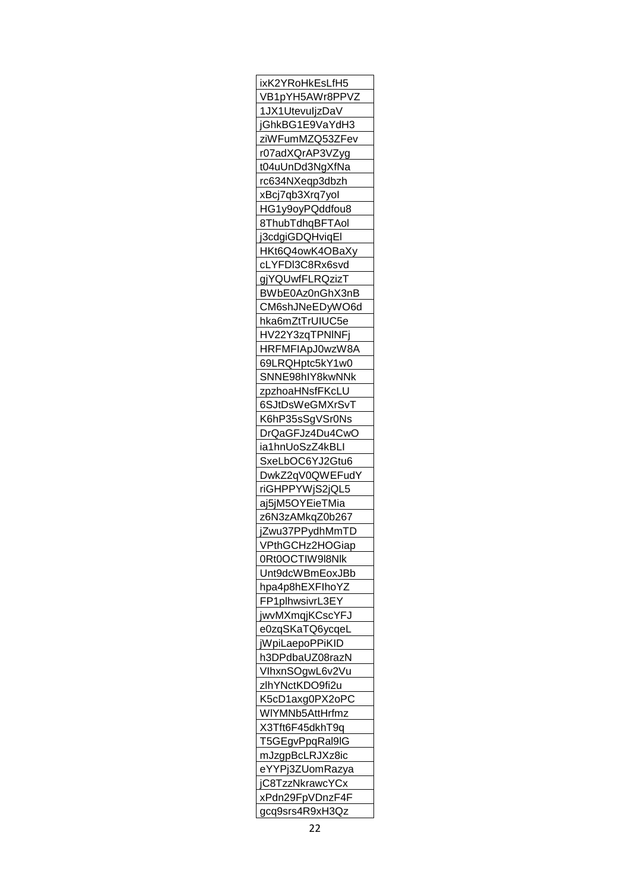| ixK2YRoHkEsLfH5 |
|---|
| VB1pYH5AWr8PPVZ |
| 1JX1UtevuljzDaV |
| jGhkBG1E9VaYdH3 |
| ziWFumMZQ53ZFev |
| r07adXQrAP3VZyg |
| t04uUnDd3NgXfNa |
| rc634NXeqp3dbzh |
| xBcj7qb3Xrq7yol |
| HG1y9oyPQddfou8 |
| 8ThubTdhqBFTAol |
| j3cdgiGDQHviqEl |
| HKt6Q4owK4OBaXy |
| cLYFDl3C8Rx6svd |
| gjYQUwfFLRQzizT |
| BWbE0Az0nGhX3nB |
| CM6shJNeEDyWO6d |
| hka6mZtTrUIUC5e |
| HV22Y3zqTPNlNFj |
| HRFMFIApJ0wzW8A |
| 69LRQHptc5kY1w0 |
| SNNE98hIY8kwNNk |
| zpzhoaHNsfFKcLU |
| 6SJtDsWeGMXrSvT |
| K6hP35sSgVSr0Ns |
| DrQaGFJz4Du4CwO |
| ia1hnUoSzZ4kBLI |
| SxeLbOC6YJ2Gtu6 |
| DwkZ2qV0QWEFudY |
| riGHPPYWjS2jQL5 |
| aj5jM5OYEieTMia |
| z6N3zAMkqZ0b267 |
| jZwu37PPydhMmTD |
| VPthGCHz2HOGiap |
| 0Rt0OCTIW9l8Nlk |
| Unt9dcWBmEoxJBb |
| hpa4p8hEXFIhoYZ |
| FP1plhwsivrL3EY |
| jwvMXmqjKCscYFJ |
| e0zqSKaTQ6ycqeL |
| jWpiLaepoPPiKID |
| h3DPdbaUZ08razN |
| VlhxnSOgwL6v2Vu |
| zlhYNctKDO9fi2u |
| K5cD1axg0PX2oPC |
| WlYMNb5AttHrfmz |
| X3Tft6F45dkhT9q |
| T5GEgvPpqRal9lG |
| mJzgpBcLRJXz8ic |
| eYYPj3ZUomRazya |
| jC8TzzNkrawcYCx |
| xPdn29FpVDnzF4F |
| gcq9srs4R9xH3Qz |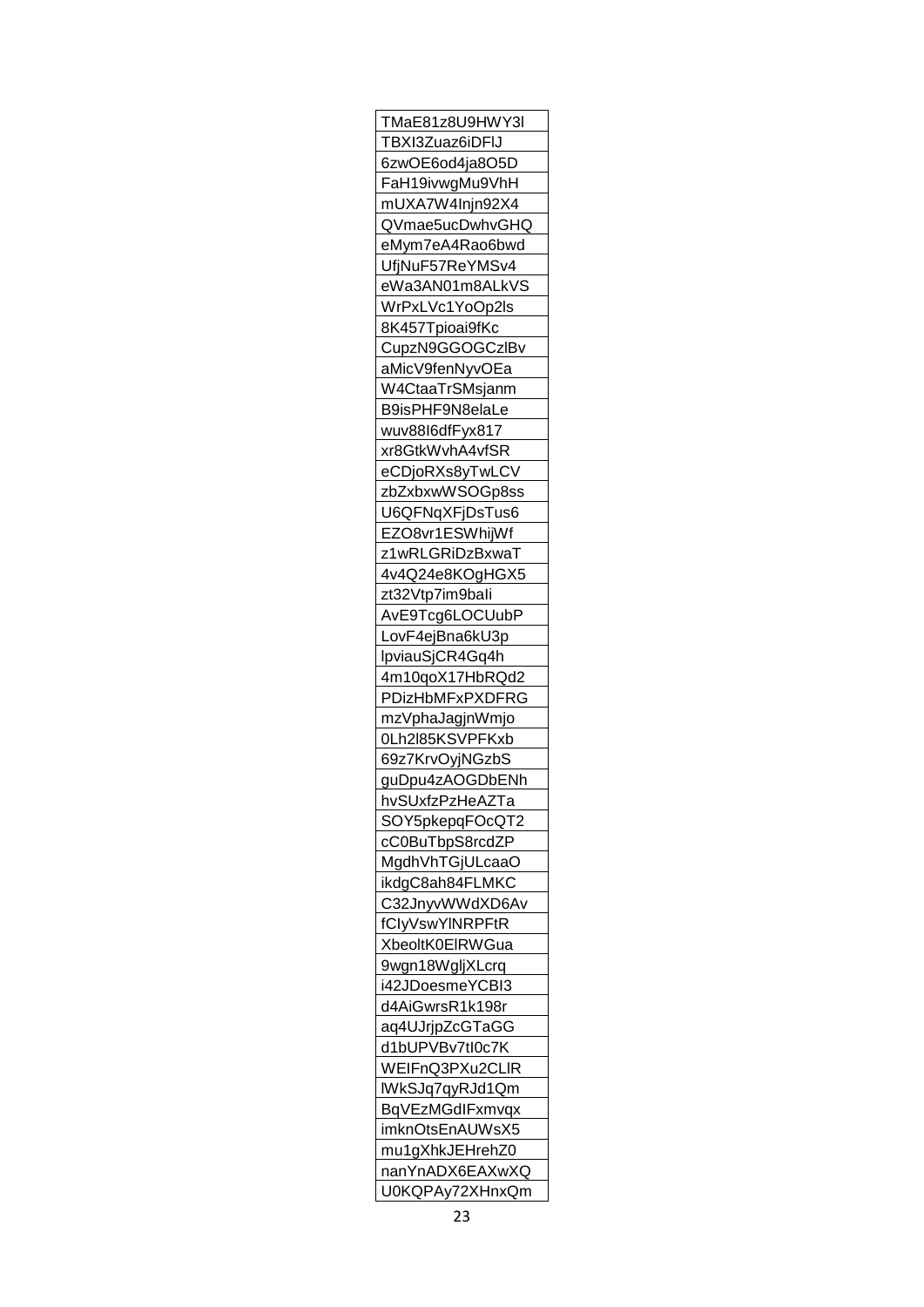| |
|---|
| TMaE81z8U9HWY3l |
| TBXI3Zuaz6iDFlJ |
| 6zwOE6od4ja8O5D |
| FaH19ivwgMu9VhH |
| mUXA7W4Injn92X4 |
| QVmae5ucDwhvGHQ |
| eMym7eA4Rao6bwd |
| UfjNuF57ReYMSv4 |
| eWa3AN01m8ALkVS |
| WrPxLVc1YoOp2ls |
| 8K457Tpioai9fKc |
| CupzN9GGOGCzlBv |
| aMicV9fenNyvOEa |
| W4CtaaTrSMsjanm |
| B9isPHF9N8elaLe |
| wuv88I6dfFyx817 |
| xr8GtkWvhA4vfSR |
| eCDjoRXs8yTwLCV |
| zbZxbxwWSOGp8ss |
| U6QFNqXFjDsTus6 |
| EZO8vr1ESWhijWf |
| z1wRLGRiDzBxwaT |
| 4v4Q24e8KOgHGX5 |
| zt32Vtp7im9baIi |
| AvE9Tcg6LOCUubP |
| LovF4ejBna6kU3p |
| lpviauSjCR4Gq4h |
| 4m10qoX17HbRQd2 |
| PDizHbMFxPXDFRG |
| mzVphaJagjnWmjo |
| 0Lh2l85KSVPFKxb |
| 69z7KrvOyjNGzbS |
| guDpu4zAOGDbENh |
| hvSUxfzPzHeAZTa |
| SOY5pkepqFOcQT2 |
| cC0BuTbpS8rcdZP |
| MgdhVhTGjULcaaO |
| ikdgC8ah84FLMKC |
| C32JnyvWWdXD6Av |
| fCIyVswYlNRPFtR |
| XbeoltK0ElRWGua |
| 9wgn18WgljXLcrq |
| i42JDoesmeYCBI3 |
| d4AiGwrsR1k198r |
| aq4UJrjpZcGTaGG |
| d1bUPVBv7tI0c7K |
| WEIFnQ3PXu2CLlR |
| lWkSJq7qyRJd1Qm |
| BqVEzMGdIFxmvqx |
| imknOtsEnAUWsX5 |
| mu1gXhkJEHrehZ0 |
| nanYnADX6EAXwXQ |
| U0KQPAy72XHnxQm |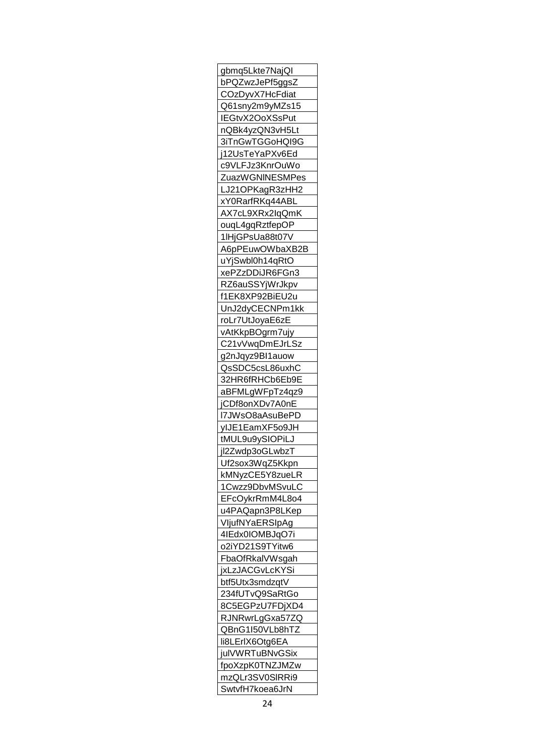| gbmq5Lkte7NajQI |
|---|
| bPQZwzJePf5ggsZ |
| COzDyvX7HcFdiat |
| Q61sny2m9yMZs15 |
| IEGtvX2OoXSsPut |
| nQBk4yzQN3vH5Lt |
| 3iTnGwTGGoHQI9G |
| j12UsTeYaPXv6Ed |
| c9VLFJz3KnrOuWo |
| ZuazWGNlNESMPes |
| LJ21OPKagR3zHH2 |
| xY0RarfRKq44ABL |
| AX7cL9XRx2IqQmK |
| ouqL4gqRztfepOP |
| 1lHjGPsUa88t07V |
| A6pPEuwOWbaXB2B |
| uYjSwbl0h14qRtO |
| xePZzDDiJR6FGn3 |
| RZ6auSSYjWrJkpv |
| f1EK8XP92BiEU2u |
| UnJ2dyCECNPm1kk |
| roLr7UtJoyaE6zE |
| vAtKkpBOgrm7ujy |
| C21vVwqDmEJrLSz |
| g2nJqyz9BI1auow |
| QsSDC5csL86uxhC |
| 32HR6fRHCb6Eb9E |
| aBFMLgWFpTz4qz9 |
| jCDf8onXDv7A0nE |
| l7JWsO8aAsuBePD |
| ylJE1EamXF5o9JH |
| tMUL9u9ySIOPiLJ |
| jl2Zwdp3oGLwbzT |
| Uf2sox3WqZ5Kkpn |
| kMNyzCE5Y8zueLR |
| 1Cwzz9DbvMSvuLC |
| EFcOykrRmM4L8o4 |
| u4PAQapn3P8LKep |
| VljufNYaERSIpAg |
| 4IEdx0IOMBJqO7i |
| o2iYD21S9TYitw6 |
| FbaOfRkalVWsgah |
| jxLzJACGvLcKYSi |
| btf5Utx3smdzqtV |
| 234fUTvQ9SaRtGo |
| 8C5EGPzU7FDjXD4 |
| RJNRwrLgGxa57ZQ |
| QBnG1I50VLb8hTZ |
| li8LErlX6Otg6EA |
| julVWRTuBNvGSix |
| fpoXzpK0TNZJMZw |
| mzQLr3SV0SlRRi9 |
| SwtvfH7koea6JrN |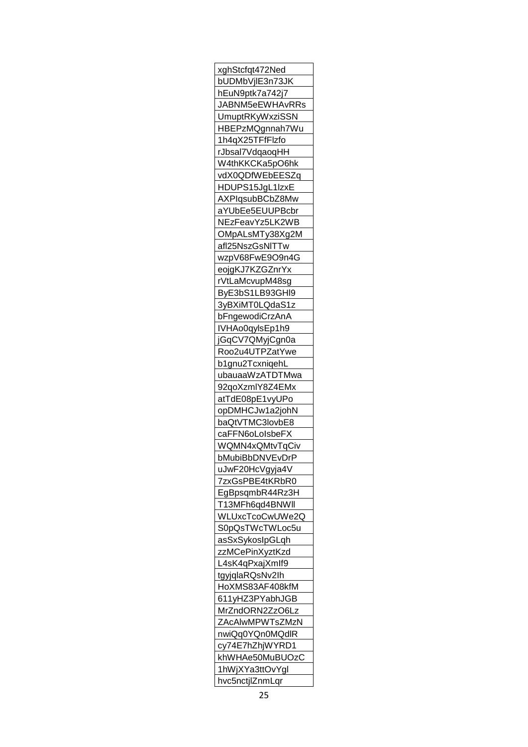| xghStcfqt472Ned |
|---|
| bUDMbVjlE3n73JK |
| hEuN9ptk7a742j7 |
| JABNM5eEWHAvRRs |
| UmuptRKyWxziSSN |
| HBEPzMQgnnah7Wu |
| 1h4qX25TFfFlzfo |
| rJbsal7VdqaoqHH |
| W4thKKCKa5pO6hk |
| vdX0QDfWEbEESZq |
| HDUPS15JgL1lzxE |
| AXPIqsubBCbZ8Mw |
| aYUbEe5EUUPBcbr |
| NEzFeavYz5LK2WB |
| OMpALsMTy38Xg2M |
| afl25NszGsNlTTw |
| wzpV68FwE9O9n4G |
| eojgKJ7KZGZnrYx |
| rVtLaMcvupM48sg |
| ByE3bS1LB93GHl9 |
| 3yBXiMT0LQdaS1z |
| bFngewodiCrzAnA |
| IVHAo0qylsEp1h9 |
| jGqCV7QMyjCgn0a |
| Roo2u4UTPZatYwe |
| b1gnu2TcxniqehL |
| ubauaaWzATDTMwa |
| 92qoXzmlY8Z4EMx |
| atTdE08pE1vyUPo |
| opDMHCJw1a2johN |
| baQtVTMC3lovbE8 |
| caFFN6oLoIsbeFX |
| WQMN4xQMtvTqCiv |
| bMubiBbDNVEvDrP |
| uJwF20HcVgyja4V |
| 7zxGsPBE4tKRbR0 |
| EgBpsqmbR44Rz3H |
| T13MFh6qd4BNWll |
| WLUxcTcoCwUWe2Q |
| S0pQsTWcTWLoc5u |
| asSxSykosIpGLqh |
| zzMCePinXyztKzd |
| L4sK4qPxajXmIf9 |
| tgyjqlaRQsNv2Ih |
| HoXMS83AF408kfM |
| 611yHZ3PYabhJGB |
| MrZndORN2ZzO6Lz |
| ZAcAlwMPWTsZMzN |
| nwiQq0YQn0MQdlR |
| cy74E7hZhjWYRD1 |
| khWHAe50MuBUOzC |
| 1hWjXYa3ttOvYgl |
| hvc5nctjlZnmLqr |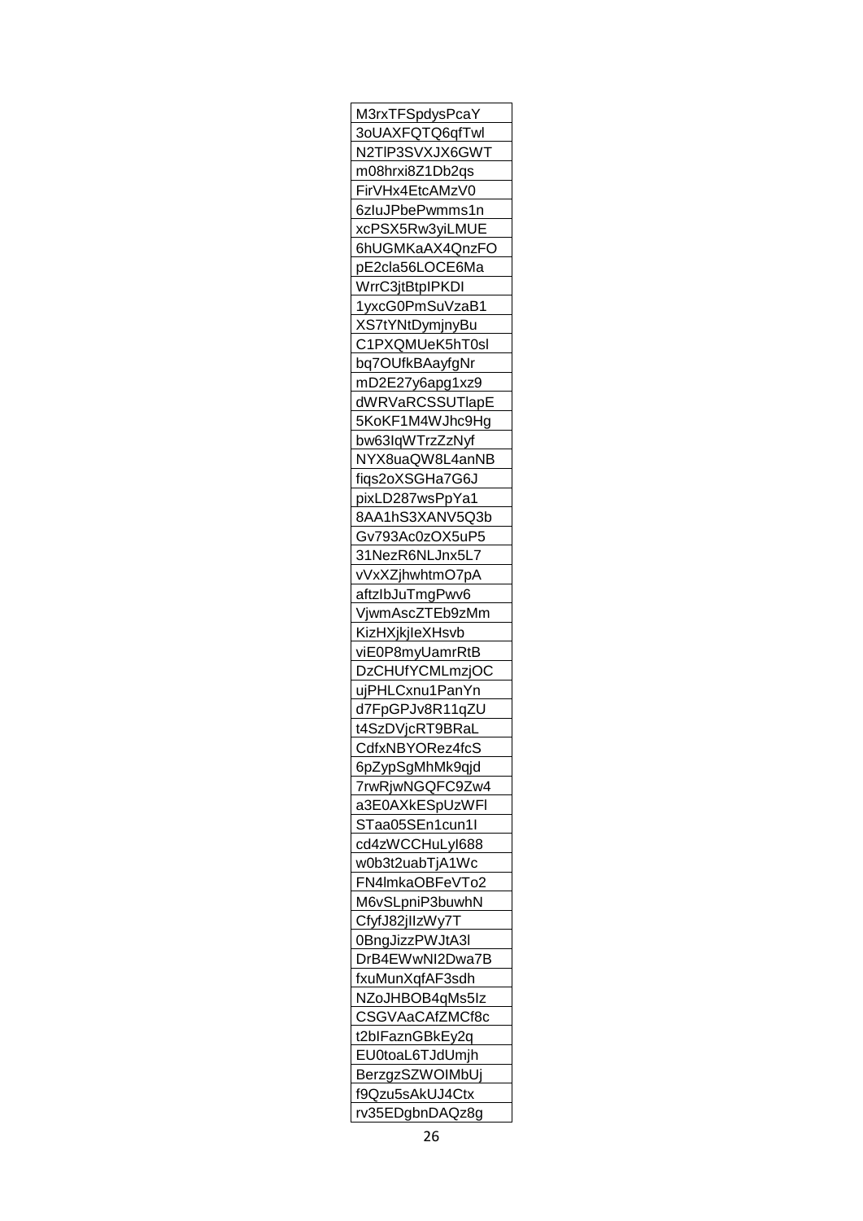| M3rxTFSpdysPcaY |
|---|
| 3oUAXFQTQ6qfTwl |
| N2TlP3SVXJX6GWT |
| m08hrxi8Z1Db2qs |
| FirVHx4EtcAMzV0 |
| 6zIuJPbePwmms1n |
| xcPSX5Rw3yiLMUE |
| 6hUGMKaAX4QnzFO |
| pE2cla56LOCE6Ma |
| WrrC3jtBtpIPKDI |
| 1yxcG0PmSuVzaB1 |
| XS7tYNtDymjnyBu |
| C1PXQMUeK5hT0sl |
| bq7OUfkBAayfgNr |
| mD2E27y6apg1xz9 |
| dWRVaRCSSUTlapE |
| 5KoKF1M4WJhc9Hg |
| bw63IqWTrzZzNyf |
| NYX8uaQW8L4anNB |
| fiqs2oXSGHa7G6J |
| pixLD287wsPpYa1 |
| 8AA1hS3XANV5Q3b |
| Gv793Ac0zOX5uP5 |
| 31NezR6NLJnx5L7 |
| vVxXZjhwhtmO7pA |
| aftzIbJuTmgPwv6 |
| VjwmAscZTEb9zMm |
| KizHXjkjIeXHsvb |
| viE0P8myUamrRtB |
| DzCHUfYCMLmzjOC |
| ujPHLCxnu1PanYn |
| d7FpGPJv8R11qZU |
| t4SzDVjcRT9BRaL |
| CdfxNBYORez4fcS |
| 6pZypSgMhMk9qjd |
| 7rwRjwNGQFC9Zw4 |
| a3E0AXkESpUzWFl |
| STaa05SEn1cun1I |
| cd4zWCCHuLyl688 |
| w0b3t2uabTjA1Wc |
| FN4lmkaOBFeVTo2 |
| M6vSLpniP3buwhN |
| CfyfJ82jIlzWy7T |
| 0BngJizzPWJtA3l |
| DrB4EWwNI2Dwa7B |
| fxuMunXqfAF3sdh |
| NZoJHBOB4qMs5Iz |
| CSGVAaCAfZMCf8c |
| t2bIFaznGBkEy2q |
| EU0toaL6TJdUmjh |
| BerzgzSZWOIMbUj |
| f9Qzu5sAkUJ4Ctx |
| rv35EDgbnDAQz8g |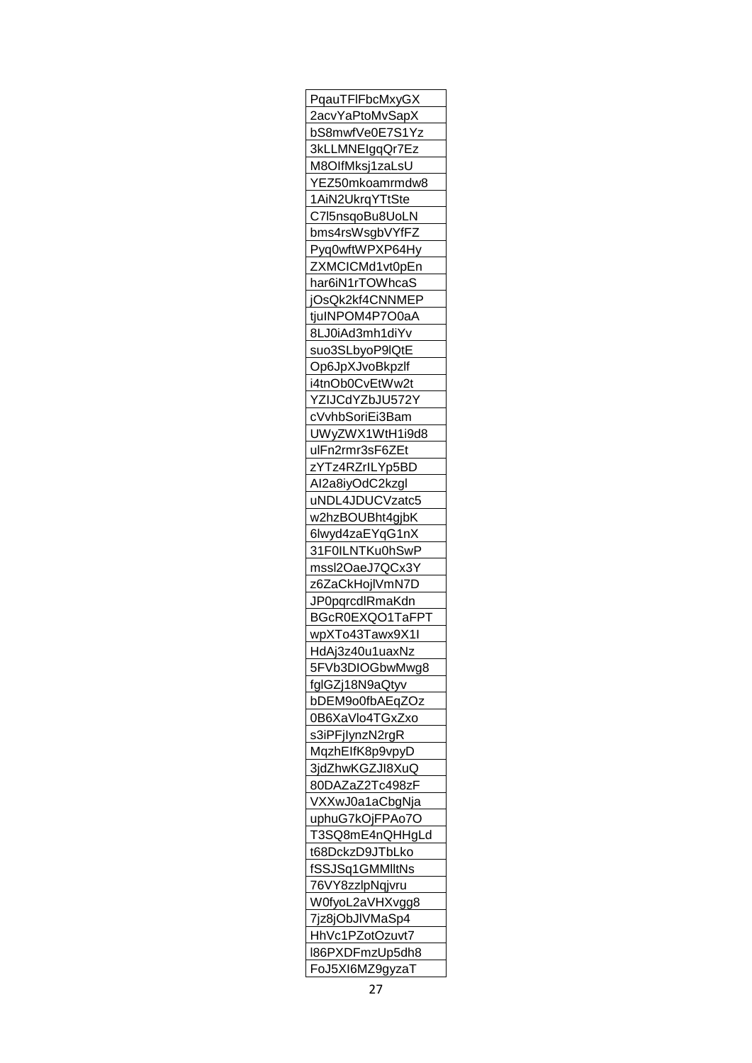| PqauTFlFbcMxyGX |
| --- |
| 2acvYaPtoMvSapX |
| bS8mwfVe0E7S1Yz |
| 3kLLMNEIgqQr7Ez |
| M8OIfMksj1zaLsU |
| YEZ50mkoamrmdw8 |
| 1AiN2UkrqYTtSte |
| C7l5nsqoBu8UoLN |
| bms4rsWsgbVYfFZ |
| Pyq0wftWPXP64Hy |
| ZXMCICMd1vt0pEn |
| har6iN1rTOWhcaS |
| jOsQk2kf4CNNMEP |
| tjuINPOM4P7O0aA |
| 8LJ0iAd3mh1diYv |
| suo3SLbyoP9lQtE |
| Op6JpXJvoBkpzlf |
| i4tnOb0CvEtWw2t |
| YZIJCdYZbJU572Y |
| cVvhbSoriEi3Bam |
| UWyZWX1WtH1i9d8 |
| ulFn2rmr3sF6ZEt |
| zYTz4RZrILYp5BD |
| AI2a8iyOdC2kzgl |
| uNDL4JDUCVzatc5 |
| w2hzBOUBht4gjbK |
| 6lwyd4zaEYqG1nX |
| 31F0ILNTKu0hSwP |
| mssl2OaeJ7QCx3Y |
| z6ZaCkHojlVmN7D |
| JP0pqrcdlRmaKdn |
| BGcR0EXQO1TaFPT |
| wpXTo43Tawx9X1I |
| HdAj3z40u1uaxNz |
| 5FVb3DIOGbwMwg8 |
| fglGZj18N9aQtyv |
| bDEM9o0fbAEqZOz |
| 0B6XaVlo4TGxZxo |
| s3iPFjIynzN2rgR |
| MqzhEIfK8p9vpyD |
| 3jdZhwKGZJI8XuQ |
| 80DAZaZ2Tc498zF |
| VXXwJ0a1aCbgNja |
| uphuG7kOjFPAo7O |
| T3SQ8mE4nQHHgLd |
| t68DckzD9JTbLko |
| fSSJSq1GMMlltNs |
| 76VY8zzlpNqjvru |
| W0fyoL2aVHXvgg8 |
| 7jz8jObJlVMaSp4 |
| HhVc1PZotOzuvt7 |
| l86PXDFmzUp5dh8 |
| FoJ5XI6MZ9gyzaT |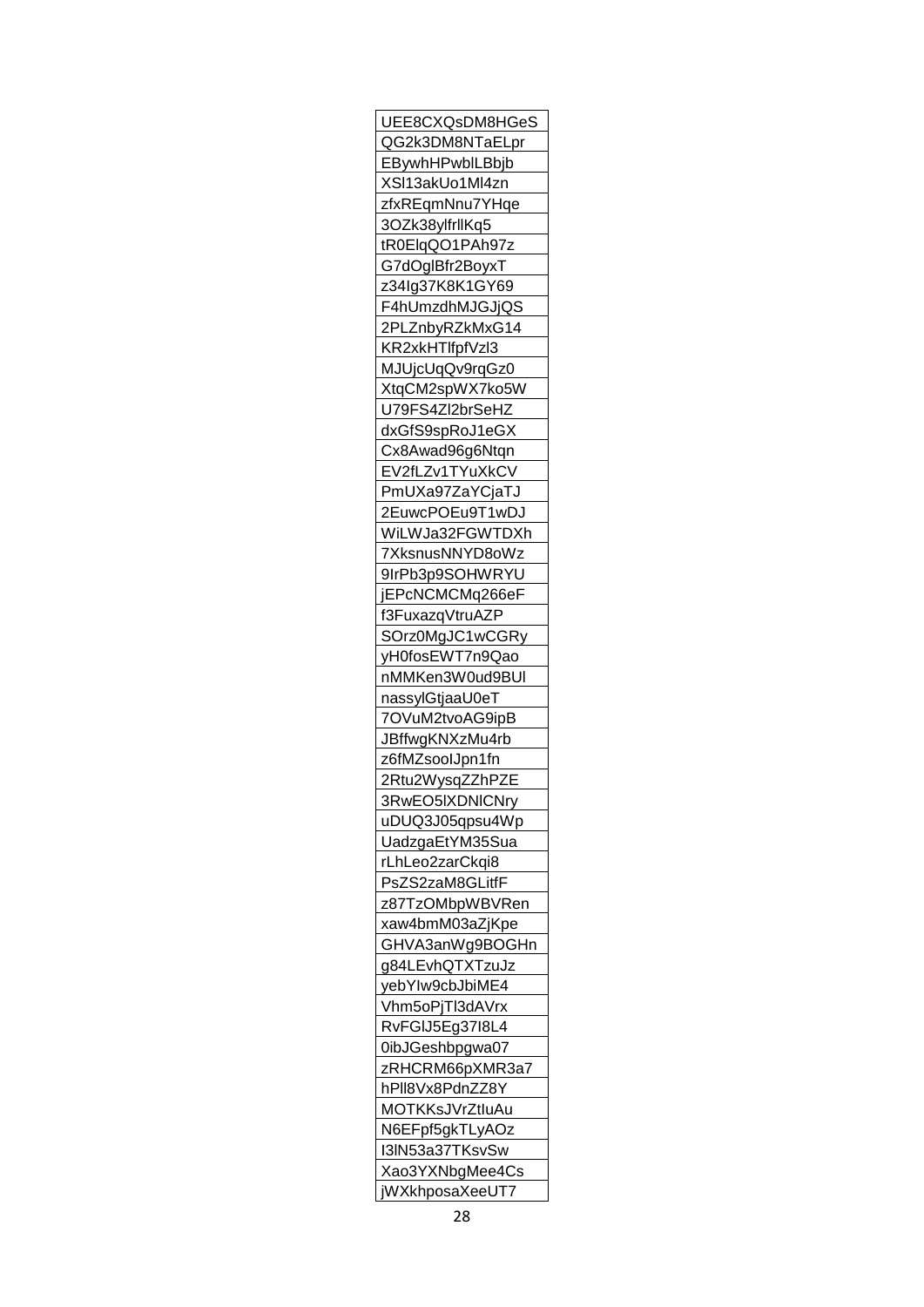| UEE8CXQsDM8HGeS |
|---|
| QG2k3DM8NTaELpr |
| EBywhHPwblLBbjb |
| XSl13akUo1Ml4zn |
| zfxREqmNnu7YHqe |
| 3OZk38ylfrllKq5 |
| tR0ElqQO1PAh97z |
| G7dOglBfr2BoyxT |
| z34lg37K8K1GY69 |
| F4hUmzdhMJGJjQS |
| 2PLZnbyRZkMxG14 |
| KR2xkHTlfpfVzl3 |
| MJUjcUqQv9rqGz0 |
| XtqCM2spWX7ko5W |
| U79FS4Zl2brSeHZ |
| dxGfS9spRoJ1eGX |
| Cx8Awad96g6Ntqn |
| EV2fLZv1TYuXkCV |
| PmUXa97ZaYCjaTJ |
| 2EuwcPOEu9T1wDJ |
| WiLWJa32FGWTDXh |
| 7XksnusNNYD8oWz |
| 9IrPb3p9SOHWRYU |
| jEPcNCMCMq266eF |
| f3FuxazqVtruAZP |
| SOrz0MgJC1wCGRy |
| yH0fosEWT7n9Qao |
| nMMKen3W0ud9BUl |
| nassylGtjaaU0eT |
| 7OVuM2tvoAG9ipB |
| JBffwgKNXzMu4rb |
| z6fMZsooIJpn1fn |
| 2Rtu2WysqZZhPZE |
| 3RwEO5lXDNlCNry |
| uDUQ3J05qpsu4Wp |
| UadzgaEtYM35Sua |
| rLhLeo2zarCkqi8 |
| PsZS2zaM8GLitfF |
| z87TzOMbpWBVRen |
| xaw4bmM03aZjKpe |
| GHVA3anWg9BOGHn |
| g84LEvhQTXTzuJz |
| yebYIw9cbJbiME4 |
| Vhm5oPjTl3dAVrx |
| RvFGlJ5Eg37I8L4 |
| 0ibJGeshbpgwa07 |
| zRHCRM66pXMR3a7 |
| hPll8Vx8PdnZZ8Y |
| MOTKKsJVrZtIuAu |
| N6EFpf5gkTLyAOz |
| I3lN53a37TKsvSw |
| Xao3YXNbgMee4Cs |
| jWXkhposaXeeUT7 |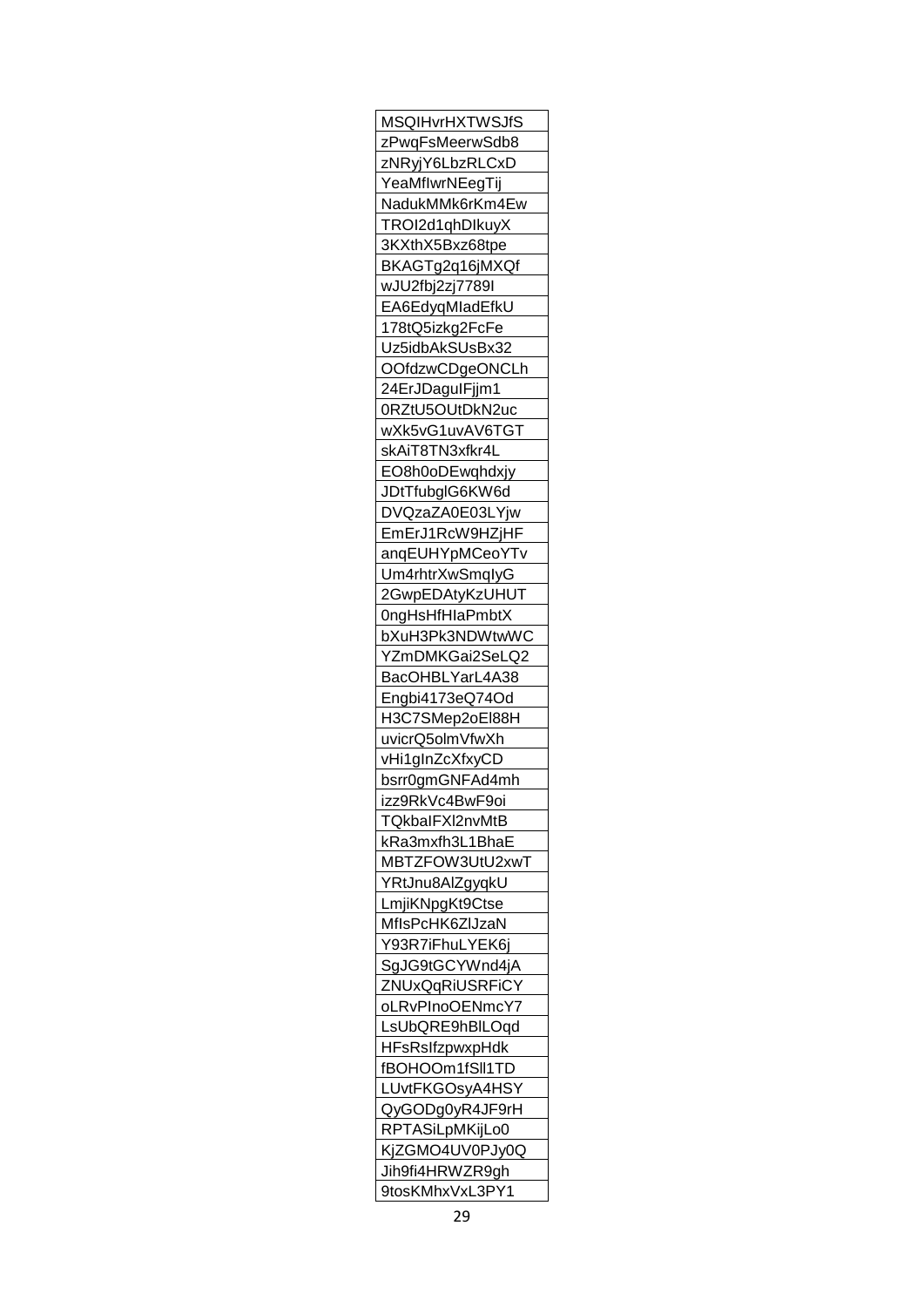| MSQIHvrHXTWSJfS |
|---|
| zPwqFsMeerwSdb8 |
| zNRyjY6LbzRLCxD |
| YeaMfIwrNEegTij |
| NadukMMk6rKm4Ew |
| TROI2d1qhDIkuyX |
| 3KXthX5Bxz68tpe |
| BKAGTg2q16jMXQf |
| wJU2fbj2zj7789I |
| EA6EdyqMIadEfkU |
| 178tQ5izkg2FcFe |
| Uz5idbAkSUsBx32 |
| OOfdzwCDgeONCLh |
| 24ErJDaguIFjjm1 |
| 0RZtU5OUtDkN2uc |
| wXk5vG1uvAV6TGT |
| skAiT8TN3xfkr4L |
| EO8h0oDEwqhdxjy |
| JDtTfubglG6KW6d |
| DVQzaZA0E03LYjw |
| EmErJ1RcW9HZjHF |
| anqEUHYpMCeoYTv |
| Um4rhtrXwSmqIyG |
| 2GwpEDAtyKzUHUT |
| 0ngHsHfHIaPmbtX |
| bXuH3Pk3NDWtwWC |
| YZmDMKGai2SeLQ2 |
| BacOHBLYarL4A38 |
| Engbi4173eQ74Od |
| H3C7SMep2oEl88H |
| uvicrQ5olmVfwXh |
| vHi1gInZcXfxyCD |
| bsrr0gmGNFAd4mh |
| izz9RkVc4BwF9oi |
| TQkbaIFXl2nvMtB |
| kRa3mxfh3L1BhaE |
| MBTZFOW3UtU2xwT |
| YRtJnu8AlZgyqkU |
| LmjiKNpgKt9Ctse |
| MfIsPcHK6ZlJzaN |
| Y93R7iFhuLYEK6j |
| SgJG9tGCYWnd4jA |
| ZNUxQqRiUSRFiCY |
| oLRvPInoOENmcY7 |
| LsUbQRE9hBlLOqd |
| HFsRsIfzpwxpHdk |
| fBOHOOm1fSll1TD |
| LUvtFKGOsyA4HSY |
| QyGODg0yR4JF9rH |
| RPTASiLpMKijLo0 |
| KjZGMO4UV0PJy0Q |
| Jih9fi4HRWZR9gh |
| 9tosKMhxVxL3PY1 |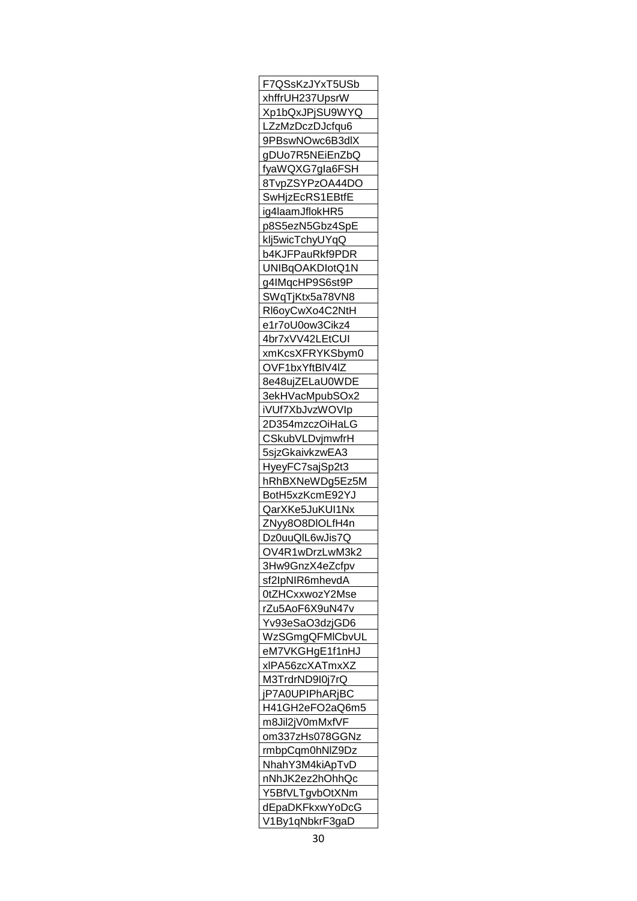| F7QSsKzJYxT5USb |
|---|
| xhffrUH237UpsrW |
| Xp1bQxJPjSU9WYQ |
| LZzMzDczDJcfqu6 |
| 9PBswNOwc6B3dlX |
| gDUo7R5NEiEnZbQ |
| fyaWQXG7gIa6FSH |
| 8TvpZSYPzOA44DO |
| SwHjzEcRS1EBtfE |
| ig4laamJflokHR5 |
| p8S5ezN5Gbz4SpE |
| klj5wicTchyUYqQ |
| b4KJFPauRkf9PDR |
| UNIBqOAKDIotQ1N |
| g4IMqcHP9S6st9P |
| SWqTjKtx5a78VN8 |
| Rl6oyCwXo4C2NtH |
| e1r7oU0ow3Cikz4 |
| 4br7xVV42LEtCUI |
| xmKcsXFRYKSbym0 |
| OVF1bxYftBlV4lZ |
| 8e48ujZELaU0WDE |
| 3ekHVacMpubSOx2 |
| iVUf7XbJvzWOVIp |
| 2D354mzczOiHaLG |
| CSkubVLDvjmwfrH |
| 5sjzGkaivkzwEA3 |
| HyeyFC7sajSp2t3 |
| hRhBXNeWDg5Ez5M |
| BotH5xzKcmE92YJ |
| QarXKe5JuKUI1Nx |
| ZNyy8O8DlOLfH4n |
| Dz0uuQlL6wJis7Q |
| OV4R1wDrzLwM3k2 |
| 3Hw9GnzX4eZcfpv |
| sf2IpNIR6mhevdA |
| 0tZHCxxwozY2Mse |
| rZu5AoF6X9uN47v |
| Yv93eSaO3dzjGD6 |
| WzSGmgQFMlCbvUL |
| eM7VKGHgE1f1nHJ |
| xlPA56zcXATmxXZ |
| M3TrdrND9I0j7rQ |
| jP7A0UPIPhARjBC |
| H41GH2eFO2aQ6m5 |
| m8Jil2jV0mMxfVF |
| om337zHs078GGNz |
| rmbpCqm0hNlZ9Dz |
| NhahY3M4kiApTvD |
| nNhJK2ez2hOhhQc |
| Y5BfVLTgvbOtXNm |
| dEpaDKFkxwYoDcG |
| V1By1qNbkrF3gaD |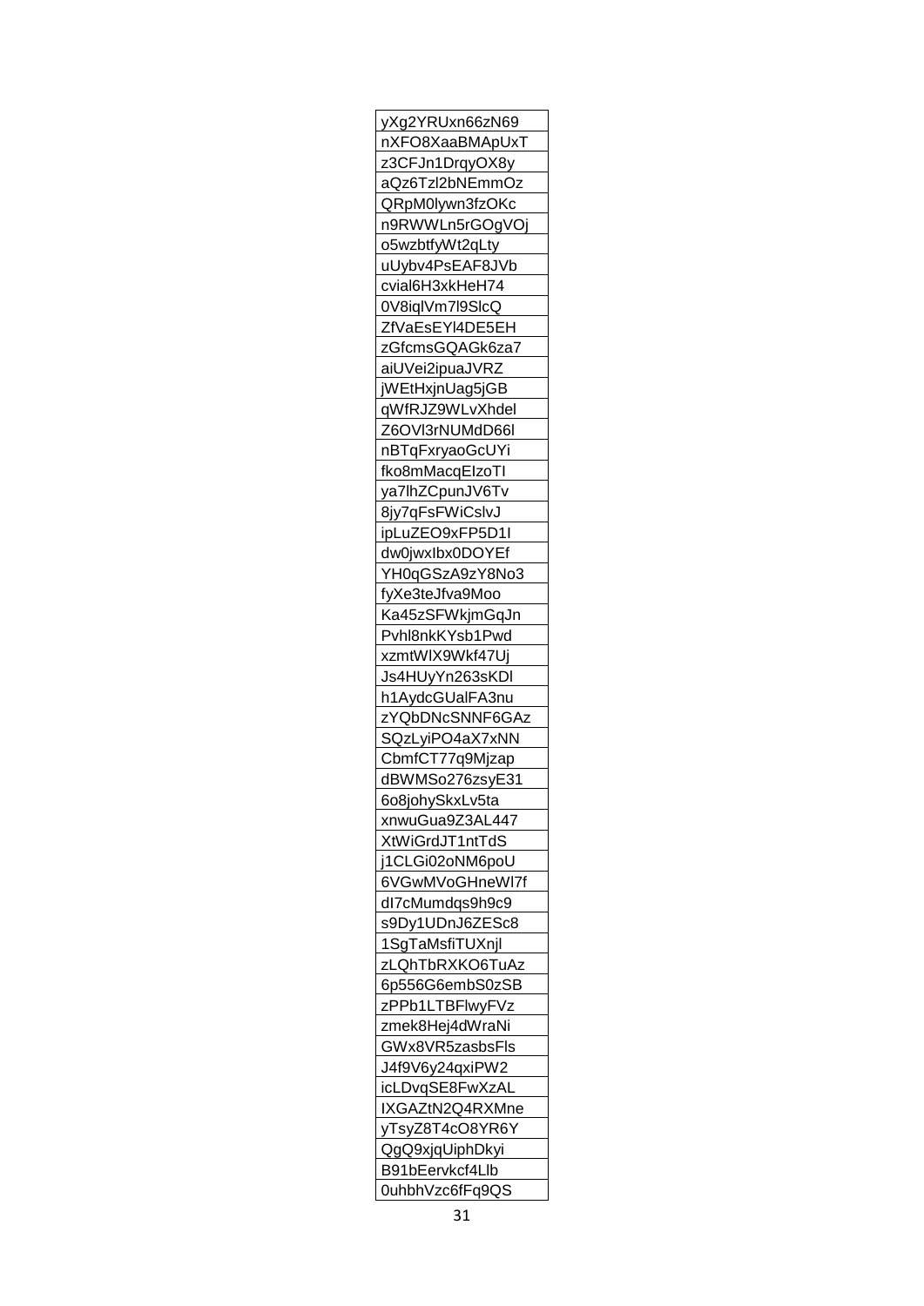| yXg2YRUxn66zN69 |
|---|
| nXFO8XaaBMApUxT |
| z3CFJn1DrqyOX8y |
| aQz6Tzl2bNEmmOz |
| QRpM0lywn3fzOKc |
| n9RWWLn5rGOgVOj |
| o5wzbtfyWt2qLty |
| uUybv4PsEAF8JVb |
| cvial6H3xkHeH74 |
| 0V8iqlVm7l9SlcQ |
| ZfVaEsEYl4DE5EH |
| zGfcmsGQAGk6za7 |
| aiUVei2ipuaJVRZ |
| jWEtHxjnUag5jGB |
| qWfRJZ9WLvXhdel |
| Z6OVl3rNUMdD66l |
| nBTqFxryaoGcUYi |
| fko8mMacqElzoTI |
| ya7lhZCpunJV6Tv |
| 8jy7qFsFWiCslvJ |
| ipLuZEO9xFP5D1I |
| dw0jwxIbx0DOYEf |
| YH0qGSzA9zY8No3 |
| fyXe3teJfva9Moo |
| Ka45zSFWkjmGqJn |
| Pvhl8nkKYsb1Pwd |
| xzmtWlX9Wkf47Uj |
| Js4HUyYn263sKDl |
| h1AydcGUalFA3nu |
| zYQbDNcSNNF6GAz |
| SQzLyiPO4aX7xNN |
| CbmfCT77q9Mjzap |
| dBWMSo276zsyE31 |
| 6o8johySkxLv5ta |
| xnwuGua9Z3AL447 |
| XtWiGrdJT1ntTdS |
| j1CLGi02oNM6poU |
| 6VGwMVoGHneWl7f |
| dI7cMumdqs9h9c9 |
| s9Dy1UDnJ6ZESc8 |
| 1SgTaMsfiTUXnjl |
| zLQhTbRXKO6TuAz |
| 6p556G6embS0zSB |
| zPPb1LTBFlwyFVz |
| zmek8Hej4dWraNi |
| GWx8VR5zasbsFls |
| J4f9V6y24qxiPW2 |
| icLDvqSE8FwXzAL |
| IXGAZtN2Q4RXMne |
| yTsyZ8T4cO8YR6Y |
| QgQ9xjqUiphDkyi |
| B91bEervkcf4Llb |
| 0uhbhVzc6fFq9QS |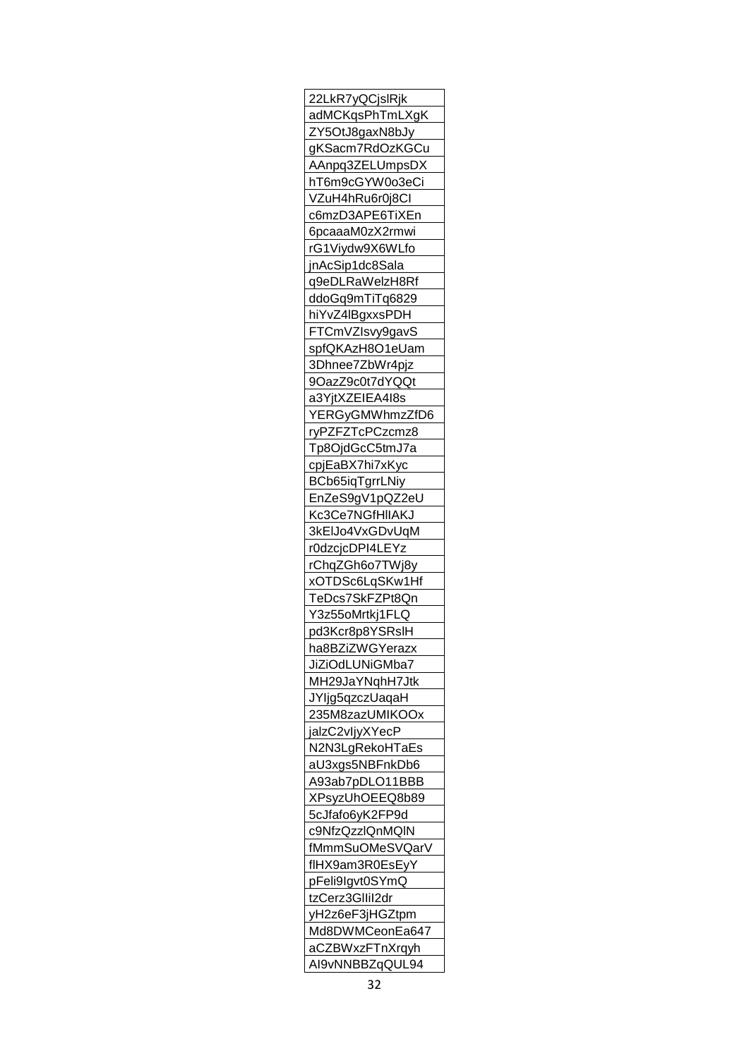| 22LkR7yQCjslRjk |
| --- |
| adMCKqsPhTmLXgK |
| ZY5OtJ8gaxN8bJy |
| gKSacm7RdOzKGCu |
| AAnpq3ZELUmpsDX |
| hT6m9cGYW0o3eCi |
| VZuH4hRu6r0j8CI |
| c6mzD3APE6TiXEn |
| 6pcaaaM0zX2rmwi |
| rG1Viydw9X6WLfo |
| jnAcSip1dc8Sala |
| q9eDLRaWelzH8Rf |
| ddoGq9mTiTq6829 |
| hiYvZ4lBgxxsPDH |
| FTCmVZIsvy9gavS |
| spfQKAzH8O1eUam |
| 3Dhnee7ZbWr4pjz |
| 9OazZ9c0t7dYQQt |
| a3YjtXZEIEA4I8s |
| YERGyGMWhmzZfD6 |
| ryPZFZTcPCzcmz8 |
| Tp8OjdGcC5tmJ7a |
| cpjEaBX7hi7xKyc |
| BCb65iqTgrrLNiy |
| EnZeS9gV1pQZ2eU |
| Kc3Ce7NGfHlIAKJ |
| 3kElJo4VxGDvUqM |
| r0dzcjcDPI4LEYz |
| rChqZGh6o7TWj8y |
| xOTDSc6LqSKw1Hf |
| TeDcs7SkFZPt8Qn |
| Y3z55oMrtkj1FLQ |
| pd3Kcr8p8YSRslH |
| ha8BZiZWGYerazx |
| JiZiOdLUNiGMba7 |
| MH29JaYNqhH7Jtk |
| JYljg5qzczUaqaH |
| 235M8zazUMIKOOx |
| jalzC2vljyXYecP |
| N2N3LgRekoHTaEs |
| aU3xgs5NBFnkDb6 |
| A93ab7pDLO11BBB |
| XPsyzUhOEEQ8b89 |
| 5cJfafo6yK2FP9d |
| c9NfzQzzlQnMQlN |
| fMmmSuOMeSVQarV |
| flHX9am3R0EsEyY |
| pFeli9Igvt0SYmQ |
| tzCerz3GlIiI2dr |
| yH2z6eF3jHGZtpm |
| Md8DWMCeonEa647 |
| aCZBWxzFTnXrqyh |
| AI9vNNBBZqQUL94 |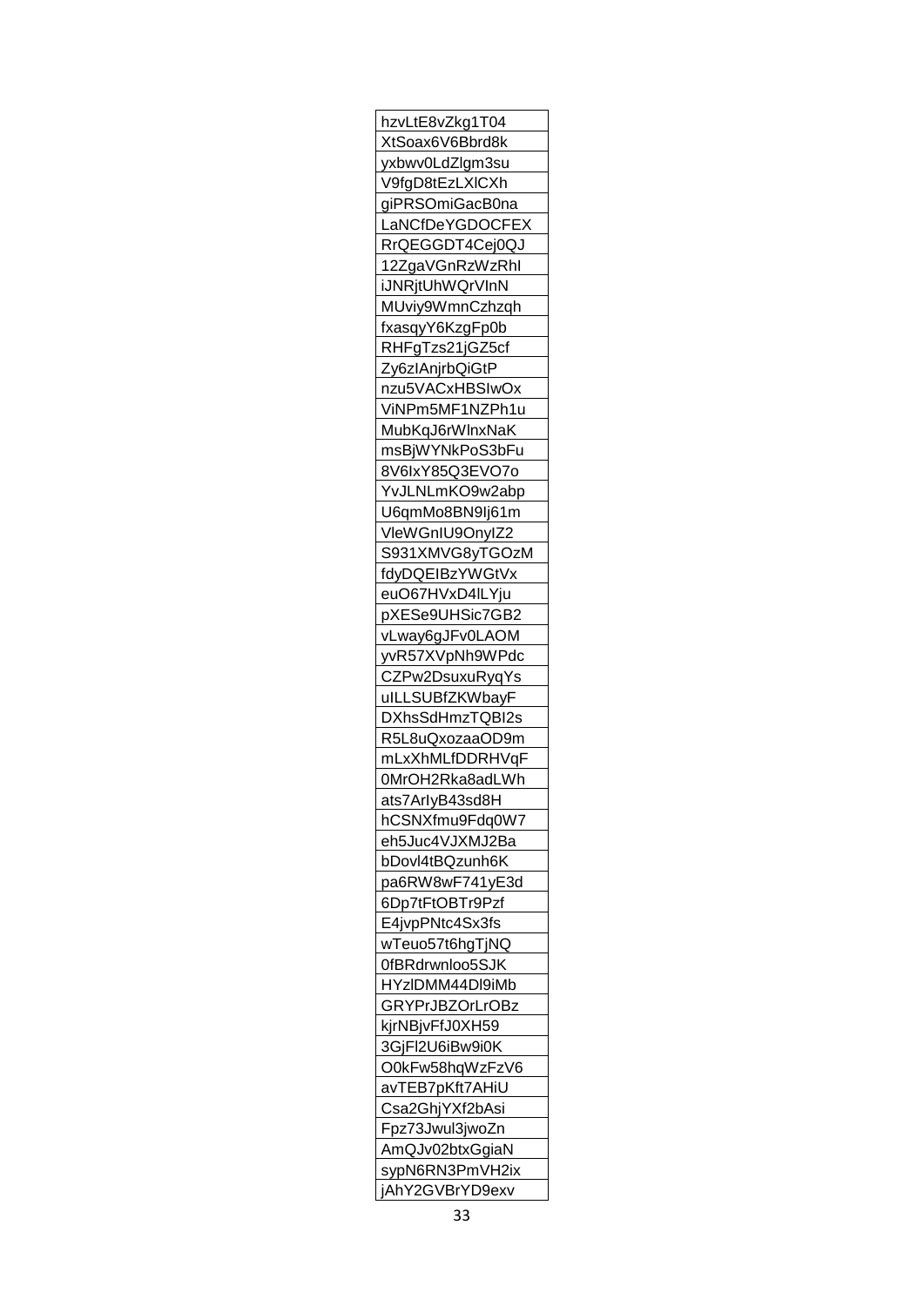| hzvLtE8vZkg1T04 |
| --- |
| XtSoax6V6Bbrd8k |
| yxbwv0LdZlgm3su |
| V9fgD8tEzLXlCXh |
| giPRSOmiGacB0na |
| LaNCfDeYGDOCFEX |
| RrQEGGDT4Cej0QJ |
| 12ZgaVGnRzWzRhl |
| iJNRjtUhWQrVlnN |
| MUviy9WmnCzhzqh |
| fxasqyY6KzgFp0b |
| RHFgTzs21jGZ5cf |
| Zy6zIAnjrbQiGtP |
| nzu5VACxHBSIwOx |
| ViNPm5MF1NZPh1u |
| MubKqJ6rWlnxNaK |
| msBjWYNkPoS3bFu |
| 8V6IxY85Q3EVO7o |
| YvJLNLmKO9w2abp |
| U6qmMo8BN9lj61m |
| VleWGnIU9OnyIZ2 |
| S931XMVG8yTGOzM |
| fdyDQEIBzYWGtVx |
| euO67HVxD4lLYju |
| pXESe9UHSic7GB2 |
| vLway6gJFv0LAOM |
| yvR57XVpNh9WPdc |
| CZPw2DsuxuRyqYs |
| uILLSUBfZKWbayF |
| DXhsSdHmzTQBI2s |
| R5L8uQxozaaOD9m |
| mLxXhMLfDDRHVqF |
| 0MrOH2Rka8adLWh |
| ats7ArIyB43sd8H |
| hCSNXfmu9Fdq0W7 |
| eh5Juc4VJXMJ2Ba |
| bDovl4tBQzunh6K |
| pa6RW8wF741yE3d |
| 6Dp7tFtOBTr9Pzf |
| E4jvpPNtc4Sx3fs |
| wTeuo57t6hgTjNQ |
| 0fBRdrwnloo5SJK |
| HYzlDMM44Dl9iMb |
| GRYPrJBZOrLrOBz |
| kjrNBjvFfJ0XH59 |
| 3GjFl2U6iBw9i0K |
| O0kFw58hqWzFzV6 |
| avTEB7pKft7AHiU |
| Csa2GhjYXf2bAsi |
| Fpz73Jwul3jwoZn |
| AmQJv02btxGgiaN |
| sypN6RN3PmVH2ix |
| jAhY2GVBrYD9exv |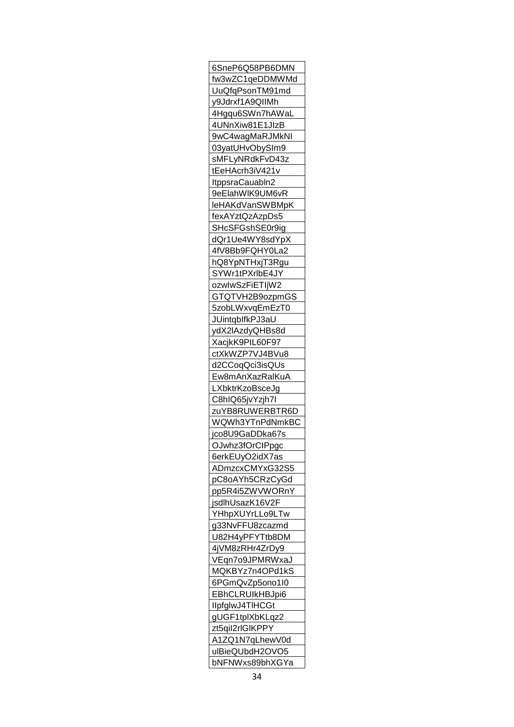| 6SneP6Q58PB6DMN |
|---|
| fw3wZC1qeDDMWMd |
| UuQfqPsonTM91md |
| y9Jdrxf1A9QIIMh |
| 4Hgqu6SWn7hAWaL |
| 4UNnXiw81E1JIzB |
| 9wC4wagMaRJMkNI |
| 03yatUHvObySIm9 |
| sMFLyNRdkFvD43z |
| tEeHAcrh3iV421v |
| ItppsraCauabln2 |
| 9eElahWlK9UM6vR |
| leHAKdVanSWBMpK |
| fexAYztQzAzpDs5 |
| SHcSFGshSE0r9ig |
| dQr1Ue4WY8sdYpX |
| 4fV8Bb9FQHY0La2 |
| hQ8YpNTHxjT3Rgu |
| SYWr1tPXrlbE4JY |
| ozwlwSzFiETIjW2 |
| GTQTVH2B9ozpmGS |
| 5zobLWxvqEmEzT0 |
| JUintqbIfkPJ3aU |
| ydX2lAzdyQHBs8d |
| XacjkK9PIL60F97 |
| ctXkWZP7VJ4BVu8 |
| d2CCoqQci3isQUs |
| Ew8mAnXazRalKuA |
| LXbktrKzoBsceJg |
| C8hIQ65jvYzjh7I |
| zuYB8RUWERBTR6D |
| WQWh3YTnPdNmkBC |
| jco8U9GaDDka67s |
| OJwhz3fOrCIPpgc |
| 6erkEUyO2idX7as |
| ADmzcxCMYxG32S5 |
| pC8oAYh5CRzCyGd |
| pp5R4i5ZWVWORnY |
| jsdlhUsazK16V2F |
| YHhpXUYrLLo9LTw |
| g33NvFFU8zcazmd |
| U82H4yPFYTtb8DM |
| 4jVM8zRHr4ZrDy9 |
| VEqn7o9JPMRWxaJ |
| MQKBYz7n4OPd1kS |
| 6PGmQvZp5ono1I0 |
| EBhCLRUIkHBJpi6 |
| IlpfglwJ4TlHCGt |
| gUGF1tplXbKLqz2 |
| zt5qiI2rlGlKPPY |
| A1ZQ1N7qLhewV0d |
| ulBieQUbdH2OVO5 |
| bNFNWxs89bhXGYa |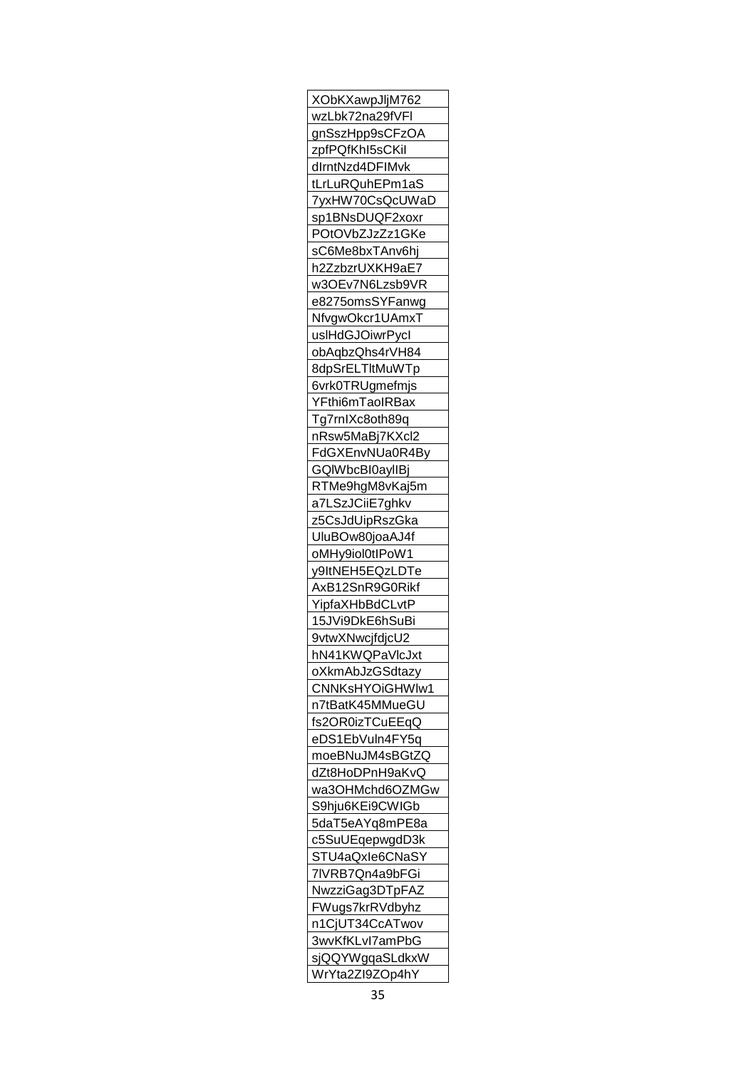| XObKXawpJljM762 |
|---|
| wzLbk72na29fVFl |
| gnSszHpp9sCFzOA |
| zpfPQfKhI5sCKil |
| dIrntNzd4DFIMvk |
| tLrLuRQuhEPm1aS |
| 7yxHW70CsQcUWaD |
| sp1BNsDUQF2xoxr |
| POtOVbZJzZz1GKe |
| sC6Me8bxTAnv6hj |
| h2ZzbzrUXKH9aE7 |
| w3OEv7N6Lzsb9VR |
| e8275omsSYFanwg |
| NfvgwOkcr1UAmxT |
| uslHdGJOiwrPycI |
| obAqbzQhs4rVH84 |
| 8dpSrELTltMuWTp |
| 6vrk0TRUgmefmjs |
| YFthi6mTaoIRBax |
| Tg7rnIXc8oth89q |
| nRsw5MaBj7KXcl2 |
| FdGXEnvNUa0R4By |
| GQlWbcBI0ayllBj |
| RTMe9hgM8vKaj5m |
| a7LSzJCiiE7ghkv |
| z5CsJdUipRszGka |
| UluBOw80joaAJ4f |
| oMHy9iol0tIPoW1 |
| y9ltNEH5EQzLDTe |
| AxB12SnR9G0Rikf |
| YipfaXHbBdCLvtP |
| 15JVi9DkE6hSuBi |
| 9vtwXNwcjfdjcU2 |
| hN41KWQPaVlcJxt |
| oXkmAbJzGSdtazy |
| CNNKsHYOiGHWlw1 |
| n7tBatK45MMueGU |
| fs2OR0izTCuEEqQ |
| eDS1EbVuln4FY5q |
| moeBNuJM4sBGtZQ |
| dZt8HoDPnH9aKvQ |
| wa3OHMchd6OZMGw |
| S9hju6KEi9CWIGb |
| 5daT5eAYq8mPE8a |
| c5SuUEqepwgdD3k |
| STU4aQxIe6CNaSY |
| 7lVRB7Qn4a9bFGi |
| NwzziGag3DTpFAZ |
| FWugs7krRVdbyhz |
| n1CjUT34CcATwov |
| 3wvKfKLvl7amPbG |
| sjQQYWgqaSLdkxW |
| WrYta2ZI9ZOp4hY |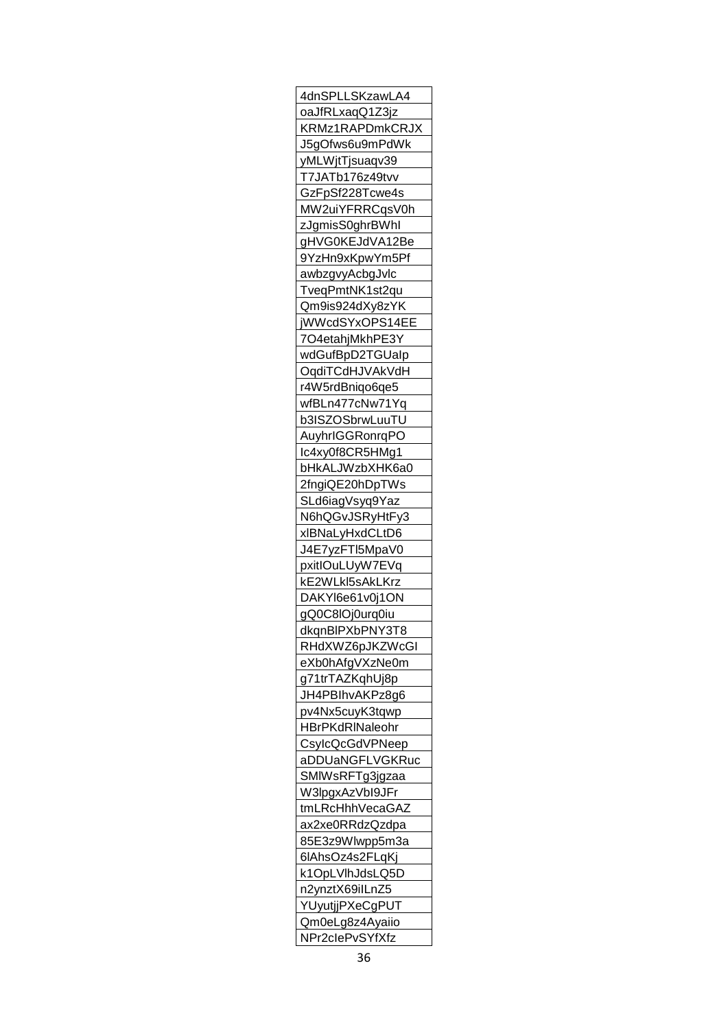| 4dnSPLLSKzawLA4 |
|---|
| oaJfRLxaqQ1Z3jz |
| KRMz1RAPDmkCRJX |
| J5gOfws6u9mPdWk |
| yMLWjtTjsuaqv39 |
| T7JATb176z49tvv |
| GzFpSf228Tcwe4s |
| MW2uiYFRRCqsV0h |
| zJgmisS0ghrBWhl |
| gHVG0KEJdVA12Be |
| 9YzHn9xKpwYm5Pf |
| awbzgvyAcbgJvlc |
| TveqPmtNK1st2qu |
| Qm9is924dXy8zYK |
| jWWcdSYxOPS14EE |
| 7O4etahjMkhPE3Y |
| wdGufBpD2TGUaIp |
| OqdiTCdHJVAkVdH |
| r4W5rdBniqo6qe5 |
| wfBLn477cNw71Yq |
| b3ISZOSbrwLuuTU |
| AuyhrIGGRonrqPO |
| Ic4xy0f8CR5HMg1 |
| bHkALJWzbXHK6a0 |
| 2fngiQE20hDpTWs |
| SLd6iagVsyq9Yaz |
| N6hQGvJSRyHtFy3 |
| xlBNaLyHxdCLtD6 |
| J4E7yzFTl5MpaV0 |
| pxitIOuLUyW7EVq |
| kE2WLkl5sAkLKrz |
| DAKYl6e61v0j1ON |
| gQ0C8lOj0urq0iu |
| dkqnBlPXbPNY3T8 |
| RHdXWZ6pJKZWcGI |
| eXb0hAfgVXzNe0m |
| g71trTAZKqhUj8p |
| JH4PBIhvAKPz8g6 |
| pv4Nx5cuyK3tqwp |
| HBrPKdRlNaleohr |
| CsylcQcGdVPNeep |
| aDDUaNGFLVGKRuc |
| SMlWsRFTg3jgzaa |
| W3lpgxAzVbI9JFr |
| tmLRcHhhVecaGAZ |
| ax2xe0RRdzQzdpa |
| 85E3z9Wlwpp5m3a |
| 6lAhsOz4s2FLqKj |
| k1OpLVlhJdsLQ5D |
| n2ynztX69iILnZ5 |
| YUyutjjPXeCgPUT |
| Qm0eLg8z4Ayaiio |
| NPr2cIePvSYfXfz |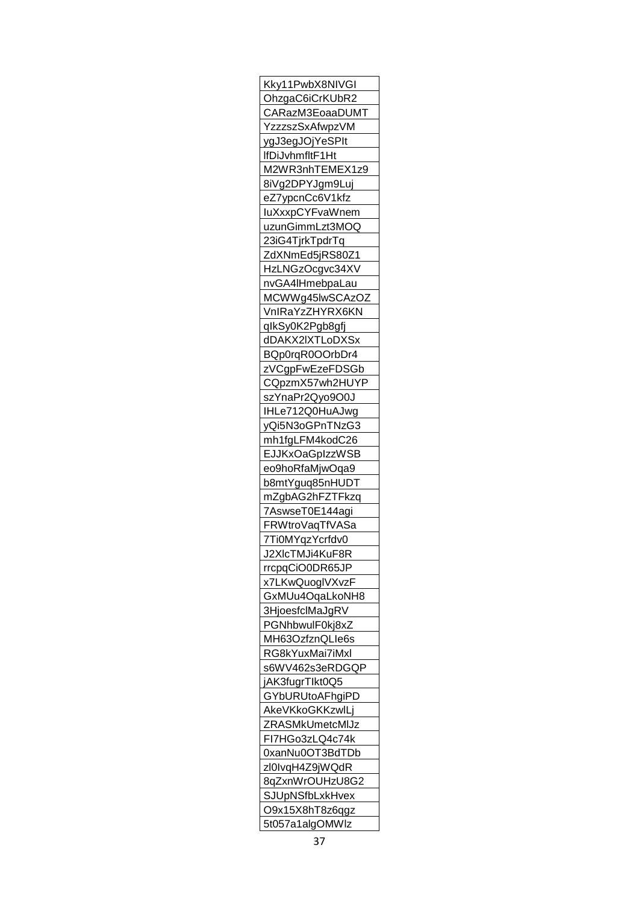| Kky11PwbX8NIVGI |
|---|
| OhzgaC6iCrKUbR2 |
| CARazM3EoaaDUMT |
| YzzzszSxAfwpzVM |
| ygJ3egJOjYeSPIt |
| lfDiJvhmfltF1Ht |
| M2WR3nhTEMEX1z9 |
| 8iVg2DPYJgm9Luj |
| eZ7ypcnCc6V1kfz |
| IuXxxpCYFvaWnem |
| uzunGimmLzt3MOQ |
| 23iG4TjrkTpdrTq |
| ZdXNmEd5jRS80Z1 |
| HzLNGzOcgvc34XV |
| nvGA4lHmebpaLau |
| MCWWg45lwSCAzOZ |
| VnIRaYzZHYRX6KN |
| qIkSy0K2Pgb8gfj |
| dDAKX2lXTLoDXSx |
| BQp0rqR0OOrbDr4 |
| zVCgpFwEzeFDSGb |
| CQpzmX57wh2HUYP |
| szYnaPr2Qyo9O0J |
| IHLe712Q0HuAJwg |
| yQi5N3oGPnTNzG3 |
| mh1fgLFM4kodC26 |
| EJJKxOaGpIzzWSB |
| eo9hoRfaMjwOqa9 |
| b8mtYguq85nHUDT |
| mZgbAG2hFZTFkzq |
| 7AswseT0E144agi |
| FRWtroVaqTfVASa |
| 7Ti0MYqzYcrfdv0 |
| J2XlcTMJi4KuF8R |
| rrcpqCiO0DR65JP |
| x7LKwQuoglVXvzF |
| GxMUu4OqaLkoNH8 |
| 3HjoesfclMaJgRV |
| PGNhbwulF0kj8xZ |
| MH63OzfznQLIe6s |
| RG8kYuxMai7iMxl |
| s6WV462s3eRDGQP |
| jAK3fugrTIkt0Q5 |
| GYbURUtoAFhgiPD |
| AkeVKkoGKKzwlLj |
| ZRASMkUmetcMlJz |
| FI7HGo3zLQ4c74k |
| 0xanNu0OT3BdTDb |
| zl0IvqH4Z9jWQdR |
| 8qZxnWrOUHzU8G2 |
| SJUpNSfbLxkHvex |
| O9x15X8hT8z6qgz |
| 5t057a1algOMWIz |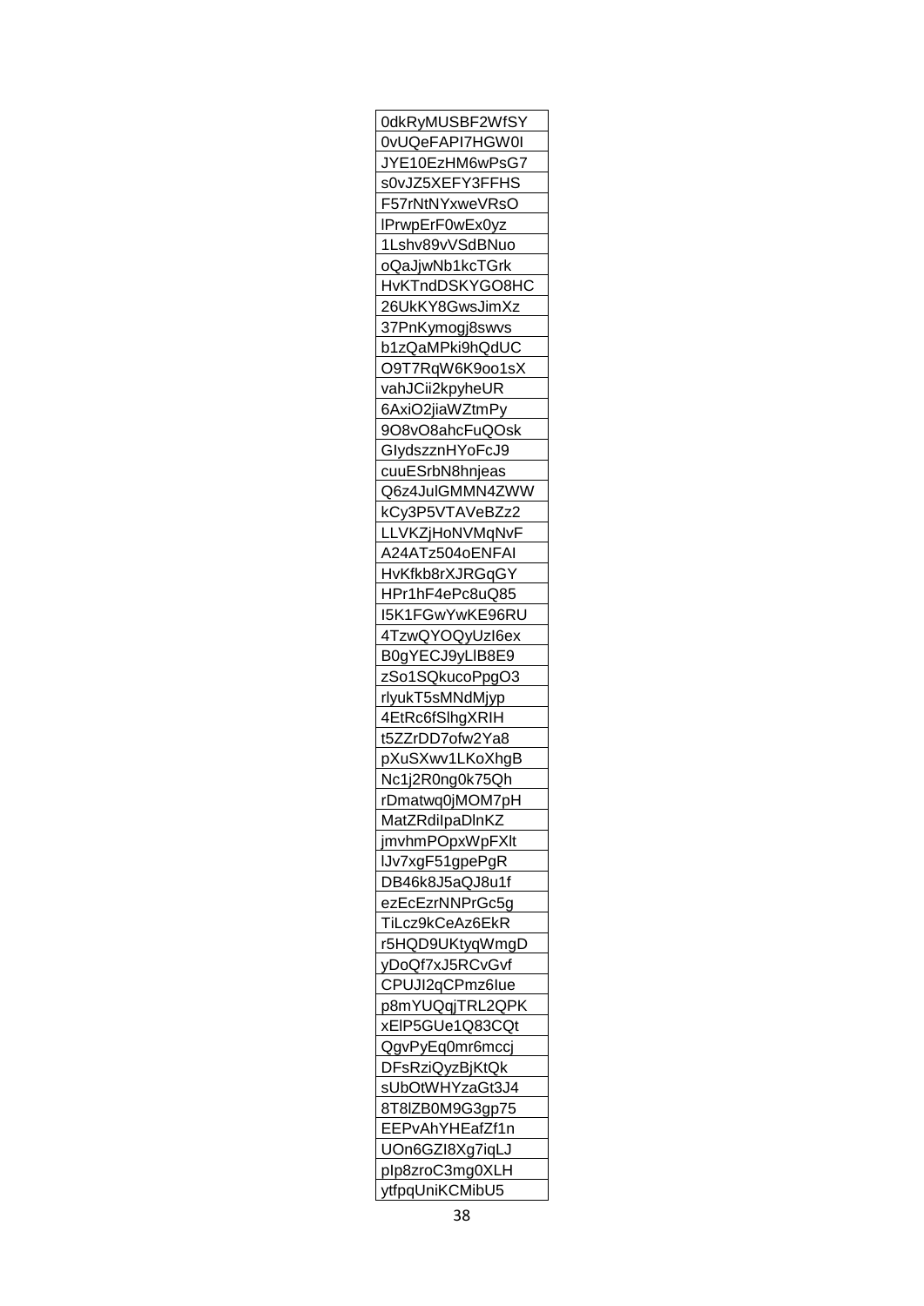| 0dkRyMUSBF2WfSY |
|---|
| 0vUQeFAPI7HGW0I |
| JYE10EzHM6wPsG7 |
| s0vJZ5XEFY3FFHS |
| F57rNtNYxweVRsO |
| lPrwpErF0wEx0yz |
| 1Lshv89vVSdBNuo |
| oQaJjwNb1kcTGrk |
| HvKTndDSKYGO8HC |
| 26UkKY8GwsJimXz |
| 37PnKymogj8swvs |
| b1zQaMPki9hQdUC |
| O9T7RqW6K9oo1sX |
| vahJCii2kpyheUR |
| 6AxiO2jiaWZtmPy |
| 9O8vO8ahcFuQOsk |
| GIydszznHYoFcJ9 |
| cuuESrbN8hnjeas |
| Q6z4JulGMMN4ZWW |
| kCy3P5VTAVeBZz2 |
| LLVKZjHoNVMqNvF |
| A24ATz504oENFAI |
| HvKfkb8rXJRGqGY |
| HPr1hF4ePc8uQ85 |
| I5K1FGwYwKE96RU |
| 4TzwQYOQyUzI6ex |
| B0gYECJ9yLlB8E9 |
| zSo1SQkucoPpgO3 |
| rlyukT5sMNdMjyp |
| 4EtRc6fSlhgXRIH |
| t5ZZrDD7ofw2Ya8 |
| pXuSXwv1LKoXhgB |
| Nc1j2R0ng0k75Qh |
| rDmatwq0jMOM7pH |
| MatZRdiIpaDlnKZ |
| jmvhmPOpxWpFXlt |
| lJv7xgF51gpePgR |
| DB46k8J5aQJ8u1f |
| ezEcEzrNNPrGc5g |
| TiLcz9kCeAz6EkR |
| r5HQD9UKtyqWmgD |
| yDoQf7xJ5RCvGvf |
| CPUJI2qCPmz6Iue |
| p8mYUQqjTRL2QPK |
| xElP5GUe1Q83CQt |
| QgvPyEq0mr6mccj |
| DFsRziQyzBjKtQk |
| sUbOtWHYzaGt3J4 |
| 8T8lZB0M9G3gp75 |
| EEPvAhYHEafZf1n |
| UOn6GZI8Xg7iqLJ |
| pIp8zroC3mg0XLH |
| ytfpqUniKCMibU5 |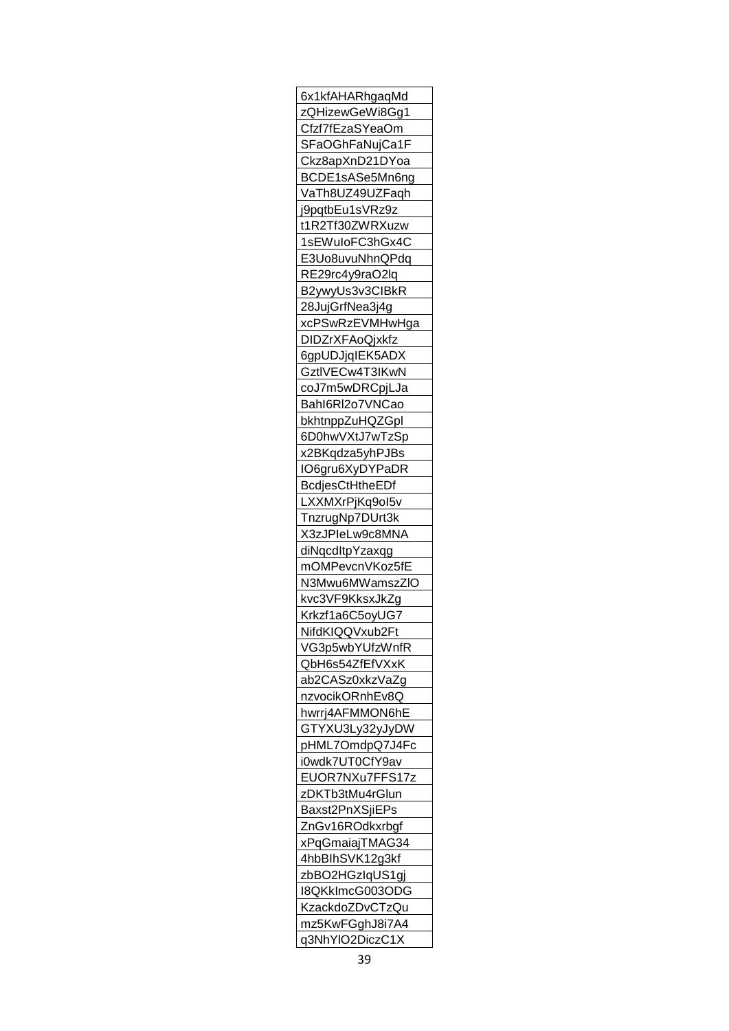| 6x1kfAHARhgaqMd |
|---|
| zQHizewGeWi8Gg1 |
| Cfzf7fEzaSYeaOm |
| SFaOGhFaNujCa1F |
| Ckz8apXnD21DYoa |
| BCDE1sASe5Mn6ng |
| VaTh8UZ49UZFaqh |
| j9pqtbEu1sVRz9z |
| t1R2Tf30ZWRXuzw |
| 1sEWuIoFC3hGx4C |
| E3Uo8uvuNhnQPdq |
| RE29rc4y9raO2lq |
| B2ywyUs3v3CIBkR |
| 28JujGrfNea3j4g |
| xcPSwRzEVMHwHga |
| DIDZrXFAoQjxkfz |
| 6gpUDJjqIEK5ADX |
| GztlVECw4T3IKwN |
| coJ7m5wDRCpjLJa |
| BahI6Rl2o7VNCao |
| bkhtnppZuHQZGpl |
| 6D0hwVXtJ7wTzSp |
| x2BKqdza5yhPJBs |
| IO6gru6XyDYPaDR |
| BcdjesCtHtheEDf |
| LXXMXrPjKq9oI5v |
| TnzrugNp7DUrt3k |
| X3zJPIeLw9c8MNA |
| diNqcdItpYzaxqg |
| mOMPevcnVKoz5fE |
| N3Mwu6MWamszZlO |
| kvc3VF9KksxJkZg |
| Krkzf1a6C5oyUG7 |
| NifdKIQQVxub2Ft |
| VG3p5wbYUfzWnfR |
| QbH6s54ZfEfVXxK |
| ab2CASz0xkzVaZg |
| nzvocikORnhEv8Q |
| hwrrj4AFMMON6hE |
| GTYXU3Ly32yJyDW |
| pHML7OmdpQ7J4Fc |
| i0wdk7UT0CfY9av |
| EUOR7NXu7FFS17z |
| zDKTb3tMu4rGlun |
| Baxst2PnXSjiEPs |
| ZnGv16ROdkxrbgf |
| xPqGmaiajTMAG34 |
| 4hbBIhSVK12g3kf |
| zbBO2HGzIqUS1gj |
| I8QKkImcG003ODG |
| KzackdoZDvCTzQu |
| mz5KwFGghJ8i7A4 |
| q3NhYlO2DiczC1X |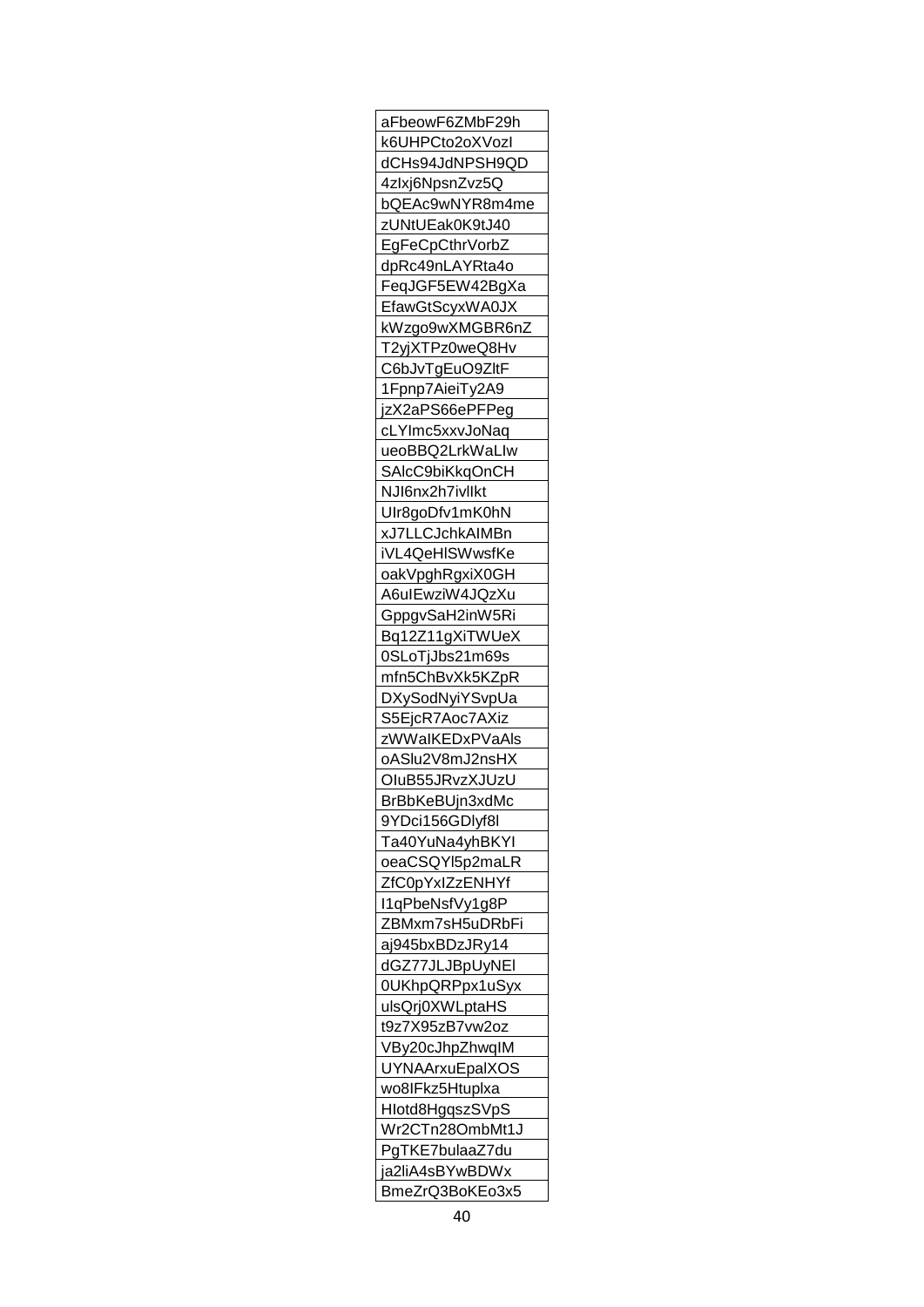| aFbeowF6ZMbF29h |
| --- |
| k6UHPCto2oXVozI |
| dCHs94JdNPSH9QD |
| 4zIxj6NpsnZvz5Q |
| bQEAc9wNYR8m4me |
| zUNtUEak0K9tJ40 |
| EgFeCpCthrVorbZ |
| dpRc49nLAYRta4o |
| FeqJGF5EW42BgXa |
| EfawGtScyxWA0JX |
| kWzgo9wXMGBR6nZ |
| T2yjXTPz0weQ8Hv |
| C6bJvTgEuO9ZltF |
| 1Fpnp7AieiTy2A9 |
| jzX2aPS66ePFPeg |
| cLYImc5xxvJoNaq |
| ueoBBQ2LrkWaLIw |
| SAlcC9biKkqOnCH |
| NJI6nx2h7ivlIkt |
| UIr8goDfv1mK0hN |
| xJ7LLCJchkAIMBn |
| iVL4QeHlSWwsfKe |
| oakVpghRgxiX0GH |
| A6uIEwziW4JQzXu |
| GppgvSaH2inW5Ri |
| Bq12Z11gXiTWUeX |
| 0SLoTjJbs21m69s |
| mfn5ChBvXk5KZpR |
| DXySodNyiYSvpUa |
| S5EjcR7Aoc7AXiz |
| zWWaIKEDxPVaAls |
| oASlu2V8mJ2nsHX |
| OIuB55JRvzXJUzU |
| BrBbKeBUjn3xdMc |
| 9YDci156GDlyf8l |
| Ta40YuNa4yhBKYI |
| oeaCSQYl5p2maLR |
| ZfC0pYxIZzENHYf |
| I1qPbeNsfVy1g8P |
| ZBMxm7sH5uDRbFi |
| aj945bxBDzJRy14 |
| dGZ77JLJBpUyNEl |
| 0UKhpQRPpx1uSyx |
| ulsQrj0XWLptaHS |
| t9z7X95zB7vw2oz |
| VBy20cJhpZhwqIM |
| UYNAArxuEpalXOS |
| wo8IFkz5Htuplxa |
| HIotd8HgqszSVpS |
| Wr2CTn28OmbMt1J |
| PgTKE7bulaaZ7du |
| ja2liA4sBYwBDWx |
| BmeZrQ3BoKEo3x5 |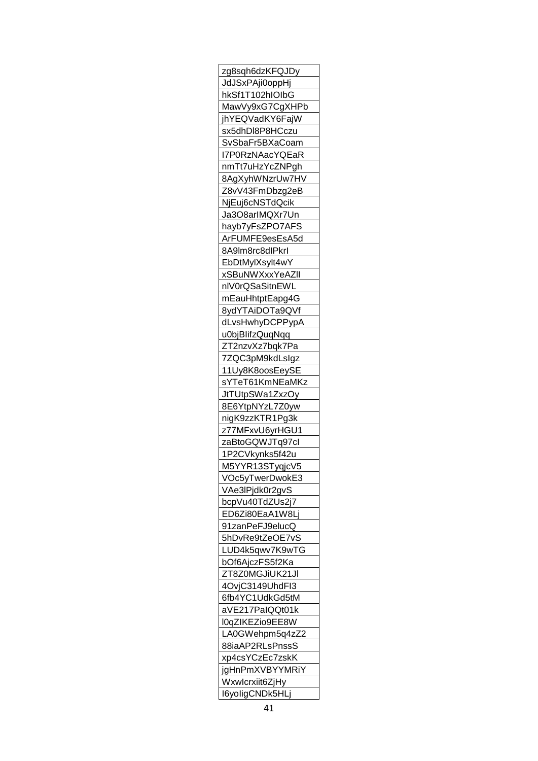| zg8sqh6dzKFQJDy |
|---|
| JdJSxPAji0oppHj |
| hkSf1T102hIOIbG |
| MawVy9xG7CgXHPb |
| jhYEQVadKY6FajW |
| sx5dhDl8P8HCczu |
| SvSbaFr5BXaCoam |
| I7P0RzNAacYQEaR |
| nmTt7uHzYcZNPgh |
| 8AgXyhWNzrUw7HV |
| Z8vV43FmDbzg2eB |
| NjEuj6cNSTdQcik |
| Ja3O8arIMQXr7Un |
| hayb7yFsZPO7AFS |
| ArFUMFE9esEsA5d |
| 8A9lm8rc8dIPkrI |
| EbDtMylXsylt4wY |
| xSBuNWXxxYeAZlI |
| nlV0rQSaSitnEWL |
| mEauHhtptEapg4G |
| 8ydYTAiDOTa9QVf |
| dLvsHwhyDCPPypA |
| u0bjBIifzQuqNqq |
| ZT2nzvXz7bqk7Pa |
| 7ZQC3pM9kdLsIgz |
| 11Uy8K8oosEeySE |
| sYTeT61KmNEaMKz |
| JtTUtpSWa1ZxzOy |
| 8E6YtpNYzL7Z0yw |
| nigK9zzKTR1Pg3k |
| z77MFxvU6yrHGU1 |
| zaBtoGQWJTq97cI |
| 1P2CVkynks5f42u |
| M5YYR13STyqjcV5 |
| VOc5yTwerDwokE3 |
| VAe3lPjdk0r2gvS |
| bcpVu40TdZUs2j7 |
| ED6Zi80EaA1W8Lj |
| 91zanPeFJ9elucQ |
| 5hDvRe9tZeOE7vS |
| LUD4k5qwv7K9wTG |
| bOf6AjczFS5f2Ka |
| ZT8Z0MGJiUK21Jl |
| 4OvjC3149UhdFI3 |
| 6fb4YC1UdkGd5tM |
| aVE217PaIQQt01k |
| l0qZIKEZio9EE8W |
| LA0GWehpm5q4zZ2 |
| 88iaAP2RLsPnssS |
| xp4csYCzEc7zskK |
| jgHnPmXVBYYMRiY |
| WxwIcrxiit6ZjHy |
| I6yoIigCNDk5HLj |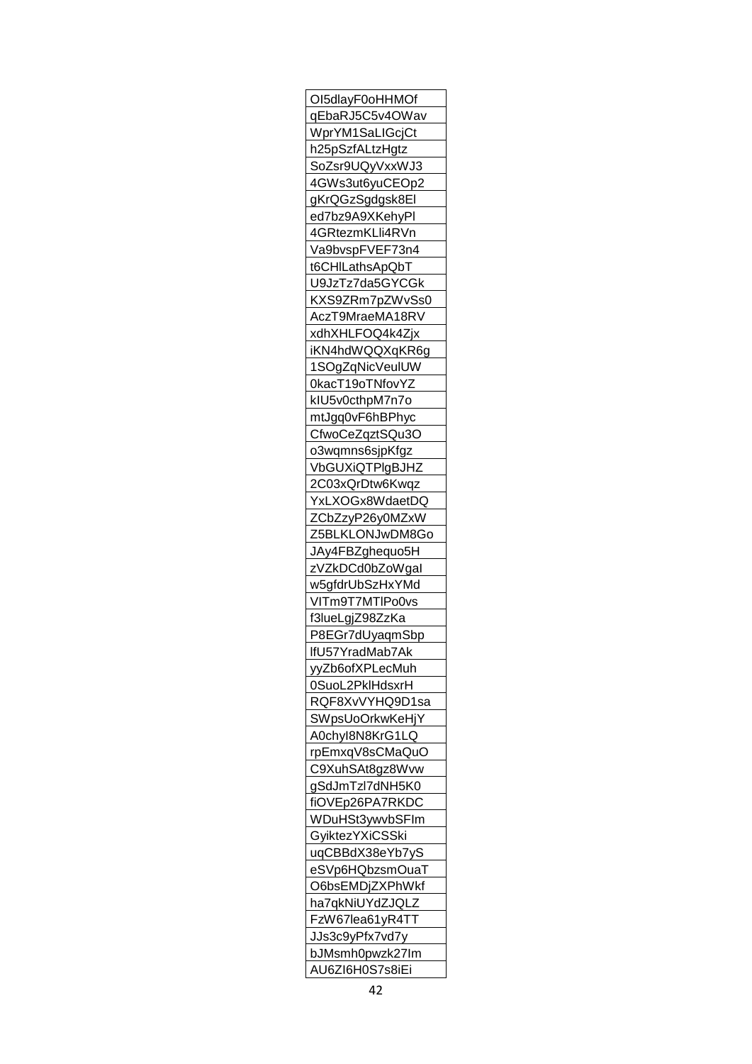| OI5dlayF0oHHMOf |
|---|
| qEbaRJ5C5v4OWav |
| WprYM1SaLIGcjCt |
| h25pSzfALtzHgtz |
| SoZsr9UQyVxxWJ3 |
| 4GWs3ut6yuCEOp2 |
| gKrQGzSgdgsk8El |
| ed7bz9A9XKehyPl |
| 4GRtezmKLli4RVn |
| Va9bvspFVEF73n4 |
| t6CHlLathsApQbT |
| U9JzTz7da5GYCGk |
| KXS9ZRm7pZWvSs0 |
| AczT9MraeMA18RV |
| xdhXHLFOQ4k4Zjx |
| iKN4hdWQQXqKR6g |
| 1SOgZqNicVeulUW |
| 0kacT19oTNfovYZ |
| kIU5v0cthpM7n7o |
| mtJgq0vF6hBPhyc |
| CfwoCeZqztSQu3O |
| o3wqmns6sjpKfgz |
| VbGUXiQTPlgBJHZ |
| 2C03xQrDtw6Kwqz |
| YxLXOGx8WdaetDQ |
| ZCbZzyP26y0MZxW |
| Z5BLKLONJwDM8Go |
| JAy4FBZghequo5H |
| zVZkDCd0bZoWgaI |
| w5gfdrUbSzHxYMd |
| VITm9T7MTlPo0vs |
| f3lueLgjZ98ZzKa |
| P8EGr7dUyaqmSbp |
| lfU57YradMab7Ak |
| yyZb6ofXPLecMuh |
| 0SuoL2PklHdsxrH |
| RQF8XvVYHQ9D1sa |
| SWpsUoOrkwKeHjY |
| A0chyl8N8KrG1LQ |
| rpEmxqV8sCMaQuO |
| C9XuhSAt8gz8Wvw |
| gSdJmTzl7dNH5K0 |
| fiOVEp26PA7RKDC |
| WDuHSt3ywvbSFIm |
| GyiktezYXiCSSki |
| uqCBBdX38eYb7yS |
| eSVp6HQbzsmOuaT |
| O6bsEMDjZXPhWkf |
| ha7qkNiUYdZJQLZ |
| FzW67lea61yR4TT |
| JJs3c9yPfx7vd7y |
| bJMsmh0pwzk27Im |
| AU6ZI6H0S7s8iEi |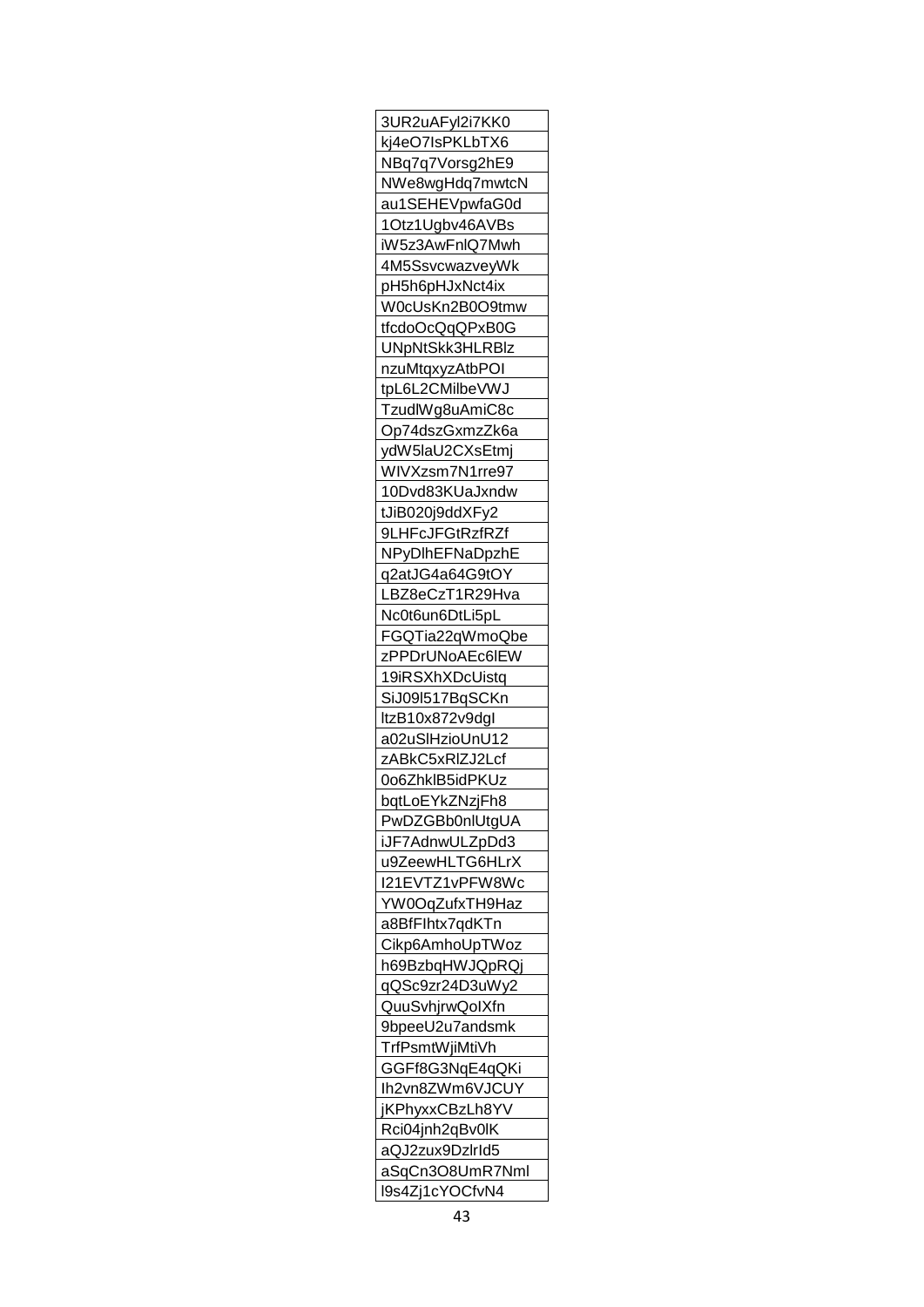| 3UR2uAFyl2i7KK0 |
|---|
| kj4eO7IsPKLbTX6 |
| NBq7q7Vorsg2hE9 |
| NWe8wgHdq7mwtcN |
| au1SEHEVpwfaG0d |
| 1Otz1Ugbv46AVBs |
| iW5z3AwFnlQ7Mwh |
| 4M5SsvcwazveyWk |
| pH5h6pHJxNct4ix |
| W0cUsKn2B0O9tmw |
| tfcdoOcQqQPxB0G |
| UNpNtSkk3HLRBlz |
| nzuMtqxyzAtbPOI |
| tpL6L2CMilbeVWJ |
| TzudlWg8uAmiC8c |
| Op74dszGxmzZk6a |
| ydW5laU2CXsEtmj |
| WIVXzsm7N1rre97 |
| 10Dvd83KUaJxndw |
| tJiB020j9ddXFy2 |
| 9LHFcJFGtRzfRZf |
| NPyDlhEFNaDpzhE |
| q2atJG4a64G9tOY |
| LBZ8eCzT1R29Hva |
| Nc0t6un6DtLi5pL |
| FGQTia22qWmoQbe |
| zPPDrUNoAEc6lEW |
| 19iRSXhXDcUistq |
| SiJ09l517BqSCKn |
| ltzB10x872v9dgI |
| a02uSlHzioUnU12 |
| zABkC5xRlZJ2Lcf |
| 0o6ZhklB5idPKUz |
| bqtLoEYkZNzjFh8 |
| PwDZGBb0nlUtgUA |
| iJF7AdnwULZpDd3 |
| u9ZeewHLTG6HLrX |
| I21EVTZ1vPFW8Wc |
| YW0OqZufxTH9Haz |
| a8BfFIhtx7qdKTn |
| Cikp6AmhoUpTWoz |
| h69BzbqHWJQpRQj |
| qQSc9zr24D3uWy2 |
| QuuSvhjrwQoIXfn |
| 9bpeeU2u7andsmk |
| TrfPsmtWjiMtiVh |
| GGFf8G3NqE4qQKi |
| Ih2vn8ZWm6VJCUY |
| jKPhyxxCBzLh8YV |
| Rci04jnh2qBv0lK |
| aQJ2zux9DzlrId5 |
| aSqCn3O8UmR7Nml |
| l9s4Zj1cYOCfvN4 |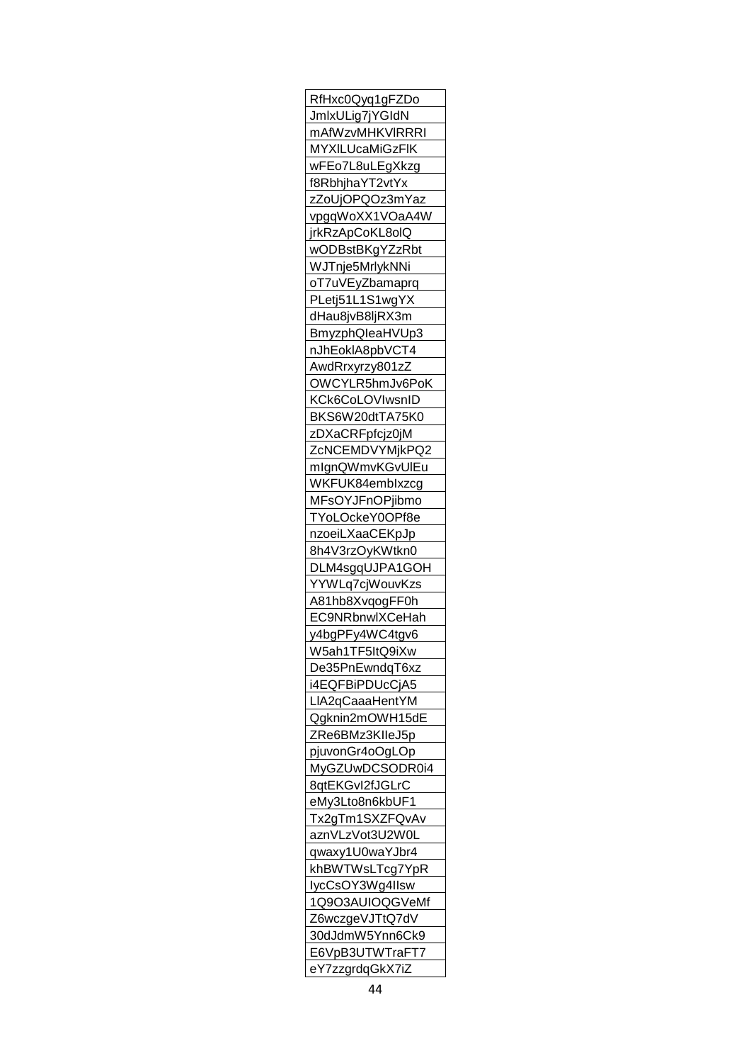| RfHxc0Qyq1gFZDo |
|---|
| JmlxULig7jYGIdN |
| mAfWzvMHKVlRRRI |
| MYXlLUcaMiGzFlK |
| wFEo7L8uLEgXkzg |
| f8RbhjhaYT2vtYx |
| zZoUjOPQOz3mYaz |
| vpgqWoXX1VOaA4W |
| jrkRzApCoKL8olQ |
| wODBstBKgYZzRbt |
| WJTnje5MrlykNNi |
| oT7uVEyZbamaprq |
| PLetj51L1S1wgYX |
| dHau8jvB8ljRX3m |
| BmyzphQIeaHVUp3 |
| nJhEoklA8pbVCT4 |
| AwdRrxyrzy801zZ |
| OWCYLR5hmJv6PoK |
| KCk6CoLOVIwsnID |
| BKS6W20dtTA75K0 |
| zDXaCRFpfcjz0jM |
| ZcNCEMDVYMjkPQ2 |
| mIgnQWmvKGvUlEu |
| WKFUK84embIxzcg |
| MFsOYJFnOPjibmo |
| TYoLOckeY0OPf8e |
| nzoeiLXaaCEKpJp |
| 8h4V3rzOyKWtkn0 |
| DLM4sgqUJPA1GOH |
| YYWLq7cjWouvKzs |
| A81hb8XvqogFF0h |
| EC9NRbnwlXCeHah |
| y4bgPFy4WC4tgv6 |
| W5ah1TF5ItQ9iXw |
| De35PnEwndqT6xz |
| i4EQFBiPDUcCjA5 |
| LlA2qCaaaHentYM |
| Qgknin2mOWH15dE |
| ZRe6BMz3KIleJ5p |
| pjuvonGr4oOgLOp |
| MyGZUwDCSODR0i4 |
| 8qtEKGvI2fJGLrC |
| eMy3Lto8n6kbUF1 |
| Tx2gTm1SXZFQvAv |
| aznVLzVot3U2W0L |
| qwaxy1U0waYJbr4 |
| khBWTWsLTcg7YpR |
| lycCsOY3Wg4IIsw |
| 1Q9O3AUIOQGVeMf |
| Z6wczgeVJTtQ7dV |
| 30dJdmW5Ynn6Ck9 |
| E6VpB3UTWTraFT7 |
| eY7zzgrdqGkX7iZ |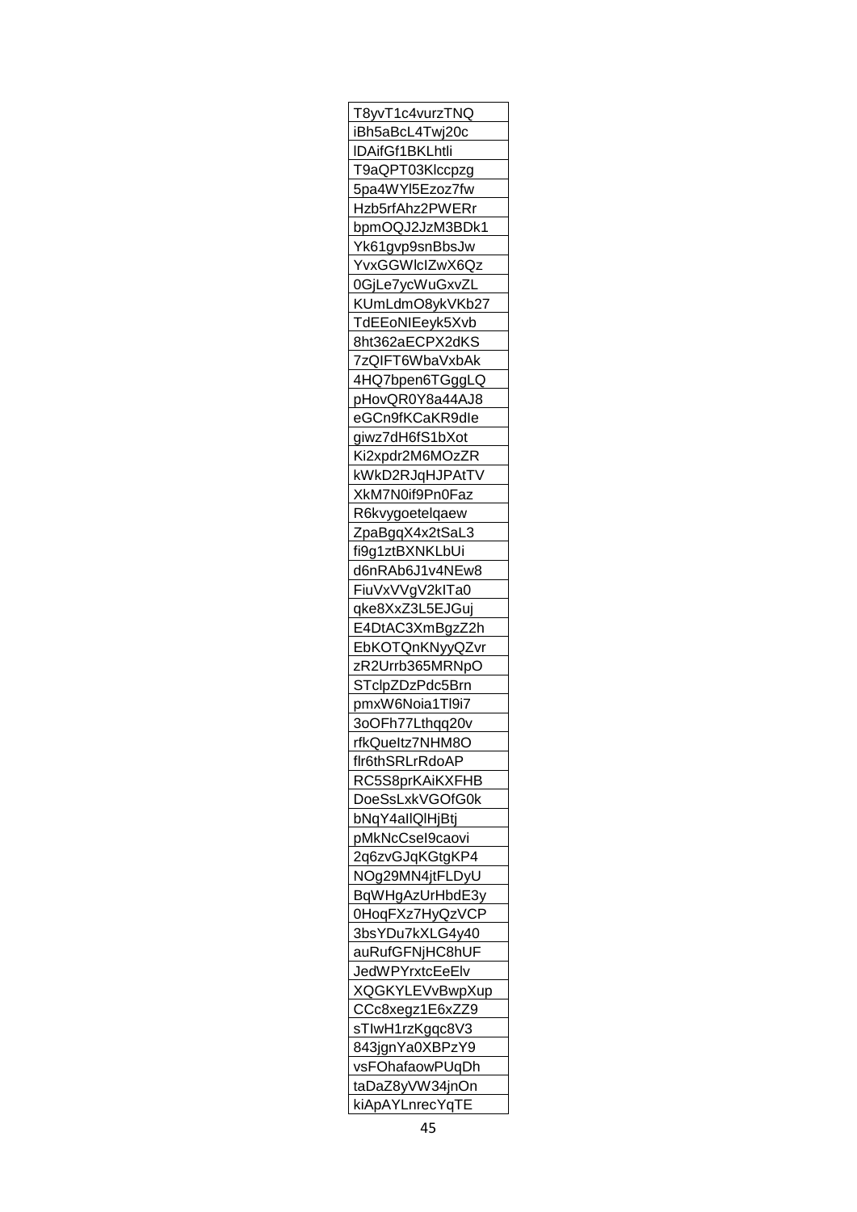| T8yvT1c4vurzTNQ |
| --- |
| iBh5aBcL4Twj20c |
| lDAifGf1BKLhtli |
| T9aQPT03Klccpzg |
| 5pa4WYl5Ezoz7fw |
| Hzb5rfAhz2PWERr |
| bpmOQJ2JzM3BDk1 |
| Yk61gvp9snBbsJw |
| YvxGGWlcIZwX6Qz |
| 0GjLe7ycWuGxvZL |
| KUmLdmO8ykVKb27 |
| TdEEoNIEeyk5Xvb |
| 8ht362aECPX2dKS |
| 7zQIFT6WbaVxbAk |
| 4HQ7bpen6TGggLQ |
| pHovQR0Y8a44AJ8 |
| eGCn9fKCaKR9dIe |
| giwz7dH6fS1bXot |
| Ki2xpdr2M6MOzZR |
| kWkD2RJqHJPAtTV |
| XkM7N0if9Pn0Faz |
| R6kvygoetelqaew |
| ZpaBgqX4x2tSaL3 |
| fi9g1ztBXNKLbUi |
| d6nRAb6J1v4NEw8 |
| FiuVxVVgV2kITa0 |
| qke8XxZ3L5EJGuj |
| E4DtAC3XmBgzZ2h |
| EbKOTQnKNyyQZvr |
| zR2Urrb365MRNpO |
| STclpZDzPdc5Brn |
| pmxW6Noia1Tl9i7 |
| 3oOFh77Lthqq20v |
| rfkQueltz7NHM8O |
| flr6thSRLrRdoAP |
| RC5S8prKAiKXFHB |
| DoeSsLxkVGOfG0k |
| bNqY4allQlHjBtj |
| pMkNcCseI9caovi |
| 2q6zvGJqKGtgKP4 |
| NOg29MN4jtFLDyU |
| BqWHgAzUrHbdE3y |
| 0HoqFXz7HyQzVCP |
| 3bsYDu7kXLG4y40 |
| auRufGFNjHC8hUF |
| JedWPYrxtcEeElv |
| XQGKYLEVvBwpXup |
| CCc8xegz1E6xZZ9 |
| sTIwH1rzKgqc8V3 |
| 843jgnYa0XBPzY9 |
| vsFOhafaowPUqDh |
| taDaZ8yVW34jnOn |
| kiApAYLnrecYqTE |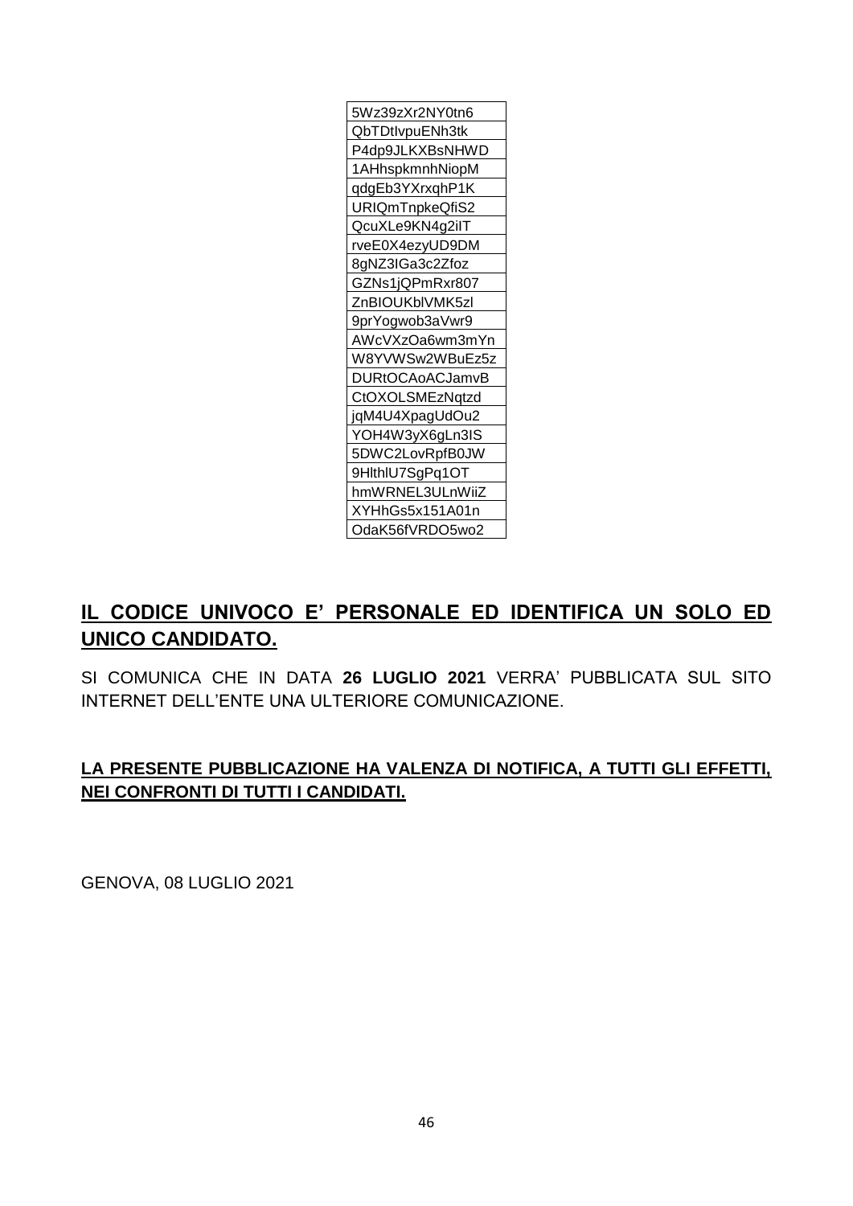| |
|---|
| 5Wz39zXr2NY0tn6 |
| QbTDtIvpuENh3tk |
| P4dp9JLKXBsNHWD |
| 1AHhspkmnhNiopM |
| qdgEb3YXrxqhP1K |
| URIQmTnpkeQfiS2 |
| QcuXLe9KN4g2iIT |
| rveE0X4ezyUD9DM |
| 8gNZ3IGa3c2Zfoz |
| GZNs1jQPmRxr807 |
| ZnBIOUKblVMK5zl |
| 9prYogwob3aVwr9 |
| AWcVXzOa6wm3mYn |
| W8YVWSw2WBuEz5z |
| DURtOCAoACJamvB |
| CtOXOLSMEzNqtzd |
| jqM4U4XpagUdOu2 |
| YOH4W3yX6gLn3IS |
| 5DWC2LovRpfB0JW |
| 9HlthlU7SgPq1OT |
| hmWRNEL3ULnWiiZ |
| XYHhGs5x151A01n |
| OdaK56fVRDO5wo2 |

**IL CODICE UNIVOCO E' PERSONALE ED IDENTIFICA UN SOLO ED UNICO CANDIDATO.**

SI COMUNICA CHE IN DATA **26 LUGLIO 2021** VERRA' PUBBLICATA SUL SITO INTERNET DELL'ENTE UNA ULTERIORE COMUNICAZIONE.

**LA PRESENTE PUBBLICAZIONE HA VALENZA DI NOTIFICA, A TUTTI GLI EFFETTI, NEI CONFRONTI DI TUTTI I CANDIDATI.**

GENOVA, 08 LUGLIO 2021